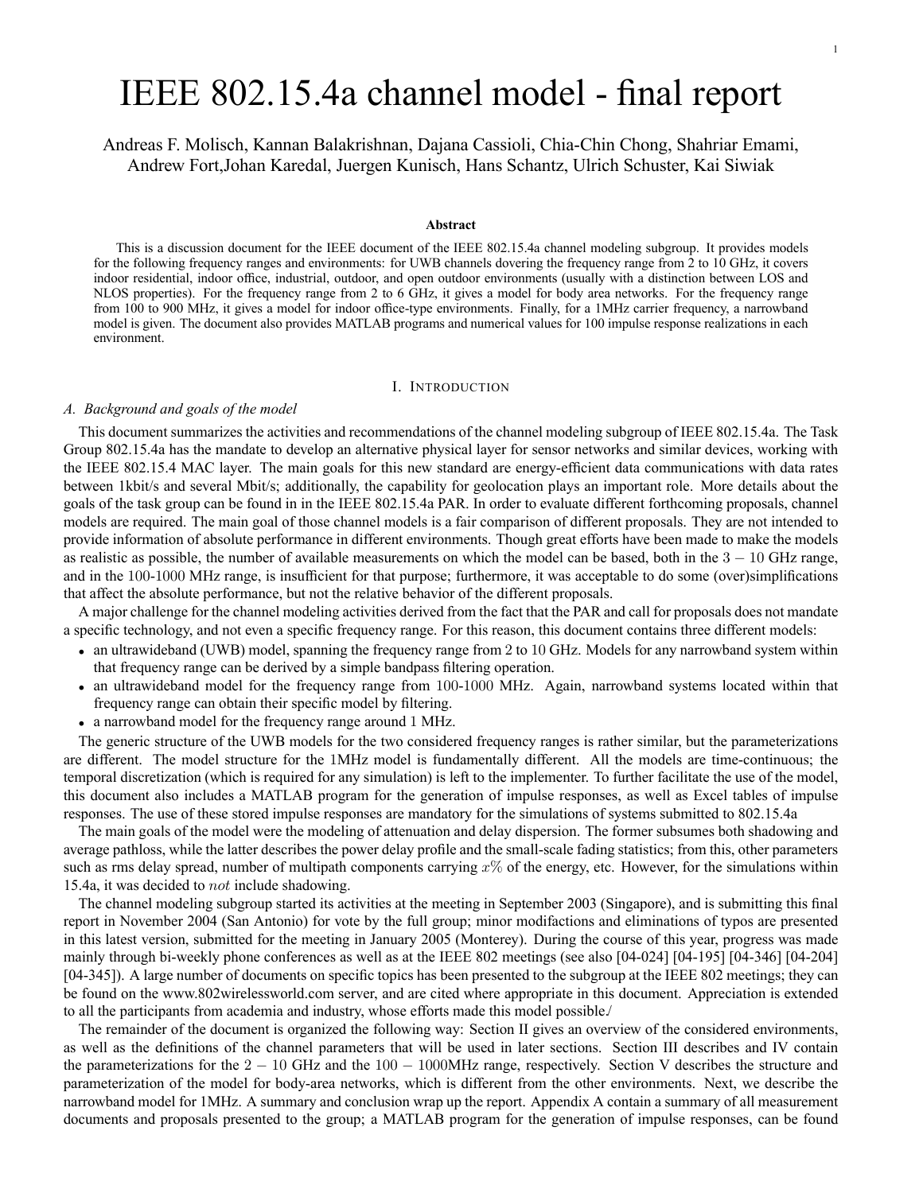# IEEE 802.15.4a channel model - final report

Andreas F. Molisch, Kannan Balakrishnan, Dajana Cassioli, Chia-Chin Chong, Shahriar Emami, Andrew Fort,Johan Karedal, Juergen Kunisch, Hans Schantz, Ulrich Schuster, Kai Siwiak

### Abstract

This is a discussion document for the IEEE document of the IEEE 802.15.4a channel modeling subgroup. It provides models for the following frequency ranges and environments: for UWB channels dovering the frequency range from 2 to 10 GHz, it covers indoor residential, indoor office, industrial, outdoor, and open outdoor environments (usually with a distinction between LOS and NLOS properties). For the frequency range from 2 to 6 GHz, it gives a model for body area networks. For the frequency range from 100 to 900 MHz, it gives a model for indoor office-type environments. Finally, for a 1MHz carrier frequency, a narrowband model is given. The document also provides MATLAB programs and numerical values for 100 impulse response realizations in each environment.

## I. Introduction

### A. Background and goals of the model

This document summarizes the activities and recommendations of the channel modeling subgroup of IEEE 802.15.4a. The Task Group 802.15.4a has the mandate to develop an alternative physical layer for sensor networks and similar devices, working with the IEEE 802.15.4 MAC layer. The main goals for this new standard are energy-efficient data communications with data rates between 1kbit/s and several Mbit/s; additionally, the capability for geolocation plays an important role. More details about the goals of the task group can be found in in the IEEE 802.15.4a PAR. In order to evaluate different forthcoming proposals, channel models are required. The main goal of those channel models is a fair comparison of different proposals. They are not intended to provide information of absolute performance in different environments. Though great efforts have been made to make the models as realistic as possible, the number of available measurements on which the model can be based, both in the $3-10$ GHz range, and in the 100-1000 MHz range, is insufficient for that purpose; furthermore, it was acceptable to do some (over)simplifications that affect the absolute performance, but not the relative behavior of the different proposals.

A major challenge for the channel modeling activities derived from the fact that the PAR and call for proposals does not mandate a specific technology, and not even a specific frequency range. For this reason, this document contains three different models:

- an ultrawideband (UWB) model, spanning the frequency range from 2 to 10 GHz. Models for any narrowband system within that frequency range can be derived by a simple bandpass filtering operation.
- an ultrawideband model for the frequency range from 100-1000 MHz. Again, narrowband systems located within that frequency range can obtain their specific model by filtering.
- a narrowband model for the frequency range around 1 MHz.

The generic structure of the UWB models for the two considered frequency ranges is rather similar, but the parameterizations are different. The model structure for the 1MHz model is fundamentally different. All the models are time-continuous; the temporal discretization (which is required for any simulation) is left to the implementer. To further facilitate the use of the model, this document also includes a MATLAB program for the generation of impulse responses, as well as Excel tables of impulse responses. The use of these stored impulse responses are mandatory for the simulations of systems submitted to 802.15.4a

The main goals of the model were the modeling of attenuation and delay dispersion. The former subsumes both shadowing and average pathloss, while the latter describes the power delay profile and the small-scale fading statistics; from this, other parameters such as rms delay spread, number of multipath components carrying $x\%$ of the energy, etc. However, for the simulations within 15.4a, it was decided to *not* include shadowing.

The channel modeling subgroup started its activities at the meeting in September 2003 (Singapore), and is submitting this final report in November 2004 (San Antonio) for vote by the full group; minor modifactions and eliminations of typos are presented in this latest version, submitted for the meeting in January 2005 (Monterey). During the course of this year, progress was made mainly through bi-weekly phone conferences as well as at the IEEE 802 meetings (see also [04-024] [04-195] [04-346] [04-204] [04-345]). A large number of documents on specific topics has been presented to the subgroup at the IEEE 802 meetings; they can be found on the www.802wirelessworld.com server, and are cited where appropriate in this document. Appreciation is extended to all the participants from academia and industry, whose efforts made this model possible./

The remainder of the document is organized the following way: Section II gives an overview of the considered environments, as well as the definitions of the channel parameters that will be used in later sections. Section III describes and IV contain the parameterizations for the $2-10$ GHz and the $100-1000$MHz range, respectively. Section V describes the structure and parameterization of the model for body-area networks, which is different from the other environments. Next, we describe the narrowband model for 1MHz. A summary and conclusion wrap up the report. Appendix A contain a summary of all measurement documents and proposals presented to the group; a MATLAB program for the generation of impulse responses, can be found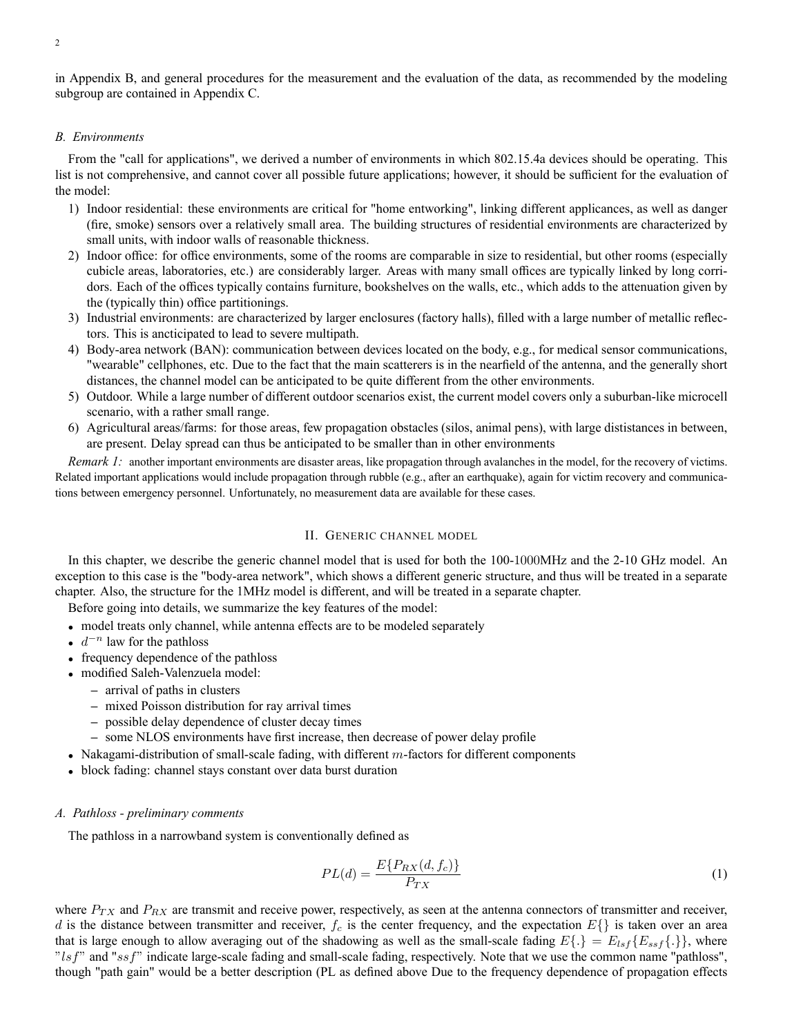in Appendix B, and general procedures for the measurement and the evaluation of the data, as recommended by the modeling subgroup are contained in Appendix C.

### B. Environments

From the "call for applications", we derived a number of environments in which 802.15.4a devices should be operating. This list is not comprehensive, and cannot cover all possible future applications; however, it should be sufficient for the evaluation of the model:

1) Indoor residential: these environments are critical for "home entworking", linking different applicances, as well as danger (fire, smoke) sensors over a relatively small area. The building structures of residential environments are characterized by small units, with indoor walls of reasonable thickness.
2) Indoor office: for office environments, some of the rooms are comparable in size to residential, but other rooms (especially cubicle areas, laboratories, etc.) are considerably larger. Areas with many small offices are typically linked by long corridors. Each of the offices typically contains furniture, bookshelves on the walls, etc., which adds to the attenuation given by the (typically thin) office partitionings.
3) Industrial environments: are characterized by larger enclosures (factory halls), filled with a large number of metallic reflectors. This is ancticipated to lead to severe multipath.
4) Body-area network (BAN): communication between devices located on the body, e.g., for medical sensor communications, "wearable" cellphones, etc. Due to the fact that the main scatterers is in the nearfield of the antenna, and the generally short distances, the channel model can be anticipated to be quite different from the other environments.
5) Outdoor. While a large number of different outdoor scenarios exist, the current model covers only a suburban-like microcell scenario, with a rather small range.
6) Agricultural areas/farms: for those areas, few propagation obstacles (silos, animal pens), with large diststances in between, are present. Delay spread can thus be anticipated to be smaller than in other environments

*Remark 1:* another important environments are disaster areas, like propagation through avalanches in the model, for the recovery of victims. Related important applications would include propagation through rubble (e.g., after an earthquake), again for victim recovery and communications between emergency personnel. Unfortunately, no measurement data are available for these cases.

## II. Generic channel model

In this chapter, we describe the generic channel model that is used for both the 100-1000MHz and the 2-10 GHz model. An exception to this case is the "body-area network", which shows a different generic structure, and thus will be treated in a separate chapter. Also, the structure for the 1MHz model is different, and will be treated in a separate chapter.

Before going into details, we summarize the key features of the model:

- model treats only channel, while antenna effects are to be modeled separately
- $d^{-n}$ law for the pathloss
- frequency dependence of the pathloss
- modified Saleh-Valenzuela model:
  - arrival of paths in clusters
  - mixed Poisson distribution for ray arrival times
  - possible delay dependence of cluster decay times
  - some NLOS environments have first increase, then decrease of power delay profile
- Nakagami-distribution of small-scale fading, with different $m$-factors for different components
- block fading: channel stays constant over data burst duration

### A. Pathloss - preliminary comments

The pathloss in a narrowband system is conventionally defined as

$$PL(d) = \frac{E\{P_{RX}(d, f_c)\}}{P_{TX}} \tag{1}$$

where $P_{TX}$ and $P_{RX}$ are transmit and receive power, respectively, as seen at the antenna connectors of transmitter and receiver, $d$ is the distance between transmitter and receiver, $f_c$ is the center frequency, and the expectation $E\{\}$ is taken over an area that is large enough to allow averaging out of the shadowing as well as the small-scale fading $E\{.\} = E_{lsf}\{E_{ssf}\{.\}\}$, where "$lsf$" and "$ssf$" indicate large-scale fading and small-scale fading, respectively. Note that we use the common name "pathloss", though "path gain" would be a better description (PL as defined above Due to the frequency dependence of propagation effects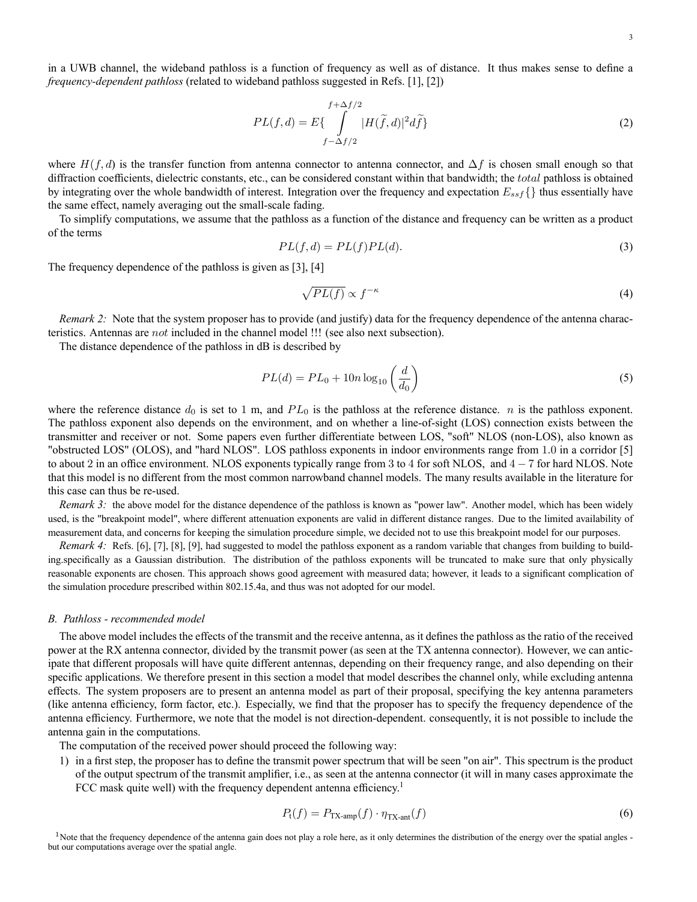in a UWB channel, the wideband pathloss is a function of frequency as well as of distance. It thus makes sense to define a *frequency-dependent pathloss* (related to wideband pathloss suggested in Refs. [1], [2])

$$PL(f,d) = E\{\int_{f-\Delta f/2}^{f+\Delta f/2} |H(\widetilde{f},d)|^2 d\widetilde{f}\} \tag{2}$$

where $H(f,d)$ is the transfer function from antenna connector to antenna connector, and $\Delta f$ is chosen small enough so that diffraction coefficients, dielectric constants, etc., can be considered constant within that bandwidth; the *total* pathloss is obtained by integrating over the whole bandwidth of interest. Integration over the frequency and expectation $E_{ssf}\{\}$ thus essentially have the same effect, namely averaging out the small-scale fading.

To simplify computations, we assume that the pathloss as a function of the distance and frequency can be written as a product of the terms

$$PL(f,d) = PL(f)PL(d). \tag{3}$$

The frequency dependence of the pathloss is given as [3], [4]

$$\sqrt{PL(f)} \propto f^{-\kappa} \tag{4}$$

*Remark 2:* Note that the system proposer has to provide (and justify) data for the frequency dependence of the antenna characteristics. Antennas are *not* included in the channel model !!! (see also next subsection).

The distance dependence of the pathloss in dB is described by

$$PL(d) = PL_0 + 10n \log_{10}\left(\frac{d}{d_0}\right) \tag{5}$$

where the reference distance $d_0$ is set to 1 m, and $PL_0$ is the pathloss at the reference distance. $n$ is the pathloss exponent. The pathloss exponent also depends on the environment, and on whether a line-of-sight (LOS) connection exists between the transmitter and receiver or not. Some papers even further differentiate between LOS, "soft" NLOS (non-LOS), also known as "obstructed LOS" (OLOS), and "hard NLOS". LOS pathloss exponents in indoor environments range from 1.0 in a corridor [5] to about 2 in an office environment. NLOS exponents typically range from 3 to 4 for soft NLOS, and $4-7$ for hard NLOS. Note that this model is no different from the most common narrowband channel models. The many results available in the literature for this case can thus be re-used.

*Remark 3:* the above model for the distance dependence of the pathloss is known as "power law". Another model, which has been widely used, is the "breakpoint model", where different attenuation exponents are valid in different distance ranges. Due to the limited availability of measurement data, and concerns for keeping the simulation procedure simple, we decided not to use this breakpoint model for our purposes.

*Remark 4:* Refs. [6], [7], [8], [9], had suggested to model the pathloss exponent as a random variable that changes from building to building.specifically as a Gaussian distribution. The distribution of the pathloss exponents will be truncated to make sure that only physically reasonable exponents are chosen. This approach shows good agreement with measured data; however, it leads to a significant complication of the simulation procedure prescribed within 802.15.4a, and thus was not adopted for our model.

### B. Pathloss - recommended model

The above model includes the effects of the transmit and the receive antenna, as it defines the pathloss as the ratio of the received power at the RX antenna connector, divided by the transmit power (as seen at the TX antenna connector). However, we can anticipate that different proposals will have quite different antennas, depending on their frequency range, and also depending on their specific applications. We therefore present in this section a model that model describes the channel only, while excluding antenna effects. The system proposers are to present an antenna model as part of their proposal, specifying the key antenna parameters (like antenna efficiency, form factor, etc.). Especially, we find that the proposer has to specify the frequency dependence of the antenna efficiency. Furthermore, we note that the model is not direction-dependent. consequently, it is not possible to include the antenna gain in the computations.

The computation of the received power should proceed the following way:

1) in a first step, the proposer has to define the transmit power spectrum that will be seen "on air". This spectrum is the product of the output spectrum of the transmit amplifier, i.e., as seen at the antenna connector (it will in many cases approximate the FCC mask quite well) with the frequency dependent antenna efficiency.[1]

$$P_{\mathrm{t}}(f) = P_{\text{TX-amp}}(f) \cdot \eta_{\text{TX-ant}}(f) \tag{6}$$

[1] Note that the frequency dependence of the antenna gain does not play a role here, as it only determines the distribution of the energy over the spatial angles - but our computations average over the spatial angle.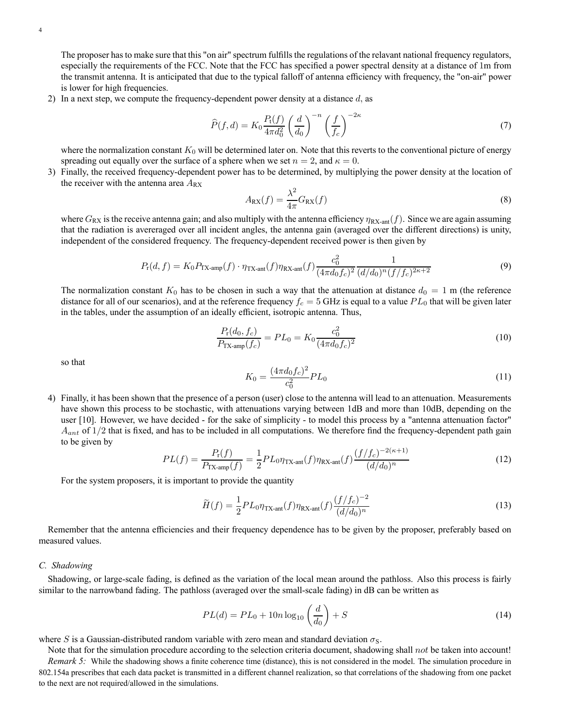The proposer has to make sure that this "on air" spectrum fulfills the regulations of the relavant national frequency regulators, especially the requirements of the FCC. Note that the FCC has specified a power spectral density at a distance of 1m from the transmit antenna. It is anticipated that due to the typical falloff of antenna efficiency with frequency, the "on-air" power is lower for high frequencies.

2) In a next step, we compute the frequency-dependent power density at a distance $d$, as

$$\widehat{P}(f,d) = K_0 \frac{P_t(f)}{4\pi d_0^2} \left(\frac{d}{d_0}\right)^{-n} \left(\frac{f}{f_c}\right)^{-2\kappa} \tag{7}$$

where the normalization constant $K_0$ will be determined later on. Note that this reverts to the conventional picture of energy spreading out equally over the surface of a sphere when we set $n = 2$, and $\kappa = 0$.

3) Finally, the received frequency-dependent power has to be determined, by multiplying the power density at the location of the receiver with the antenna area $A_{\text{RX}}$

$$A_{\text{RX}}(f) = \frac{\lambda^2}{4\pi} G_{\text{RX}}(f) \tag{8}$$

where $G_{\text{RX}}$ is the receive antenna gain; and also multiply with the antenna efficiency $\eta_{\text{RX-ant}}(f)$. Since we are again assuming that the radiation is avereraged over all incident angles, the antenna gain (averaged over the different directions) is unity, independent of the considered frequency. The frequency-dependent received power is then given by

$$P_r(d,f) = K_0 P_{\text{TX-amp}}(f) \cdot \eta_{\text{TX-ant}}(f) \eta_{\text{RX-ant}}(f) \frac{c_0^2}{(4\pi d_0 f_c)^2} \frac{1}{(d/d_0)^n (f/f_c)^{2\kappa+2}} \tag{9}$$

The normalization constant $K_0$ has to be chosen in such a way that the attenuation at distance $d_0 = 1$ m (the reference distance for all of our scenarios), and at the reference frequency $f_c = 5$ GHz is equal to a value $PL_0$ that will be given later in the tables, under the assumption of an ideally efficient, isotropic antenna. Thus,

$$\frac{P_r(d_0, f_c)}{P_{\text{TX-amp}}(f_c)} = PL_0 = K_0 \frac{c_0^2}{(4\pi d_0 f_c)^2} \tag{10}$$

so that

$$K_0 = \frac{(4\pi d_0 f_c)^2}{c_0^2} PL_0 \tag{11}$$

4) Finally, it has been shown that the presence of a person (user) close to the antenna will lead to an attenuation. Measurements have shown this process to be stochastic, with attenuations varying between 1dB and more than 10dB, depending on the user [10]. However, we have decided - for the sake of simplicity - to model this process by a "antenna attenuation factor" $A_{ant}$ of $1/2$ that is fixed, and has to be included in all computations. We therefore find the frequency-dependent path gain to be given by

$$PL(f) = \frac{P_r(f)}{P_{\text{TX-amp}}(f)} = \frac{1}{2} PL_0 \eta_{\text{TX-ant}}(f) \eta_{\text{RX-ant}}(f) \frac{(f/f_c)^{-2(\kappa+1)}}{(d/d_0)^n} \tag{12}$$

For the system proposers, it is important to provide the quantity

$$\widetilde{H}(f) = \frac{1}{2} PL_0 \eta_{\text{TX-ant}}(f) \eta_{\text{RX-ant}}(f) \frac{(f/f_c)^{-2}}{(d/d_0)^n} \tag{13}$$

Remember that the antenna efficiencies and their frequency dependence has to be given by the proposer, preferably based on measured values.

### C. Shadowing

Shadowing, or large-scale fading, is defined as the variation of the local mean around the pathloss. Also this process is fairly similar to the narrowband fading. The pathloss (averaged over the small-scale fading) in dB can be written as

$$PL(d) = PL_0 + 10n \log_{10}\left(\frac{d}{d_0}\right) + S \tag{14}$$

where $S$ is a Gaussian-distributed random variable with zero mean and standard deviation $\sigma_S$.

Note that for the simulation procedure according to the selection criteria document, shadowing shall *not* be taken into account!

*Remark 5:* While the shadowing shows a finite coherence time (distance), this is not considered in the model. The simulation procedure in 802.154a prescribes that each data packet is transmitted in a different channel realization, so that correlations of the shadowing from one packet to the next are not required/allowed in the simulations.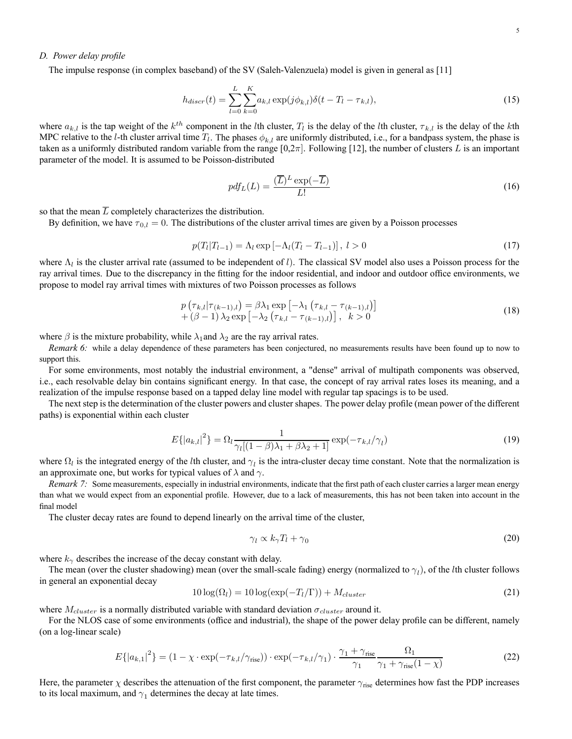### *D. Power delay profile*

The impulse response (in complex baseband) of the SV (Saleh-Valenzuela) model is given in general as [11]

$$h_{discr}(t) = \sum_{l=0}^{L}\sum_{k=0}^{K} a_{k,l}\exp(j\phi_{k,l})\delta(t - T_l - \tau_{k,l}), \tag{15}$$

where $a_{k,l}$ is the tap weight of the $k^{th}$ component in the $l$th cluster, $T_l$ is the delay of the $l$th cluster, $\tau_{k,l}$ is the delay of the $k$th MPC relative to the $l$-th cluster arrival time $T_l$. The phases $\phi_{k,l}$ are uniformly distributed, i.e., for a bandpass system, the phase is taken as a uniformly distributed random variable from the range $[0{,}2\pi]$. Following [12], the number of clusters $L$ is an important parameter of the model. It is assumed to be Poisson-distributed

$$pdf_L(L) = \frac{(\overline{L})^L \exp(-\overline{L})}{L!} \tag{16}$$

so that the mean $\overline{L}$ completely characterizes the distribution.

By definition, we have $\tau_{0,l} = 0$. The distributions of the cluster arrival times are given by a Poisson processes

$$p(T_l|T_{l-1}) = \Lambda_l \exp\left[-\Lambda_l(T_l - T_{l-1})\right],\ l > 0 \tag{17}$$

where $\Lambda_l$ is the cluster arrival rate (assumed to be independent of $l$). The classical SV model also uses a Poisson process for the ray arrival times. Due to the discrepancy in the fitting for the indoor residential, and indoor and outdoor office environments, we propose to model ray arrival times with mixtures of two Poisson processes as follows

$$\begin{array}{l} p\left(\tau_{k,l}|\tau_{(k-1),l}\right) = \beta\lambda_1 \exp\left[-\lambda_1\left(\tau_{k,l} - \tau_{(k-1),l}\right)\right] \\ +\left(\beta - 1\right)\lambda_2 \exp\left[-\lambda_2\left(\tau_{k,l} - \tau_{(k-1),l}\right)\right],\ \ k > 0 \end{array} \tag{18}$$

where $\beta$ is the mixture probability, while $\lambda_1$and $\lambda_2$ are the ray arrival rates.

*Remark 6:* while a delay dependence of these parameters has been conjectured, no measurements results have been found up to now to support this.

For some environments, most notably the industrial environment, a "dense" arrival of multipath components was observed, i.e., each resolvable delay bin contains significant energy. In that case, the concept of ray arrival rates loses its meaning, and a realization of the impulse response based on a tapped delay line model with regular tap spacings is to be used.

The next step is the determination of the cluster powers and cluster shapes. The power delay profile (mean power of the different paths) is exponential within each cluster

$$E\{|a_{k,l}|^2\} = \Omega_l \frac{1}{\gamma_l[(1-\beta)\lambda_1 + \beta\lambda_2 + 1]}\exp(-\tau_{k,l}/\gamma_l) \tag{19}$$

where $\Omega_l$ is the integrated energy of the $l$th cluster, and $\gamma_l$ is the intra-cluster decay time constant. Note that the normalization is an approximate one, but works for typical values of $\lambda$ and $\gamma$.

*Remark 7:* Some measurements, especially in industrial environments, indicate that the first path of each cluster carries a larger mean energy than what we would expect from an exponential profile. However, due to a lack of measurements, this has not been taken into account in the final model

The cluster decay rates are found to depend linearly on the arrival time of the cluster,

$$\gamma_l \propto k_\gamma T_l + \gamma_0 \tag{20}$$

where $k_\gamma$ describes the increase of the decay constant with delay.

The mean (over the cluster shadowing) mean (over the small-scale fading) energy (normalized to $\gamma_l$), of the $l$th cluster follows in general an exponential decay

$$10\log(\Omega_l) = 10\log(\exp(-T_l/\Gamma)) + M_{cluster} \tag{21}$$

where $M_{cluster}$ is a normally distributed variable with standard deviation $\sigma_{cluster}$ around it.

For the NLOS case of some environments (office and industrial), the shape of the power delay profile can be different, namely (on a log-linear scale)

$$E\{|a_{k,1}|^2\} = (1 - \chi\cdot\exp(-\tau_{k,l}/\gamma_{\text{rise}}))\cdot\exp(-\tau_{k,l}/\gamma_1)\cdot\frac{\gamma_1 + \gamma_{\text{rise}}}{\gamma_1}\frac{\Omega_1}{\gamma_1 + \gamma_{\text{rise}}(1-\chi)} \tag{22}$$

Here, the parameter $\chi$ describes the attenuation of the first component, the parameter $\gamma_{\text{rise}}$ determines how fast the PDP increases to its local maximum, and $\gamma_1$ determines the decay at late times.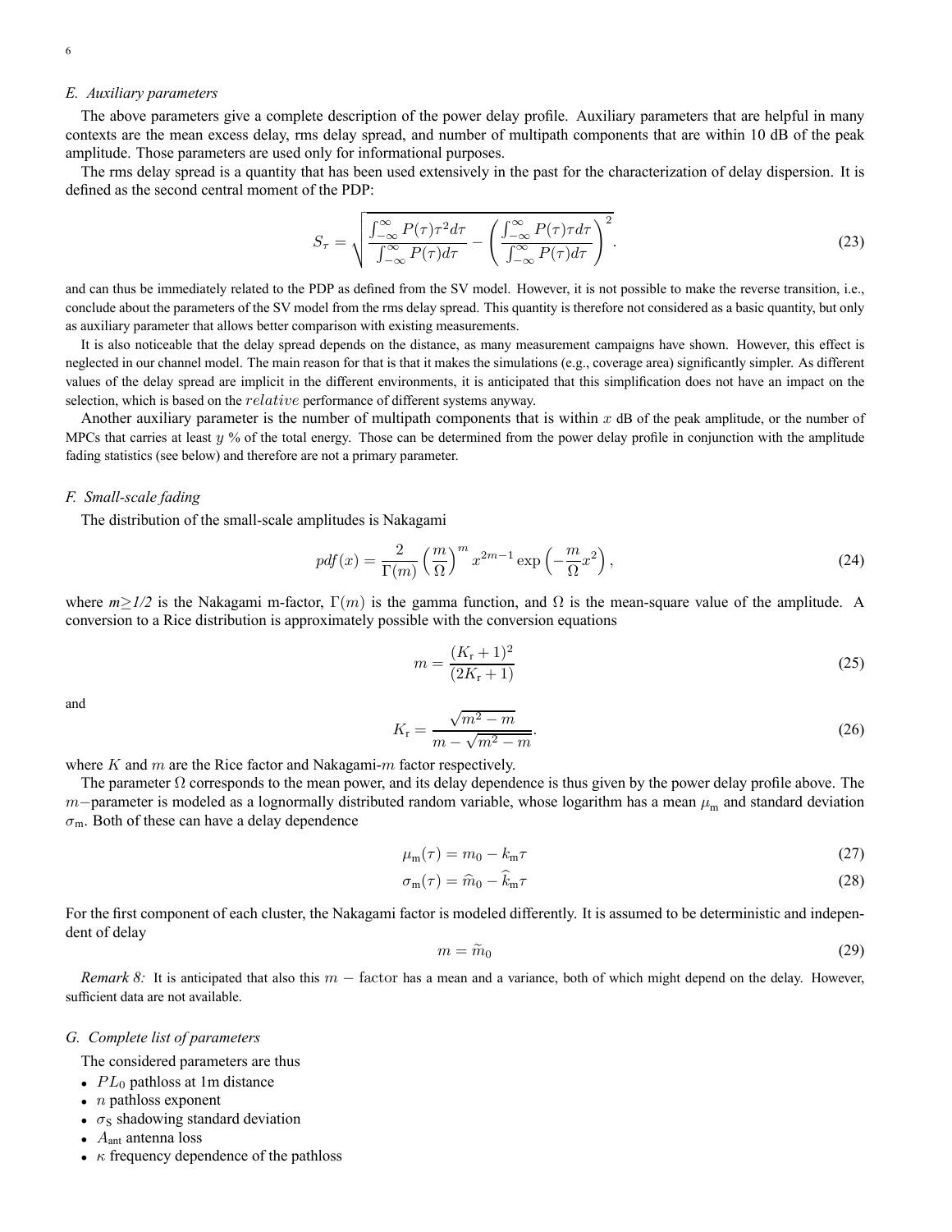### *E. Auxiliary parameters*

The above parameters give a complete description of the power delay profile. Auxiliary parameters that are helpful in many contexts are the mean excess delay, rms delay spread, and number of multipath components that are within 10 dB of the peak amplitude. Those parameters are used only for informational purposes.

The rms delay spread is a quantity that has been used extensively in the past for the characterization of delay dispersion. It is defined as the second central moment of the PDP:

$$S_\tau = \sqrt{\frac{\int_{-\infty}^{\infty} P(\tau)\tau^2 d\tau}{\int_{-\infty}^{\infty} P(\tau) d\tau} - \left(\frac{\int_{-\infty}^{\infty} P(\tau)\tau d\tau}{\int_{-\infty}^{\infty} P(\tau) d\tau}\right)^2}. \tag{23}$$

and can thus be immediately related to the PDP as defined from the SV model. However, it is not possible to make the reverse transition, i.e., conclude about the parameters of the SV model from the rms delay spread. This quantity is therefore not considered as a basic quantity, but only as auxiliary parameter that allows better comparison with existing measurements.

It is also noticeable that the delay spread depends on the distance, as many measurement campaigns have shown. However, this effect is neglected in our channel model. The main reason for that is that it makes the simulations (e.g., coverage area) significantly simpler. As different values of the delay spread are implicit in the different environments, it is anticipated that this simplification does not have an impact on the selection, which is based on the *relative* performance of different systems anyway.

Another auxiliary parameter is the number of multipath components that is within $x$ dB of the peak amplitude, or the number of MPCs that carries at least $y$ % of the total energy. Those can be determined from the power delay profile in conjunction with the amplitude fading statistics (see below) and therefore are not a primary parameter.

### *F. Small-scale fading*

The distribution of the small-scale amplitudes is Nakagami

$$pdf(x) = \frac{2}{\Gamma(m)}\left(\frac{m}{\Omega}\right)^m x^{2m-1} \exp\left(-\frac{m}{\Omega}x^2\right), \tag{24}$$

where $m \geq 1/2$ is the Nakagami m-factor, $\Gamma(m)$ is the gamma function, and $\Omega$ is the mean-square value of the amplitude. A conversion to a Rice distribution is approximately possible with the conversion equations

$$m = \frac{(K_{\mathrm{r}}+1)^2}{(2K_{\mathrm{r}}+1)} \tag{25}$$

and

$$K_{\mathrm{r}} = \frac{\sqrt{m^2-m}}{m-\sqrt{m^2-m}}. \tag{26}$$

where $K$ and $m$ are the Rice factor and Nakagami-$m$ factor respectively.

The parameter $\Omega$ corresponds to the mean power, and its delay dependence is thus given by the power delay profile above. The $m-$parameter is modeled as a lognormally distributed random variable, whose logarithm has a mean $\mu_{\mathrm{m}}$ and standard deviation $\sigma_{\mathrm{m}}$. Both of these can have a delay dependence

$$\mu_{\mathrm{m}}(\tau) = m_0 - k_{\mathrm{m}}\tau \tag{27}$$

$$\sigma_{\mathrm{m}}(\tau) = \widehat{m}_0 - \widehat{k}_{\mathrm{m}}\tau \tag{28}$$

For the first component of each cluster, the Nakagami factor is modeled differently. It is assumed to be deterministic and independent of delay

$$m = \widetilde{m}_0 \tag{29}$$

*Remark 8:* It is anticipated that also this $m-\mathrm{factor}$ has a mean and a variance, both of which might depend on the delay. However, sufficient data are not available.

### *G. Complete list of parameters*

The considered parameters are thus

- $PL_0$ pathloss at 1m distance
- $n$ pathloss exponent
- $\sigma_{\mathrm{S}}$ shadowing standard deviation
- $A_{\mathrm{ant}}$ antenna loss
- $\kappa$ frequency dependence of the pathloss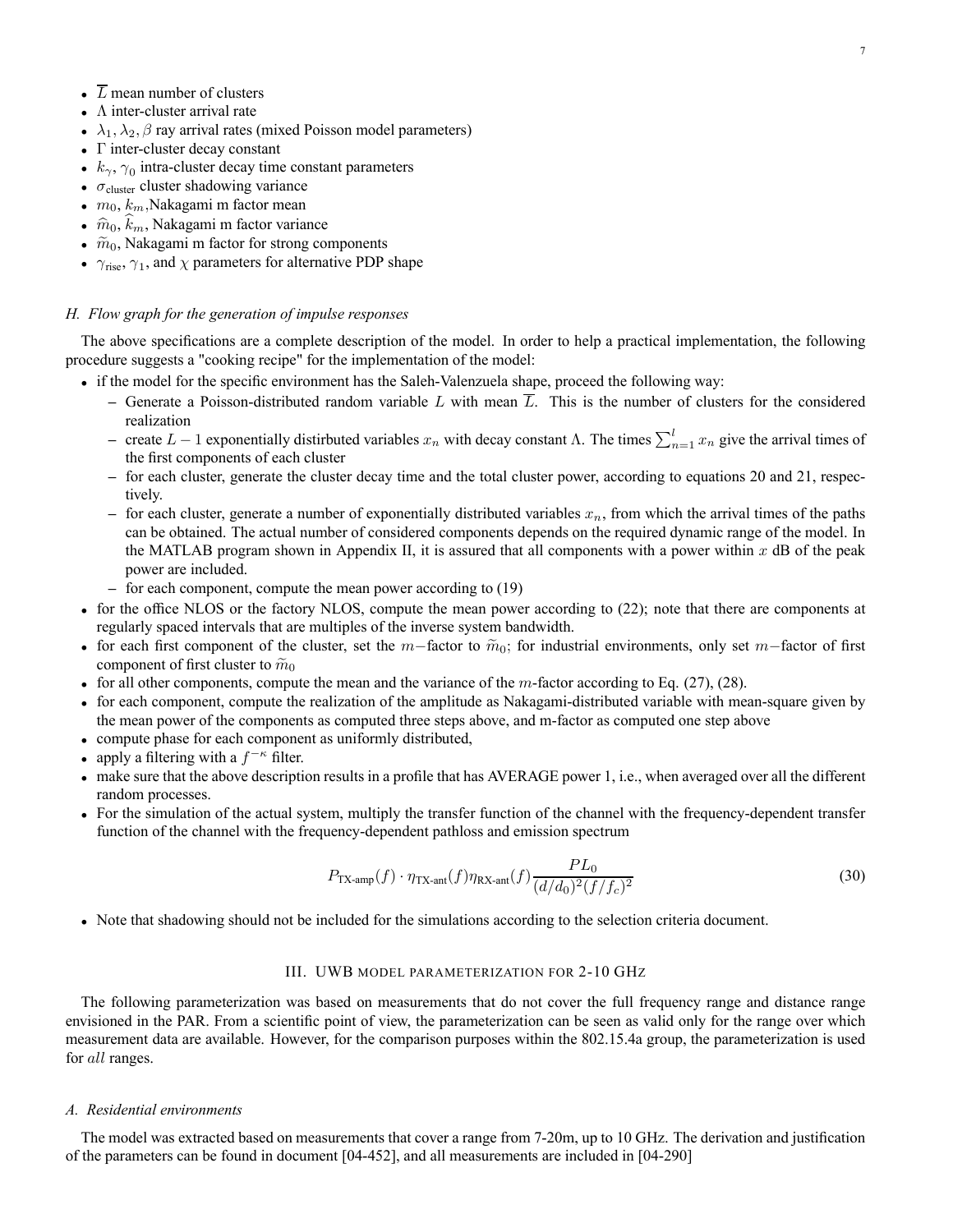- $\overline{L}$ mean number of clusters
- $\Lambda$ inter-cluster arrival rate
- $\lambda_1, \lambda_2, \beta$ ray arrival rates (mixed Poisson model parameters)
- $\Gamma$ inter-cluster decay constant
- $k_\gamma, \gamma_0$ intra-cluster decay time constant parameters
- $\sigma_{\text{cluster}}$ cluster shadowing variance
- $m_0$, $k_m$,Nakagami m factor mean
- $\widehat{m}_0$, $\widehat{k}_m$, Nakagami m factor variance
- $\widetilde{m}_0$, Nakagami m factor for strong components
- $\gamma_{\text{rise}}$, $\gamma_1$, and $\chi$ parameters for alternative PDP shape

### *H. Flow graph for the generation of impulse responses*

The above specifications are a complete description of the model. In order to help a practical implementation, the following procedure suggests a "cooking recipe" for the implementation of the model:

- if the model for the specific environment has the Saleh-Valenzuela shape, proceed the following way:
  - Generate a Poisson-distributed random variable $L$ with mean $\overline{L}$. This is the number of clusters for the considered realization
  - create $L-1$ exponentially distirbuted variables $x_n$ with decay constant $\Lambda$. The times $\sum_{n=1}^{l} x_n$ give the arrival times of the first components of each cluster
  - for each cluster, generate the cluster decay time and the total cluster power, according to equations 20 and 21, respectively.
  - for each cluster, generate a number of exponentially distributed variables $x_n$, from which the arrival times of the paths can be obtained. The actual number of considered components depends on the required dynamic range of the model. In the MATLAB program shown in Appendix II, it is assured that all components with a power within $x$ dB of the peak power are included.
  - for each component, compute the mean power according to (19)
- for the office NLOS or the factory NLOS, compute the mean power according to (22); note that there are components at regularly spaced intervals that are multiples of the inverse system bandwidth.
- for each first component of the cluster, set the $m-$factor to $\widetilde{m}_0$; for industrial environments, only set $m-$factor of first component of first cluster to $\widetilde{m}_0$
- for all other components, compute the mean and the variance of the $m$-factor according to Eq. (27), (28).
- for each component, compute the realization of the amplitude as Nakagami-distributed variable with mean-square given by the mean power of the components as computed three steps above, and m-factor as computed one step above
- compute phase for each component as uniformly distributed,
- apply a filtering with a $f^{-\kappa}$ filter.
- make sure that the above description results in a profile that has AVERAGE power 1, i.e., when averaged over all the different random processes.
- For the simulation of the actual system, multiply the transfer function of the channel with the frequency-dependent transfer function of the channel with the frequency-dependent pathloss and emission spectrum

$$P_{\text{TX-amp}}(f) \cdot \eta_{\text{TX-ant}}(f)\eta_{\text{RX-ant}}(f)\frac{PL_0}{(d/d_0)^2(f/f_c)^2} \tag{30}$$

- Note that shadowing should not be included for the simulations according to the selection criteria document.

## III. UWB MODEL PARAMETERIZATION FOR 2-10 GHZ

The following parameterization was based on measurements that do not cover the full frequency range and distance range envisioned in the PAR. From a scientific point of view, the parameterization can be seen as valid only for the range over which measurement data are available. However, for the comparison purposes within the 802.15.4a group, the parameterization is used for *all* ranges.

### *A. Residential environments*

The model was extracted based on measurements that cover a range from 7-20m, up to 10 GHz. The derivation and justification of the parameters can be found in document [04-452], and all measurements are included in [04-290]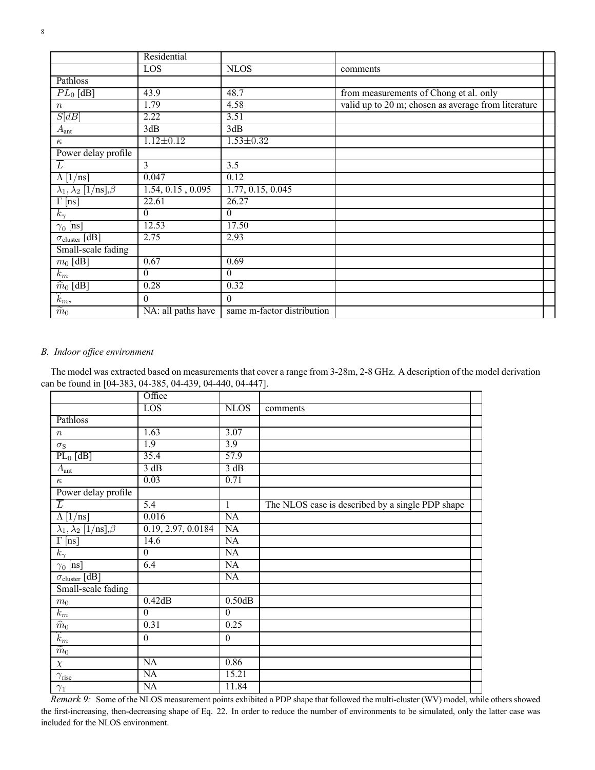| | Residential | | |
|---|---|---|---|
| | LOS | NLOS | comments |
| Pathloss | | | |
| $PL_0$ [dB] | 43.9 | 48.7 | from measurements of Chong et al. only |
| $n$ | 1.79 | 4.58 | valid up to 20 m; chosen as average from literature |
| $S[dB]$ | 2.22 | 3.51 | |
| $A_{\text{ant}}$ | 3dB | 3dB | |
| $\kappa$ | 1.12±0.12 | 1.53±0.32 | |
| Power delay profile | | | |
| $\overline{L}$ | 3 | 3.5 | |
| $\Lambda$ [1/ns] | 0.047 | 0.12 | |
| $\lambda_1$, $\lambda_2$ [1/ns],$\beta$ | 1.54, 0.15 , 0.095 | 1.77, 0.15, 0.045 | |
| $\Gamma$ [ns] | 22.61 | 26.27 | |
| $k_\gamma$ | 0 | 0 | |
| $\gamma_0$ [ns] | 12.53 | 17.50 | |
| $\sigma_{\text{cluster}}$ [dB] | 2.75 | 2.93 | |
| Small-scale fading | | | |
| $m_0$ [dB] | 0.67 | 0.69 | |
| $k_m$ | 0 | 0 | |
| $\widehat{m}_0$ [dB] | 0.28 | 0.32 | |
| $\hat{k}_m$, | 0 | 0 | |
| $\widetilde{m}_0$ | NA: all paths have | same m-factor distribution | |

### B. Indoor office environment

The model was extracted based on measurements that cover a range from 3-28m, 2-8 GHz. A description of the model derivation can be found in [04-383, 04-385, 04-439, 04-440, 04-447].

| | Office | | |
|---|---|---|---|
| | LOS | NLOS | comments |
| Pathloss | | | |
| $n$ | 1.63 | 3.07 | |
| $\sigma_S$ | 1.9 | 3.9 | |
| $\text{PL}_0$ [dB] | 35.4 | 57.9 | |
| $A_{\text{ant}}$ | 3 dB | 3 dB | |
| $\kappa$ | 0.03 | 0.71 | |
| Power delay profile | | | |
| $\overline{L}$ | 5.4 | 1 | The NLOS case is described by a single PDP shape |
| $\Lambda$ [1/ns] | 0.016 | NA | |
| $\lambda_1$, $\lambda_2$ [1/ns],$\beta$ | 0.19, 2.97, 0.0184 | NA | |
| $\Gamma$ [ns] | 14.6 | NA | |
| $k_\gamma$ | 0 | NA | |
| $\gamma_0$ [ns] | 6.4 | NA | |
| $\sigma_{\text{cluster}}$ [dB] | | NA | |
| Small-scale fading | | | |
| $m_0$ | 0.42dB | 0.50dB | |
| $k_m$ | 0 | 0 | |
| $\widehat{m}_0$ | 0.31 | 0.25 | |
| $\hat{k}_m$ | 0 | 0 | |
| $\widetilde{m}_0$ | | | |
| $\chi$ | NA | 0.86 | |
| $\gamma_{\text{rise}}$ | NA | 15.21 | |
| $\gamma_1$ | NA | 11.84 | |

*Remark 9:* Some of the NLOS measurement points exhibited a PDP shape that followed the multi-cluster (WV) model, while others showed the first-increasing, then-decreasing shape of Eq. 22. In order to reduce the number of environments to be simulated, only the latter case was included for the NLOS environment.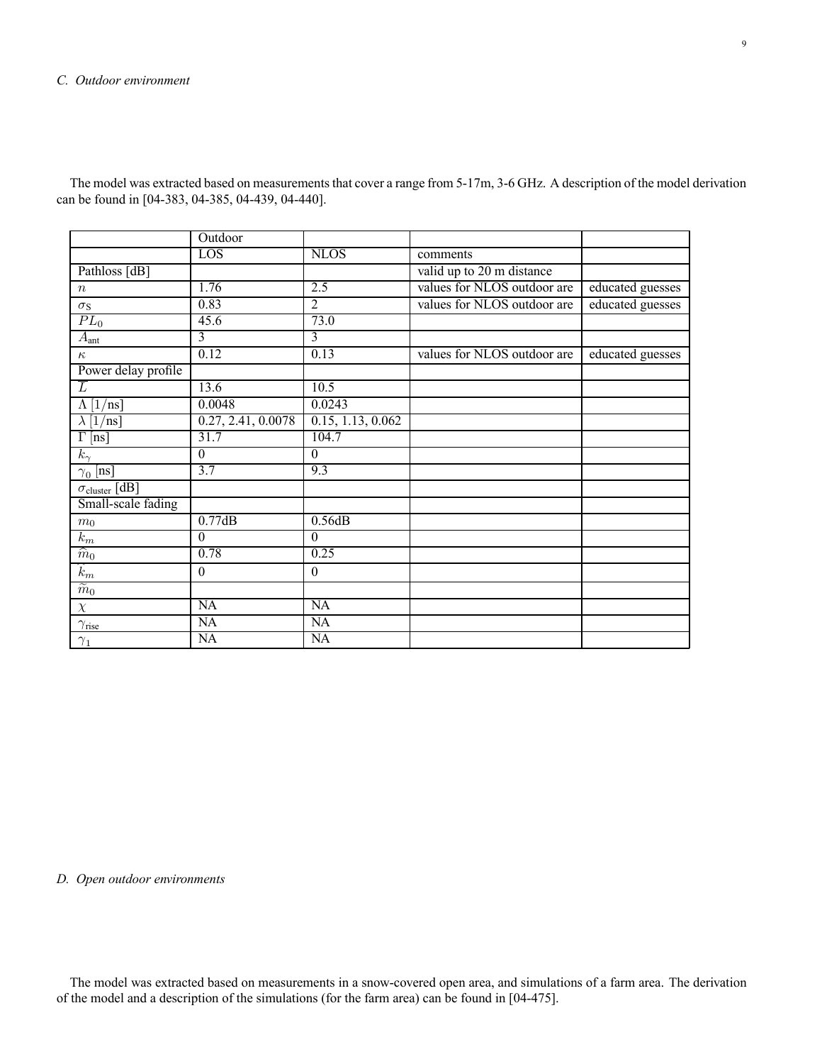### C. Outdoor environment

The model was extracted based on measurements that cover a range from 5-17m, 3-6 GHz. A description of the model derivation can be found in [04-383, 04-385, 04-439, 04-440].

| | Outdoor | | | |
|---|---|---|---|---|
| | LOS | NLOS | comments | |
| Pathloss [dB] | | | valid up to 20 m distance | |
| $n$ | 1.76 | 2.5 | values for NLOS outdoor are | educated guesses |
| $\sigma_{\text{S}}$ | 0.83 | 2 | values for NLOS outdoor are | educated guesses |
| $PL_0$ | 45.6 | 73.0 | | |
| $A_{\text{ant}}$ | 3 | 3 | | |
| $\kappa$ | 0.12 | 0.13 | values for NLOS outdoor are | educated guesses |
| Power delay profile | | | | |
| $\overline{L}$ | 13.6 | 10.5 | | |
| $\Lambda$ [1/ns] | 0.0048 | 0.0243 | | |
| $\lambda$ [1/ns] | 0.27, 2.41, 0.0078 | 0.15, 1.13, 0.062 | | |
| $\Gamma$ [ns] | 31.7 | 104.7 | | |
| $k_\gamma$ | 0 | 0 | | |
| $\gamma_0$ [ns] | 3.7 | 9.3 | | |
| $\sigma_{\text{cluster}}$ [dB] | | | | |
| Small-scale fading | | | | |
| $m_0$ | 0.77dB | 0.56dB | | |
| $k_m$ | 0 | 0 | | |
| $\widehat{m}_0$ | 0.78 | 0.25 | | |
| $\widehat{k}_m$ | 0 | 0 | | |
| $\widetilde{m}_0$ | | | | |
| $\chi$ | NA | NA | | |
| $\gamma_{\text{rise}}$ | NA | NA | | |
| $\gamma_1$ | NA | NA | | |

### D. Open outdoor environments

The model was extracted based on measurements in a snow-covered open area, and simulations of a farm area. The derivation of the model and a description of the simulations (for the farm area) can be found in [04-475].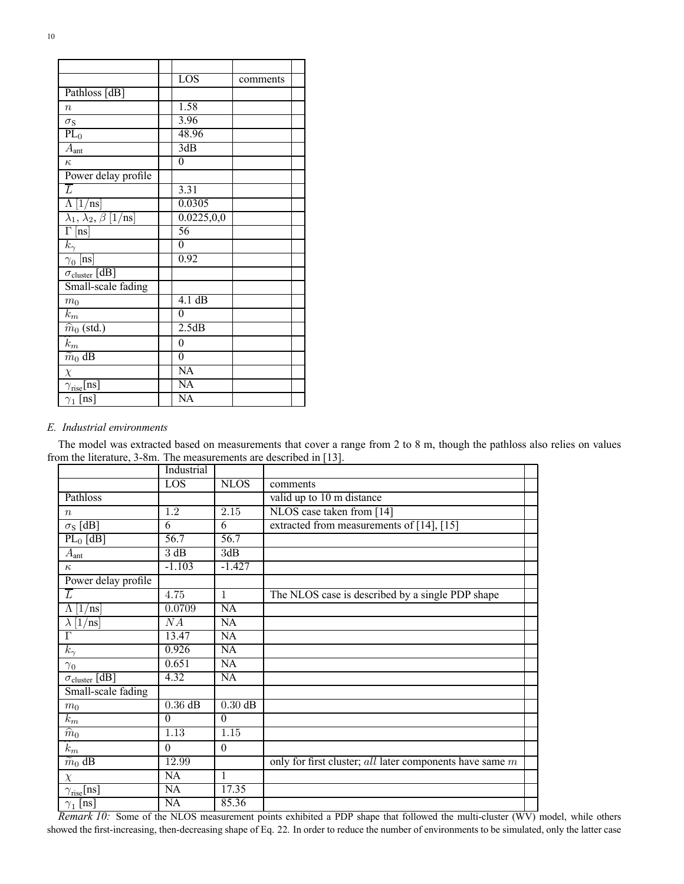| | LOS | comments |
|---|---|---|
| Pathloss [dB] | | |
| $n$ | 1.58 | |
| $\sigma_S$ | 3.96 | |
| $PL_0$ | 48.96 | |
| $A_{ant}$ | 3dB | |
| $\kappa$ | 0 | |
| Power delay profile | | |
| $\overline{L}$ | 3.31 | |
| $\Lambda$ [1/ns] | 0.0305 | |
| $\lambda_1$, $\lambda_2$, $\beta$ [1/ns] | 0.0225,0,0 | |
| $\Gamma$ [ns] | 56 | |
| $k_\gamma$ | 0 | |
| $\gamma_0$ [ns] | 0.92 | |
| $\sigma_{cluster}$ [dB] | | |
| Small-scale fading | | |
| $m_0$ | 4.1 dB | |
| $k_m$ | 0 | |
| $\widehat{m}_0$ (std.) | 2.5dB | |
| $\widehat{k}_m$ | 0 | |
| $\widetilde{m}_0$ dB | 0 | |
| $\chi$ | NA | |
| $\gamma_{rise}$[ns] | NA | |
| $\gamma_1$ [ns] | NA | |

### E. Industrial environments

The model was extracted based on measurements that cover a range from 2 to 8 m, though the pathloss also relies on values from the literature, 3-8m. The measurements are described in [13].

| | Industrial | | |
|---|---|---|---|
| | LOS | NLOS | comments |
| Pathloss | | | valid up to 10 m distance |
| $n$ | 1.2 | 2.15 | NLOS case taken from [14] |
| $\sigma_S$ [dB] | 6 | 6 | extracted from measurements of [14], [15] |
| $PL_0$ [dB] | 56.7 | 56.7 | |
| $A_{ant}$ | 3 dB | 3dB | |
| $\kappa$ | -1.103 | -1.427 | |
| Power delay profile | | | |
| $\overline{L}$ | 4.75 | 1 | The NLOS case is described by a single PDP shape |
| $\Lambda$ [1/ns] | 0.0709 | NA | |
| $\lambda$ [1/ns] | $NA$ | NA | |
| $\Gamma$ | 13.47 | NA | |
| $k_\gamma$ | 0.926 | NA | |
| $\gamma_0$ | 0.651 | NA | |
| $\sigma_{cluster}$ [dB] | 4.32 | NA | |
| Small-scale fading | | | |
| $m_0$ | 0.36 dB | 0.30 dB | |
| $k_m$ | 0 | 0 | |
| $\widehat{m}_0$ | 1.13 | 1.15 | |
| $\widehat{k}_m$ | 0 | 0 | |
| $\widetilde{m}_0$ dB | 12.99 | | only for first cluster; *all* later components have same $m$ |
| $\chi$ | NA | 1 | |
| $\gamma_{rise}$[ns] | NA | 17.35 | |
| $\gamma_1$ [ns] | NA | 85.36 | |

*Remark 10:* Some of the NLOS measurement points exhibited a PDP shape that followed the multi-cluster (WV) model, while others showed the first-increasing, then-decreasing shape of Eq. 22. In order to reduce the number of environments to be simulated, only the latter case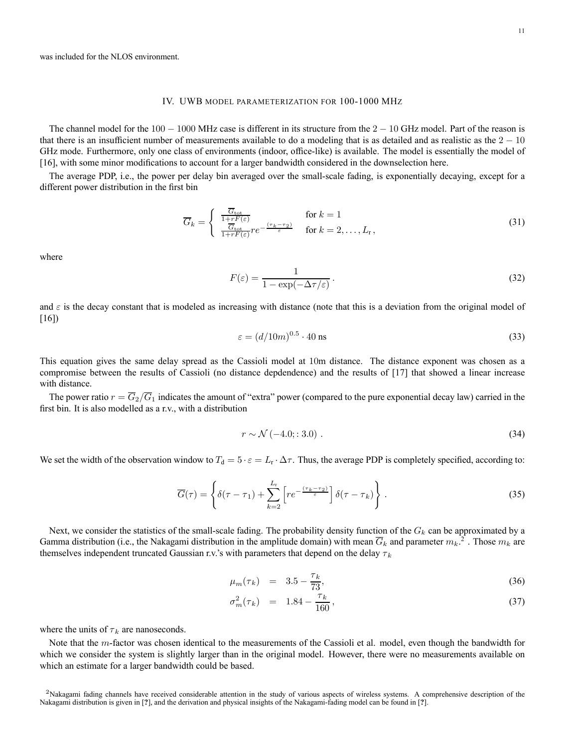was included for the NLOS environment.

## IV. UWB MODEL PARAMETERIZATION FOR 100-1000 MHz

The channel model for the $100 - 1000$ MHz case is different in its structure from the $2 - 10$ GHz model. Part of the reason is that there is an insufficient number of measurements available to do a modeling that is as detailed and as realistic as the $2 - 10$ GHz mode. Furthermore, only one class of environments (indoor, office-like) is available. The model is essentially the model of [16], with some minor modifications to account for a larger bandwidth considered in the downselection here.

The average PDP, i.e., the power per delay bin averaged over the small-scale fading, is exponentially decaying, except for a different power distribution in the first bin

$$\overline{G}_k = \begin{cases} \frac{\overline{G}_{\text{tot}}}{1+rF(\varepsilon)} & \text{for } k=1 \\ \frac{\overline{G}_{\text{tot}}}{1+rF(\varepsilon)} r e^{-\frac{(\tau_k - \tau_2)}{\varepsilon}} & \text{for } k=2,\ldots,L_{\text{r}}, \end{cases} \tag{31}$$

where

$$F(\varepsilon) = \frac{1}{1-\exp(-\Delta\tau/\varepsilon)}. \tag{32}$$

and $\varepsilon$ is the decay constant that is modeled as increasing with distance (note that this is a deviation from the original model of [16])

$$\varepsilon = (d/10m)^{0.5} \cdot 40 \text{ ns} \tag{33}$$

This equation gives the same delay spread as the Cassioli model at 10m distance. The distance exponent was chosen as a compromise between the results of Cassioli (no distance depdendence) and the results of [17] that showed a linear increase with distance.

The power ratio $r = \overline{G}_2/\overline{G}_1$ indicates the amount of "extra" power (compared to the pure exponential decay law) carried in the first bin. It is also modelled as a r.v., with a distribution

$$r \sim \mathcal{N}(-4.0;:3.0). \tag{34}$$

We set the width of the observation window to $T_{\text{d}} = 5 \cdot \varepsilon = L_{\text{r}} \cdot \Delta\tau$. Thus, the average PDP is completely specified, according to:

$$\overline{G}(\tau) = \left\{ \delta(\tau - \tau_1) + \sum_{k=2}^{L_{\text{r}}} \left[ r e^{-\frac{(\tau_k - \tau_2)}{\varepsilon}} \right] \delta(\tau - \tau_k) \right\}. \tag{35}$$

Next, we consider the statistics of the small-scale fading. The probability density function of the $G_k$ can be approximated by a Gamma distribution (i.e., the Nakagami distribution in the amplitude domain) with mean $\overline{G}_k$ and parameter $m_k$.[2] . Those $m_k$ are themselves independent truncated Gaussian r.v.'s with parameters that depend on the delay $\tau_k$

$$\mu_m(\tau_k) = 3.5 - \frac{\tau_k}{73}, \tag{36}$$

$$\sigma_m^2(\tau_k) = 1.84 - \frac{\tau_k}{160}, \tag{37}$$

where the units of $\tau_k$ are nanoseconds.

Note that the $m$-factor was chosen identical to the measurements of the Cassioli et al. model, even though the bandwidth for which we consider the system is slightly larger than in the original model. However, there were no measurements available on which an estimate for a larger bandwidth could be based.

[2] Nakagami fading channels have received considerable attention in the study of various aspects of wireless systems. A comprehensive description of the Nakagami distribution is given in [?], and the derivation and physical insights of the Nakagami-fading model can be found in [?].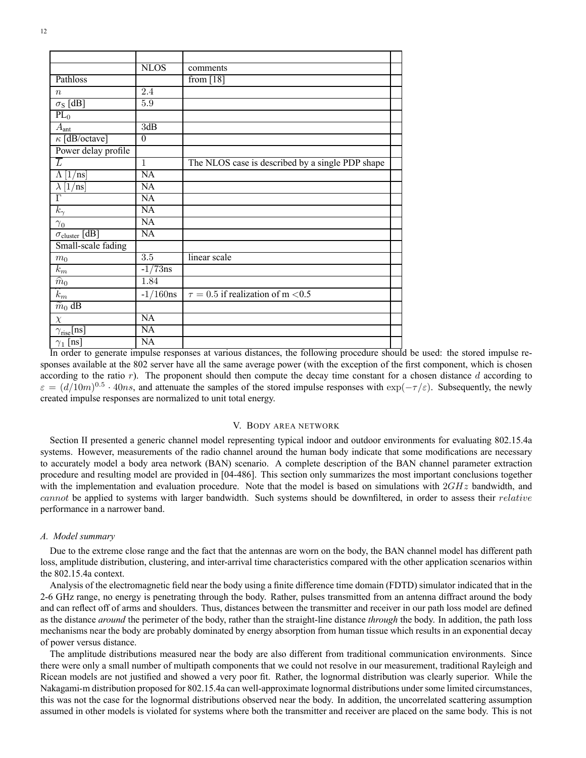| | NLOS | comments | |
|---|---|---|---|
| Pathloss | | from [18] | |
| $n$ | 2.4 | | |
| $\sigma_S$ [dB] | 5.9 | | |
| $\text{PL}_0$ | | | |
| $A_{\text{ant}}$ | 3dB | | |
| $\kappa$ [dB/octave] | 0 | | |
| Power delay profile | | | |
| $\overline{L}$ | 1 | The NLOS case is described by a single PDP shape | |
| $\Lambda$ [1/ns] | NA | | |
| $\lambda$ [1/ns] | NA | | |
| $\Gamma$ | NA | | |
| $k_\gamma$ | NA | | |
| $\gamma_0$ | NA | | |
| $\sigma_{\text{cluster}}$ [dB] | NA | | |
| Small-scale fading | | | |
| $m_0$ | 3.5 | linear scale | |
| $k_m$ | -1/73ns | | |
| $\widehat{m}_0$ | 1.84 | | |
| $\hat{k}_m$ | -1/160ns | $\tau = 0.5$ if realization of m <0.5 | |
| $\widetilde{m}_0$ dB | | | |
| $\chi$ | NA | | |
| $\gamma_{\text{rise}}$[ns] | NA | | |
| $\gamma_1$ [ns] | NA | | |

In order to generate impulse responses at various distances, the following procedure should be used: the stored impulse responses available at the 802 server have all the same average power (with the exception of the first component, which is chosen according to the ratio $r$). The proponent should then compute the decay time constant for a chosen distance $d$ according to $\varepsilon = (d/10m)^{0.5} \cdot 40ns$, and attenuate the samples of the stored impulse responses with $\exp(-\tau/\varepsilon)$. Subsequently, the newly created impulse responses are normalized to unit total energy.

## V. Body area network

Section II presented a generic channel model representing typical indoor and outdoor environments for evaluating 802.15.4a systems. However, measurements of the radio channel around the human body indicate that some modifications are necessary to accurately model a body area network (BAN) scenario. A complete description of the BAN channel parameter extraction procedure and resulting model are provided in [04-486]. This section only summarizes the most important conclusions together with the implementation and evaluation procedure. Note that the model is based on simulations with $2GHz$ bandwidth, and *cannot* be applied to systems with larger bandwidth. Such systems should be downfiltered, in order to assess their $relative$ performance in a narrower band.

### A. Model summary

Due to the extreme close range and the fact that the antennas are worn on the body, the BAN channel model has different path loss, amplitude distribution, clustering, and inter-arrival time characteristics compared with the other application scenarios within the 802.15.4a context.

Analysis of the electromagnetic field near the body using a finite difference time domain (FDTD) simulator indicated that in the 2-6 GHz range, no energy is penetrating through the body. Rather, pulses transmitted from an antenna diffract around the body and can reflect off of arms and shoulders. Thus, distances between the transmitter and receiver in our path loss model are defined as the distance *around* the perimeter of the body, rather than the straight-line distance *through* the body. In addition, the path loss mechanisms near the body are probably dominated by energy absorption from human tissue which results in an exponential decay of power versus distance.

The amplitude distributions measured near the body are also different from traditional communication environments. Since there were only a small number of multipath components that we could not resolve in our measurement, traditional Rayleigh and Ricean models are not justified and showed a very poor fit. Rather, the lognormal distribution was clearly superior. While the Nakagami-m distribution proposed for 802.15.4a can well-approximate lognormal distributions under some limited circumstances, this was not the case for the lognormal distributions observed near the body. In addition, the uncorrelated scattering assumption assumed in other models is violated for systems where both the transmitter and receiver are placed on the same body. This is not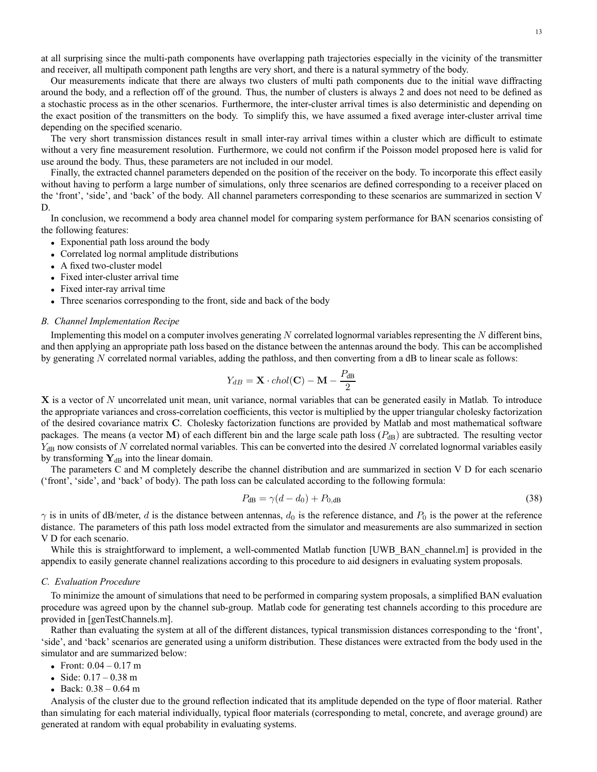at all surprising since the multi-path components have overlapping path trajectories especially in the vicinity of the transmitter and receiver, all multipath component path lengths are very short, and there is a natural symmetry of the body.

Our measurements indicate that there are always two clusters of multi path components due to the initial wave diffracting around the body, and a reflection off of the ground. Thus, the number of clusters is always 2 and does not need to be defined as a stochastic process as in the other scenarios. Furthermore, the inter-cluster arrival times is also deterministic and depending on the exact position of the transmitters on the body. To simplify this, we have assumed a fixed average inter-cluster arrival time depending on the specified scenario.

The very short transmission distances result in small inter-ray arrival times within a cluster which are difficult to estimate without a very fine measurement resolution. Furthermore, we could not confirm if the Poisson model proposed here is valid for use around the body. Thus, these parameters are not included in our model.

Finally, the extracted channel parameters depended on the position of the receiver on the body. To incorporate this effect easily without having to perform a large number of simulations, only three scenarios are defined corresponding to a receiver placed on the 'front', 'side', and 'back' of the body. All channel parameters corresponding to these scenarios are summarized in section V D.

In conclusion, we recommend a body area channel model for comparing system performance for BAN scenarios consisting of the following features:

- Exponential path loss around the body
- Correlated log normal amplitude distributions
- A fixed two-cluster model
- Fixed inter-cluster arrival time
- Fixed inter-ray arrival time
- Three scenarios corresponding to the front, side and back of the body

### *B. Channel Implementation Recipe*

Implementing this model on a computer involves generating $N$ correlated lognormal variables representing the $N$ different bins, and then applying an appropriate path loss based on the distance between the antennas around the body. This can be accomplished by generating $N$ correlated normal variables, adding the pathloss, and then converting from a dB to linear scale as follows:

$$Y_{dB} = \mathbf{X} \cdot chol(\mathbf{C}) - \mathbf{M} - \frac{P_{\text{dB}}}{2}$$

$\mathbf{X}$ is a vector of $N$ uncorrelated unit mean, unit variance, normal variables that can be generated easily in Matlab. To introduce the appropriate variances and cross-correlation coefficients, this vector is multiplied by the upper triangular cholesky factorization of the desired covariance matrix $\mathbf{C}$. Cholesky factorization functions are provided by Matlab and most mathematical software packages. The means (a vector $\mathbf{M}$) of each different bin and the large scale path loss ($P_{\text{dB}}$) are subtracted. The resulting vector $Y_{\text{dB}}$ now consists of $N$ correlated normal variables. This can be converted into the desired $N$ correlated lognormal variables easily by transforming $\mathbf{Y}_{\text{dB}}$ into the linear domain.

The parameters C and M completely describe the channel distribution and are summarized in section V D for each scenario ('front', 'side', and 'back' of body). The path loss can be calculated according to the following formula:

$$P_{\text{dB}} = \gamma(d - d_0) + P_{0,\text{dB}} \tag{38}$$

$\gamma$ is in units of dB/meter, $d$ is the distance between antennas, $d_0$ is the reference distance, and $P_0$ is the power at the reference distance. The parameters of this path loss model extracted from the simulator and measurements are also summarized in section V D for each scenario.

While this is straightforward to implement, a well-commented Matlab function [UWB_BAN_channel.m] is provided in the appendix to easily generate channel realizations according to this procedure to aid designers in evaluating system proposals.

### *C. Evaluation Procedure*

To minimize the amount of simulations that need to be performed in comparing system proposals, a simplified BAN evaluation procedure was agreed upon by the channel sub-group. Matlab code for generating test channels according to this procedure are provided in [genTestChannels.m].

Rather than evaluating the system at all of the different distances, typical transmission distances corresponding to the 'front', 'side', and 'back' scenarios are generated using a uniform distribution. These distances were extracted from the body used in the simulator and are summarized below:

- Front: 0.04 – 0.17 m
- Side: 0.17 – 0.38 m
- Back: 0.38 – 0.64 m

Analysis of the cluster due to the ground reflection indicated that its amplitude depended on the type of floor material. Rather than simulating for each material individually, typical floor materials (corresponding to metal, concrete, and average ground) are generated at random with equal probability in evaluating systems.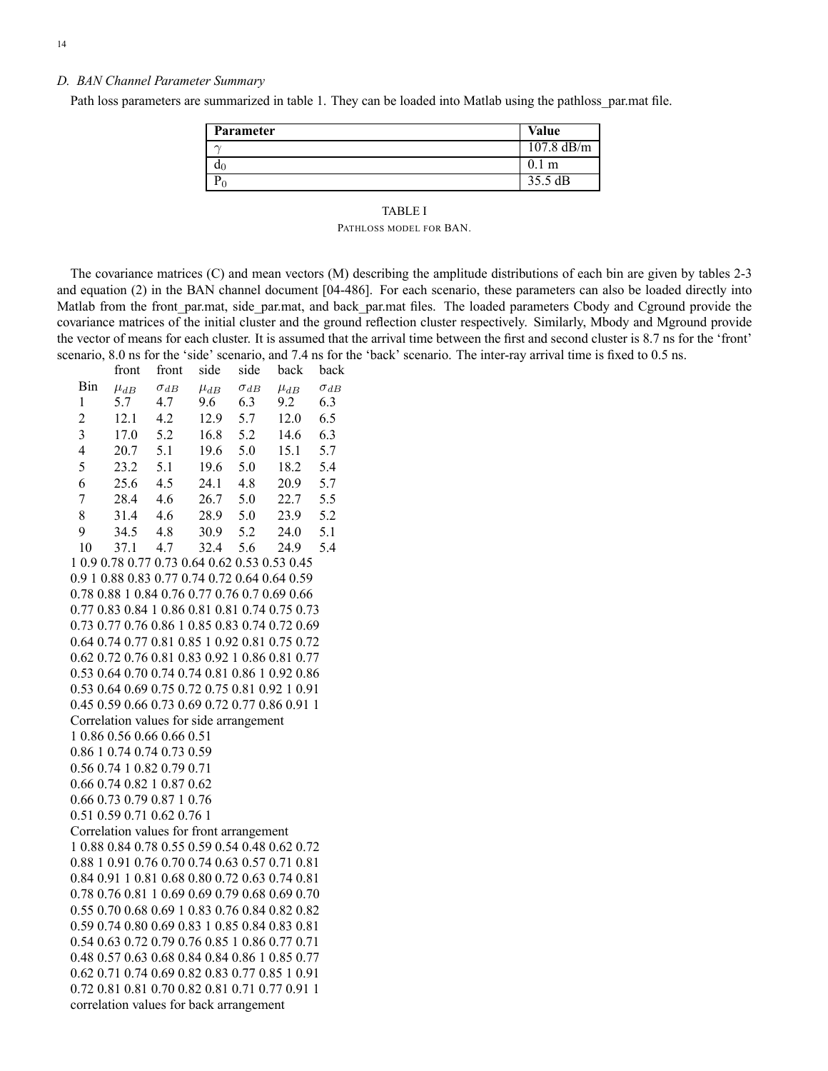### D. BAN Channel Parameter Summary

Path loss parameters are summarized in table 1. They can be loaded into Matlab using the pathloss_par.mat file.

| Parameter | Value |
|---|---|
| $\gamma$ | 107.8 dB/m |
| $d_0$ | 0.1 m |
| $P_0$ | 35.5 dB |

TABLE I
PATHLOSS MODEL FOR BAN.

The covariance matrices (C) and mean vectors (M) describing the amplitude distributions of each bin are given by tables 2-3 and equation (2) in the BAN channel document [04-486]. For each scenario, these parameters can also be loaded directly into Matlab from the front_par.mat, side_par.mat, and back_par.mat files. The loaded parameters Cbody and Cground provide the covariance matrices of the initial cluster and the ground reflection cluster respectively. Similarly, Mbody and Mground provide the vector of means for each cluster. It is assumed that the arrival time between the first and second cluster is 8.7 ns for the 'front' scenario, 8.0 ns for the 'side' scenario, and 7.4 ns for the 'back' scenario. The inter-ray arrival time is fixed to 0.5 ns.

| | front | front | side | side | back | back |
|---|---|---|---|---|---|---|
| Bin | $\mu_{dB}$ | $\sigma_{dB}$ | $\mu_{dB}$ | $\sigma_{dB}$ | $\mu_{dB}$ | $\sigma_{dB}$ |
| 1 | 5.7 | 4.7 | 9.6 | 6.3 | 9.2 | 6.3 |
| 2 | 12.1 | 4.2 | 12.9 | 5.7 | 12.0 | 6.5 |
| 3 | 17.0 | 5.2 | 16.8 | 5.2 | 14.6 | 6.3 |
| 4 | 20.7 | 5.1 | 19.6 | 5.0 | 15.1 | 5.7 |
| 5 | 23.2 | 5.1 | 19.6 | 5.0 | 18.2 | 5.4 |
| 6 | 25.6 | 4.5 | 24.1 | 4.8 | 20.9 | 5.7 |
| 7 | 28.4 | 4.6 | 26.7 | 5.0 | 22.7 | 5.5 |
| 8 | 31.4 | 4.6 | 28.9 | 5.0 | 23.9 | 5.2 |
| 9 | 34.5 | 4.8 | 30.9 | 5.2 | 24.0 | 5.1 |
| 10 | 37.1 | 4.7 | 32.4 | 5.6 | 24.9 | 5.4 |

1 0.9 0.78 0.77 0.73 0.64 0.62 0.53 0.53 0.45
0.9 1 0.88 0.83 0.77 0.74 0.72 0.64 0.64 0.59
0.78 0.88 1 0.84 0.76 0.77 0.76 0.7 0.69 0.66
0.77 0.83 0.84 1 0.86 0.81 0.81 0.74 0.75 0.73
0.73 0.77 0.76 0.86 1 0.85 0.83 0.74 0.72 0.69
0.64 0.74 0.77 0.81 0.85 1 0.92 0.81 0.75 0.72
0.62 0.72 0.76 0.81 0.83 0.92 1 0.86 0.81 0.77
0.53 0.64 0.70 0.74 0.74 0.81 0.86 1 0.92 0.86
0.53 0.64 0.69 0.75 0.72 0.75 0.81 0.92 1 0.91
0.45 0.59 0.66 0.73 0.69 0.72 0.77 0.86 0.91 1
Correlation values for side arrangement
1 0.86 0.56 0.66 0.66 0.51
0.86 1 0.74 0.74 0.73 0.59
0.56 0.74 1 0.82 0.79 0.71
0.66 0.74 0.82 1 0.87 0.62
0.66 0.73 0.79 0.87 1 0.76
0.51 0.59 0.71 0.62 0.76 1
Correlation values for front arrangement
1 0.88 0.84 0.78 0.55 0.59 0.54 0.48 0.62 0.72
0.88 1 0.91 0.76 0.70 0.74 0.63 0.57 0.71 0.81
0.84 0.91 1 0.81 0.68 0.80 0.72 0.63 0.74 0.81
0.78 0.76 0.81 1 0.69 0.69 0.79 0.68 0.69 0.70
0.55 0.70 0.68 0.69 1 0.83 0.76 0.84 0.82 0.82
0.59 0.74 0.80 0.69 0.83 1 0.85 0.84 0.83 0.81
0.54 0.63 0.72 0.79 0.76 0.85 1 0.86 0.77 0.71
0.48 0.57 0.63 0.68 0.84 0.84 0.86 1 0.85 0.77
0.62 0.71 0.74 0.69 0.82 0.83 0.77 0.85 1 0.91
0.72 0.81 0.81 0.70 0.82 0.81 0.71 0.77 0.91 1
correlation values for back arrangement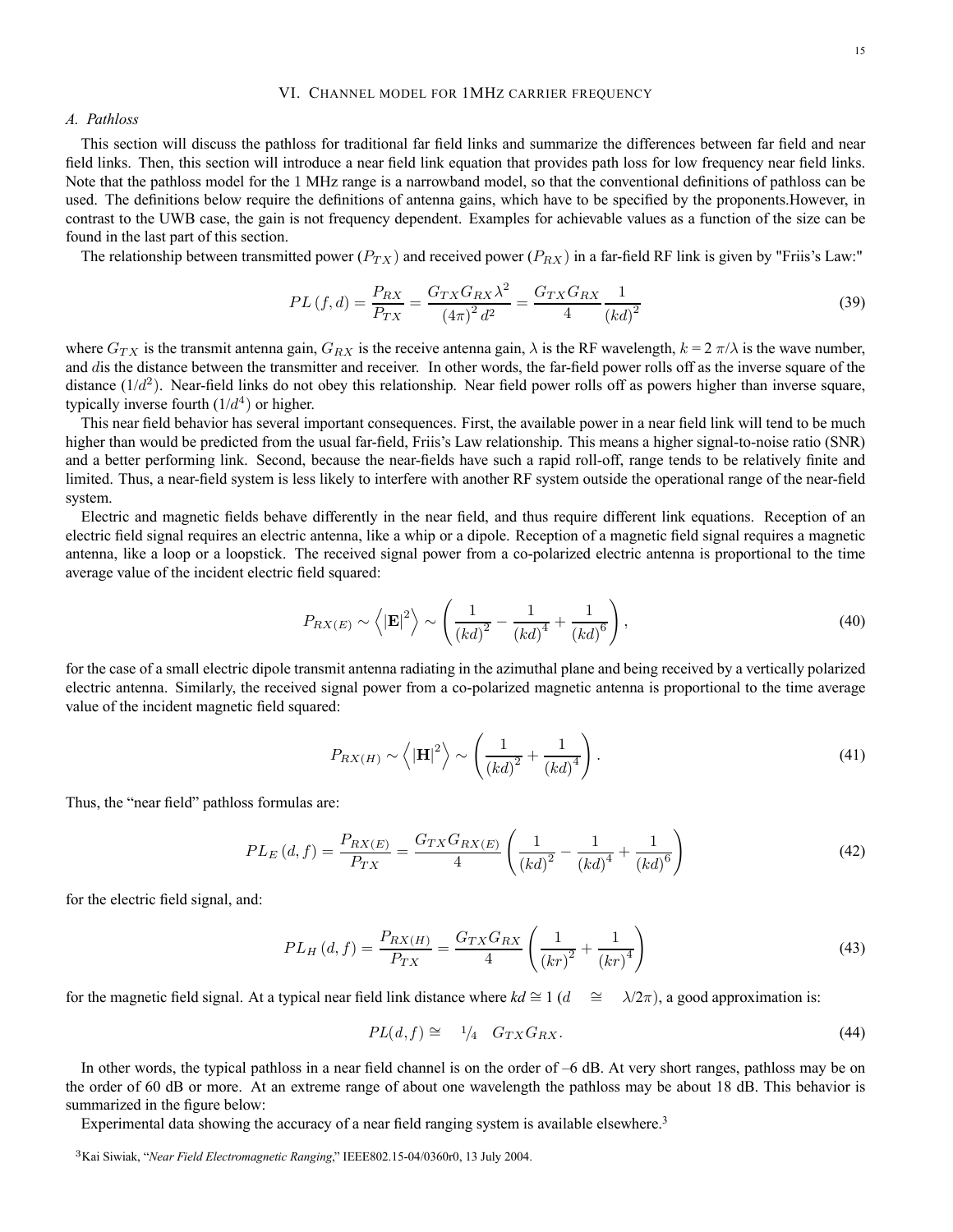## VI. Channel model for 1MHz carrier frequency

### A. Pathloss

This section will discuss the pathloss for traditional far field links and summarize the differences between far field and near field links. Then, this section will introduce a near field link equation that provides path loss for low frequency near field links. Note that the pathloss model for the 1 MHz range is a narrowband model, so that the conventional definitions of pathloss can be used. The definitions below require the definitions of antenna gains, which have to be specified by the proponents.However, in contrast to the UWB case, the gain is not frequency dependent. Examples for achievable values as a function of the size can be found in the last part of this section.

The relationship between transmitted power ($P_{TX}$) and received power ($P_{RX}$) in a far-field RF link is given by "Friis's Law:"

$$PL\left(f,d\right) = \frac{P_{RX}}{P_{TX}} = \frac{G_{TX}G_{RX}\lambda^2}{\left(4\pi\right)^2 d^2} = \frac{G_{TX}G_{RX}}{4}\frac{1}{\left(kd\right)^2} \tag{39}$$

where $G_{TX}$ is the transmit antenna gain, $G_{RX}$ is the receive antenna gain, $\lambda$ is the RF wavelength, $k = 2\ \pi/\lambda$ is the wave number, and $d$is the distance between the transmitter and receiver. In other words, the far-field power rolls off as the inverse square of the distance ($1/d^2$). Near-field links do not obey this relationship. Near field power rolls off as powers higher than inverse square, typically inverse fourth ($1/d^4$) or higher.

This near field behavior has several important consequences. First, the available power in a near field link will tend to be much higher than would be predicted from the usual far-field, Friis's Law relationship. This means a higher signal-to-noise ratio (SNR) and a better performing link. Second, because the near-fields have such a rapid roll-off, range tends to be relatively finite and limited. Thus, a near-field system is less likely to interfere with another RF system outside the operational range of the near-field system.

Electric and magnetic fields behave differently in the near field, and thus require different link equations. Reception of an electric field signal requires an electric antenna, like a whip or a dipole. Reception of a magnetic field signal requires a magnetic antenna, like a loop or a loopstick. The received signal power from a co-polarized electric antenna is proportional to the time average value of the incident electric field squared:

$$P_{RX(E)} \sim \left\langle \left|\mathbf{E}\right|^2 \right\rangle \sim \left( \frac{1}{\left(kd\right)^2} - \frac{1}{\left(kd\right)^4} + \frac{1}{\left(kd\right)^6} \right), \tag{40}$$

for the case of a small electric dipole transmit antenna radiating in the azimuthal plane and being received by a vertically polarized electric antenna. Similarly, the received signal power from a co-polarized magnetic antenna is proportional to the time average value of the incident magnetic field squared:

$$P_{RX(H)} \sim \left\langle \left|\mathbf{H}\right|^2 \right\rangle \sim \left( \frac{1}{\left(kd\right)^2} + \frac{1}{\left(kd\right)^4} \right). \tag{41}$$

Thus, the "near field" pathloss formulas are:

$$PL_E\left(d,f\right) = \frac{P_{RX(E)}}{P_{TX}} = \frac{G_{TX}G_{RX(E)}}{4}\left( \frac{1}{\left(kd\right)^2} - \frac{1}{\left(kd\right)^4} + \frac{1}{\left(kd\right)^6} \right) \tag{42}$$

for the electric field signal, and:

$$PL_H\left(d,f\right) = \frac{P_{RX(H)}}{P_{TX}} = \frac{G_{TX}G_{RX}}{4}\left( \frac{1}{\left(kr\right)^2} + \frac{1}{\left(kr\right)^4} \right) \tag{43}$$

for the magnetic field signal. At a typical near field link distance where $kd \cong 1$ ($d \cong \lambda/2\pi$), a good approximation is:

$$PL(d,f) \cong \ \ ^1\!/_4 \ \ G_{TX}G_{RX}. \tag{44}$$

In other words, the typical pathloss in a near field channel is on the order of –6 dB. At very short ranges, pathloss may be on the order of 60 dB or more. At an extreme range of about one wavelength the pathloss may be about 18 dB. This behavior is summarized in the figure below:

Experimental data showing the accuracy of a near field ranging system is available elsewhere.[3]

[3] Kai Siwiak, "*Near Field Electromagnetic Ranging*," IEEE802.15-04/0360r0, 13 July 2004.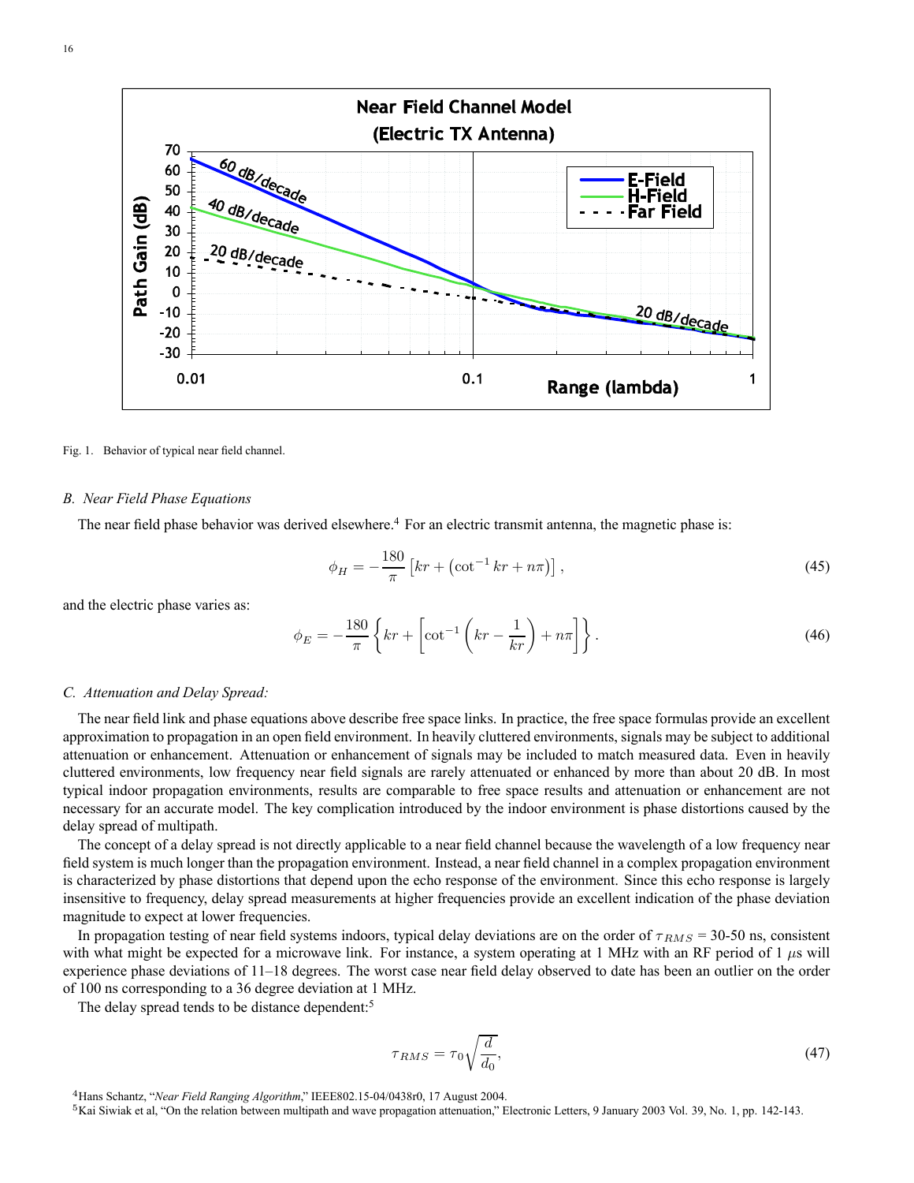Fig. 1. Behavior of typical near field channel.

*B. Near Field Phase Equations*

The near field phase behavior was derived elsewhere.[4] For an electric transmit antenna, the magnetic phase is:

$$\phi_H = -\frac{180}{\pi}\left[kr + \left(\cot^{-1} kr + n\pi\right)\right], \tag{45}$$

and the electric phase varies as:

$$\phi_E = -\frac{180}{\pi}\left\{kr + \left[\cot^{-1}\left(kr - \frac{1}{kr}\right) + n\pi\right]\right\}. \tag{46}$$

*C. Attenuation and Delay Spread:*

The near field link and phase equations above describe free space links. In practice, the free space formulas provide an excellent approximation to propagation in an open field environment. In heavily cluttered environments, signals may be subject to additional attenuation or enhancement. Attenuation or enhancement of signals may be included to match measured data. Even in heavily cluttered environments, low frequency near field signals are rarely attenuated or enhanced by more than about 20 dB. In most typical indoor propagation environments, results are comparable to free space results and attenuation or enhancement are not necessary for an accurate model. The key complication introduced by the indoor environment is phase distortions caused by the delay spread of multipath.

The concept of a delay spread is not directly applicable to a near field channel because the wavelength of a low frequency near field system is much longer than the propagation environment. Instead, a near field channel in a complex propagation environment is characterized by phase distortions that depend upon the echo response of the environment. Since this echo response is largely insensitive to frequency, delay spread measurements at higher frequencies provide an excellent indication of the phase deviation magnitude to expect at lower frequencies.

In propagation testing of near field systems indoors, typical delay deviations are on the order of $\tau_{RMS}$ = 30-50 ns, consistent with what might be expected for a microwave link. For instance, a system operating at 1 MHz with an RF period of 1 $\mu$s will experience phase deviations of 11–18 degrees. The worst case near field delay observed to date has been an outlier on the order of 100 ns corresponding to a 36 degree deviation at 1 MHz.

The delay spread tends to be distance dependent:[5]

$$\tau_{RMS} = \tau_0\sqrt{\frac{d}{d_0}}, \tag{47}$$

[4] Hans Schantz, "*Near Field Ranging Algorithm*," IEEE802.15-04/0438r0, 17 August 2004.

[5] Kai Siwiak et al, "On the relation between multipath and wave propagation attenuation," Electronic Letters, 9 January 2003 Vol. 39, No. 1, pp. 142-143.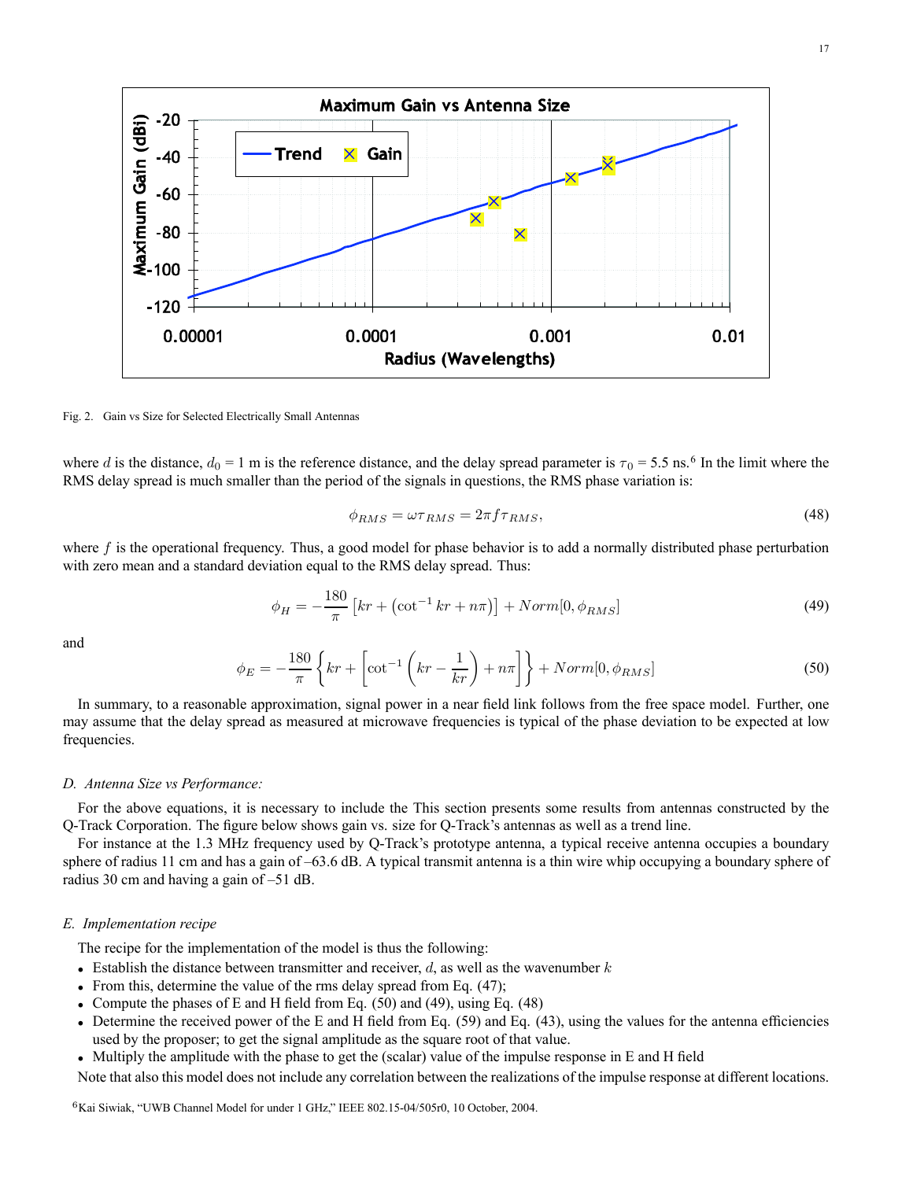Fig. 2. Gain vs Size for Selected Electrically Small Antennas

where $d$ is the distance, $d_0$ = 1 m is the reference distance, and the delay spread parameter is $\tau_0$ = 5.5 ns.[6] In the limit where the RMS delay spread is much smaller than the period of the signals in questions, the RMS phase variation is:

$$\phi_{RMS} = \omega \tau_{RMS} = 2\pi f \tau_{RMS}, \tag{48}$$

where $f$ is the operational frequency. Thus, a good model for phase behavior is to add a normally distributed phase perturbation with zero mean and a standard deviation equal to the RMS delay spread. Thus:

$$\phi_H = -\frac{180}{\pi}\left[kr + \left(\cot^{-1} kr + n\pi\right)\right] + Norm[0, \phi_{RMS}] \tag{49}$$

and

$$\phi_E = -\frac{180}{\pi}\left\{kr + \left[\cot^{-1}\left(kr - \frac{1}{kr}\right) + n\pi\right]\right\} + Norm[0, \phi_{RMS}] \tag{50}$$

In summary, to a reasonable approximation, signal power in a near field link follows from the free space model. Further, one may assume that the delay spread as measured at microwave frequencies is typical of the phase deviation to be expected at low frequencies.

### *D. Antenna Size vs Performance:*

For the above equations, it is necessary to include the This section presents some results from antennas constructed by the Q-Track Corporation. The figure below shows gain vs. size for Q-Track's antennas as well as a trend line.

For instance at the 1.3 MHz frequency used by Q-Track's prototype antenna, a typical receive antenna occupies a boundary sphere of radius 11 cm and has a gain of –63.6 dB. A typical transmit antenna is a thin wire whip occupying a boundary sphere of radius 30 cm and having a gain of –51 dB.

### *E. Implementation recipe*

The recipe for the implementation of the model is thus the following:

- Establish the distance between transmitter and receiver, $d$, as well as the wavenumber $k$
- From this, determine the value of the rms delay spread from Eq. (47);
- Compute the phases of E and H field from Eq. (50) and (49), using Eq. (48)
- Determine the received power of the E and H field from Eq. (59) and Eq. (43), using the values for the antenna efficiencies used by the proposer; to get the signal amplitude as the square root of that value.
- Multiply the amplitude with the phase to get the (scalar) value of the impulse response in E and H field

Note that also this model does not include any correlation between the realizations of the impulse response at different locations.

[6] Kai Siwiak, "UWB Channel Model for under 1 GHz," IEEE 802.15-04/505r0, 10 October, 2004.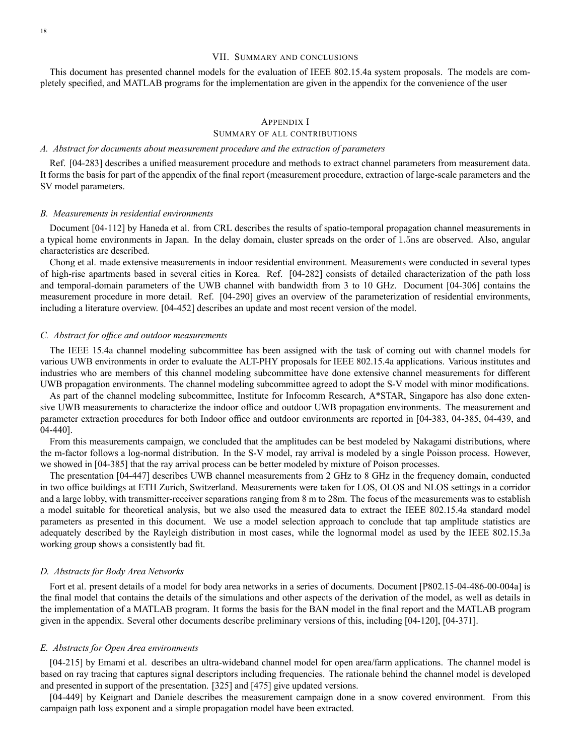## VII. Summary and conclusions

This document has presented channel models for the evaluation of IEEE 802.15.4a system proposals. The models are completely specified, and MATLAB programs for the implementation are given in the appendix for the convenience of the user

## Appendix I
## Summary of all contributions

### *A. Abstract for documents about measurement procedure and the extraction of parameters*

Ref. [04-283] describes a unified measurement procedure and methods to extract channel parameters from measurement data. It forms the basis for part of the appendix of the final report (measurement procedure, extraction of large-scale parameters and the SV model parameters.

### *B. Measurements in residential environments*

Document [04-112] by Haneda et al. from CRL describes the results of spatio-temporal propagation channel measurements in a typical home environments in Japan. In the delay domain, cluster spreads on the order of 1.5ns are observed. Also, angular characteristics are described.

Chong et al. made extensive measurements in indoor residential environment. Measurements were conducted in several types of high-rise apartments based in several cities in Korea. Ref. [04-282] consists of detailed characterization of the path loss and temporal-domain parameters of the UWB channel with bandwidth from 3 to 10 GHz. Document [04-306] contains the measurement procedure in more detail. Ref. [04-290] gives an overview of the parameterization of residential environments, including a literature overview. [04-452] describes an update and most recent version of the model.

### *C. Abstract for office and outdoor measurements*

The IEEE 15.4a channel modeling subcommittee has been assigned with the task of coming out with channel models for various UWB environments in order to evaluate the ALT-PHY proposals for IEEE 802.15.4a applications. Various institutes and industries who are members of this channel modeling subcommittee have done extensive channel measurements for different UWB propagation environments. The channel modeling subcommittee agreed to adopt the S-V model with minor modifications.

As part of the channel modeling subcommittee, Institute for Infocomm Research, A*STAR, Singapore has also done extensive UWB measurements to characterize the indoor office and outdoor UWB propagation environments. The measurement and parameter extraction procedures for both Indoor office and outdoor environments are reported in [04-383, 04-385, 04-439, and 04-440].

From this measurements campaign, we concluded that the amplitudes can be best modeled by Nakagami distributions, where the m-factor follows a log-normal distribution. In the S-V model, ray arrival is modeled by a single Poisson process. However, we showed in [04-385] that the ray arrival process can be better modeled by mixture of Poison processes.

The presentation [04-447] describes UWB channel measurements from 2 GHz to 8 GHz in the frequency domain, conducted in two office buildings at ETH Zurich, Switzerland. Measurements were taken for LOS, OLOS and NLOS settings in a corridor and a large lobby, with transmitter-receiver separations ranging from 8 m to 28m. The focus of the measurements was to establish a model suitable for theoretical analysis, but we also used the measured data to extract the IEEE 802.15.4a standard model parameters as presented in this document. We use a model selection approach to conclude that tap amplitude statistics are adequately described by the Rayleigh distribution in most cases, while the lognormal model as used by the IEEE 802.15.3a working group shows a consistently bad fit.

### *D. Abstracts for Body Area Networks*

Fort et al. present details of a model for body area networks in a series of documents. Document [P802.15-04-486-00-004a] is the final model that contains the details of the simulations and other aspects of the derivation of the model, as well as details in the implementation of a MATLAB program. It forms the basis for the BAN model in the final report and the MATLAB program given in the appendix. Several other documents describe preliminary versions of this, including [04-120], [04-371].

### *E. Abstracts for Open Area environments*

[04-215] by Emami et al. describes an ultra-wideband channel model for open area/farm applications. The channel model is based on ray tracing that captures signal descriptors including frequencies. The rationale behind the channel model is developed and presented in support of the presentation. [325] and [475] give updated versions.

[04-449] by Keignart and Daniele describes the measurement campaign done in a snow covered environment. From this campaign path loss exponent and a simple propagation model have been extracted.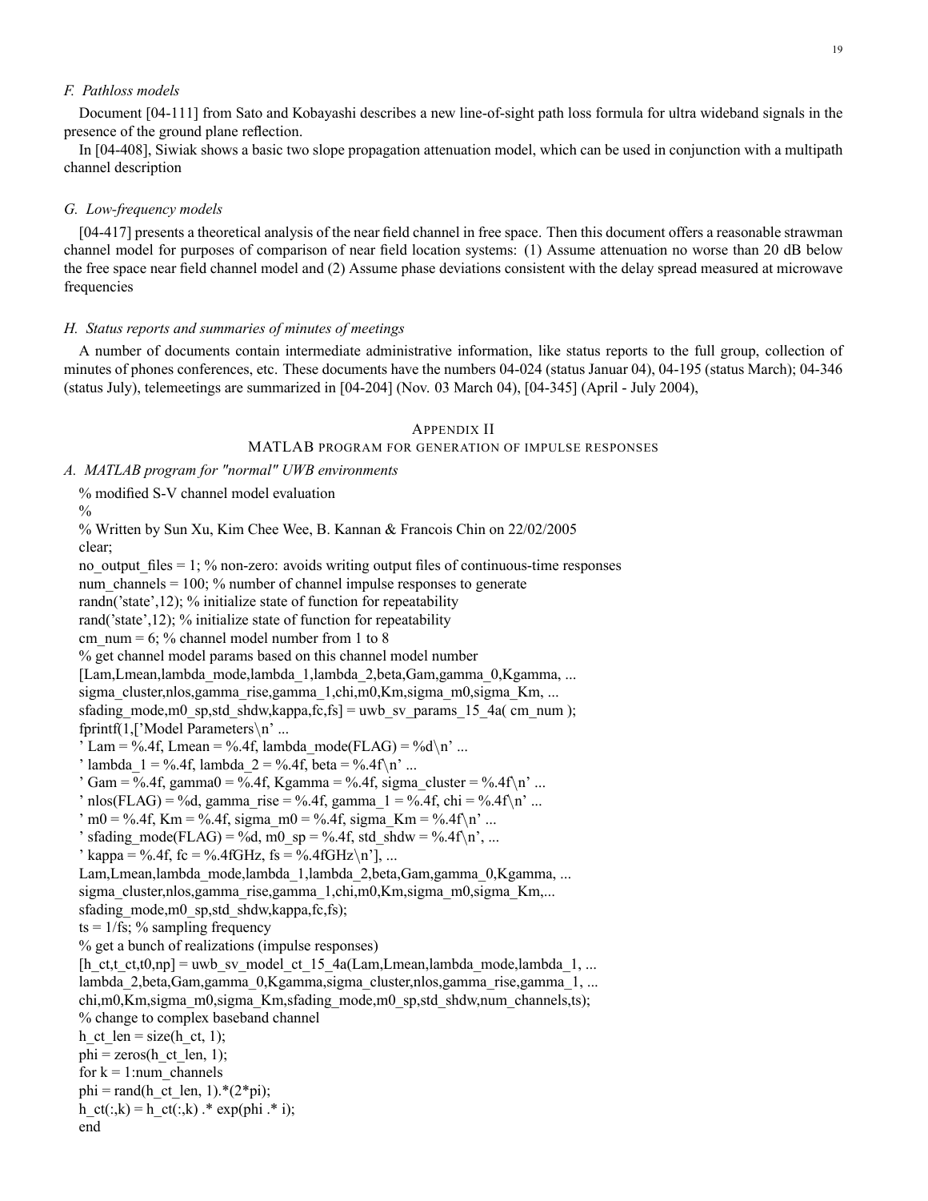### F. Pathloss models

Document [04-111] from Sato and Kobayashi describes a new line-of-sight path loss formula for ultra wideband signals in the presence of the ground plane reflection.

In [04-408], Siwiak shows a basic two slope propagation attenuation model, which can be used in conjunction with a multipath channel description

### G. Low-frequency models

[04-417] presents a theoretical analysis of the near field channel in free space. Then this document offers a reasonable strawman channel model for purposes of comparison of near field location systems: (1) Assume attenuation no worse than 20 dB below the free space near field channel model and (2) Assume phase deviations consistent with the delay spread measured at microwave frequencies

### H. Status reports and summaries of minutes of meetings

A number of documents contain intermediate administrative information, like status reports to the full group, collection of minutes of phones conferences, etc. These documents have the numbers 04-024 (status Januar 04), 04-195 (status March); 04-346 (status July), telemeetings are summarized in [04-204] (Nov. 03 March 04), [04-345] (April - July 2004),

## Appendix II
## MATLAB program for generation of impulse responses

### A. MATLAB program for "normal" UWB environments

```
% modified S-V channel model evaluation
%
% Written by Sun Xu, Kim Chee Wee, B. Kannan & Francois Chin on 22/02/2005
clear;
no_output_files = 1; % non-zero: avoids writing output files of continuous-time responses
num_channels = 100; % number of channel impulse responses to generate
randn('state',12); % initialize state of function for repeatability
rand('state',12); % initialize state of function for repeatability
cm_num = 6; % channel model number from 1 to 8
% get channel model params based on this channel model number
[Lam,Lmean,lambda_mode,lambda_1,lambda_2,beta,Gam,gamma_0,Kgamma, ...
sigma_cluster,nlos,gamma_rise,gamma_1,chi,m0,Km,sigma_m0,sigma_Km, ...
sfading_mode,m0_sp,std_shdw,kappa,fc,fs] = uwb_sv_params_15_4a( cm_num );
fprintf(1,['Model Parameters\n' ...
' Lam = %.4f, Lmean = %.4f, lambda_mode(FLAG) = %d\n' ...
' lambda_1 = %.4f, lambda_2 = %.4f, beta = %.4f\n' ...
' Gam = %.4f, gamma0 = %.4f, Kgamma = %.4f, sigma_cluster = %.4f\n' ...
' nlos(FLAG) = %d, gamma_rise = %.4f, gamma_1 = %.4f, chi = %.4f\n' ...
' m0 = %.4f, Km = %.4f, sigma_m0 = %.4f, sigma_Km = %.4f\n' ...
' sfading_mode(FLAG) = %d, m0_sp = %.4f, std_shdw = %.4f\n', ...
' kappa = %.4f, fc = %.4fGHz, fs = %.4fGHz\n'], ...
Lam,Lmean,lambda_mode,lambda_1,lambda_2,beta,Gam,gamma_0,Kgamma, ...
sigma_cluster,nlos,gamma_rise,gamma_1,chi,m0,Km,sigma_m0,sigma_Km,...
sfading_mode,m0_sp,std_shdw,kappa,fc,fs);
ts = 1/fs; % sampling frequency
% get a bunch of realizations (impulse responses)
[h_ct,t_ct,t0,np] = uwb_sv_model_ct_15_4a(Lam,Lmean,lambda_mode,lambda_1, ...
lambda_2,beta,Gam,gamma_0,Kgamma,sigma_cluster,nlos,gamma_rise,gamma_1, ...
chi,m0,Km,sigma_m0,sigma_Km,sfading_mode,m0_sp,std_shdw,num_channels,ts);
% change to complex baseband channel
h_ct_len = size(h_ct, 1);
phi = zeros(h_ct_len, 1);
for k = 1:num_channels
phi = rand(h_ct_len, 1).*(2*pi);
h_ct(:,k) = h_ct(:,k) .* exp(phi .* i);
end
```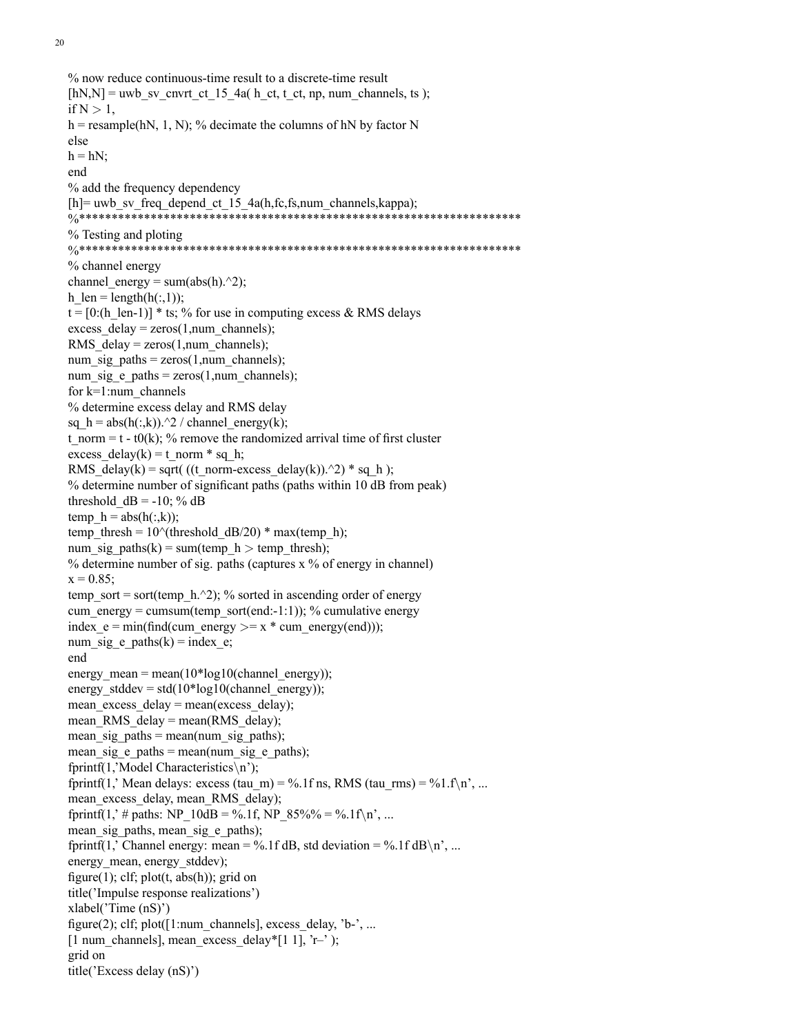```
% now reduce continuous-time result to a discrete-time result
[hN,N] = uwb_sv_cnvrt_ct_15_4a( h_ct, t_ct, np, num_channels, ts );
if N > 1,
h = resample(hN, 1, N); % decimate the columns of hN by factor N
else
h = hN;
end
% add the frequency dependency
[h]= uwb_sv_freq_depend_ct_15_4a(h,fc,fs,num_channels,kappa);
%*******************************************************************
% Testing and ploting
%*******************************************************************
% channel energy
channel_energy = sum(abs(h).^2);
h_len = length(h(:,1));
t = [0:(h_len-1)] * ts; % for use in computing excess & RMS delays
excess_delay = zeros(1,num_channels);
RMS_delay = zeros(1,num_channels);
num_sig_paths = zeros(1,num_channels);
num_sig_e_paths = zeros(1,num_channels);
for k=1:num_channels
% determine excess delay and RMS delay
sq_h = abs(h(:,k)).^2 / channel_energy(k);
t_norm = t - t0(k); % remove the randomized arrival time of first cluster
excess_delay(k) = t_norm * sq_h;
RMS_delay(k) = sqrt( ((t_norm-excess_delay(k)).^2) * sq_h );
% determine number of significant paths (paths within 10 dB from peak)
threshold_dB = -10; % dB
temp_h = abs(h(:,k));
temp_thresh = 10^(threshold_dB/20) * max(temp_h);
num_sig_paths(k) = sum(temp_h > temp_thresh);
% determine number of sig. paths (captures x % of energy in channel)
x = 0.85;
temp_sort = sort(temp_h.^2); % sorted in ascending order of energy
cum_energy = cumsum(temp_sort(end:-1:1)); % cumulative energy
index_e = min(find(cum_energy >= x * cum_energy(end)));
num_sig_e_paths(k) = index_e;
end
energy_mean = mean(10*log10(channel_energy));
energy_stddev = std(10*log10(channel_energy));
mean_excess_delay = mean(excess_delay);
mean_RMS_delay = mean(RMS_delay);
mean_sig_paths = mean(num_sig_paths);
mean_sig_e_paths = mean(num_sig_e_paths);
fprintf(1,'Model Characteristics\n');
fprintf(1,' Mean delays: excess (tau_m) = %.1f ns, RMS (tau_rms) = %1.f\n', ...
mean_excess_delay, mean_RMS_delay);
fprintf(1,' # paths: NP_10dB = %.1f, NP_85%% = %.1f\n', ...
mean_sig_paths, mean_sig_e_paths);
fprintf(1,' Channel energy: mean = %.1f dB, std deviation = %.1f dB\n', ...
energy_mean, energy_stddev);
figure(1); clf; plot(t, abs(h)); grid on
title('Impulse response realizations')
xlabel('Time (nS)')
figure(2); clf; plot([1:num_channels], excess_delay, 'b-', ...
[1 num_channels], mean_excess_delay*[1 1], 'r–' );
grid on
title('Excess delay (nS)')
```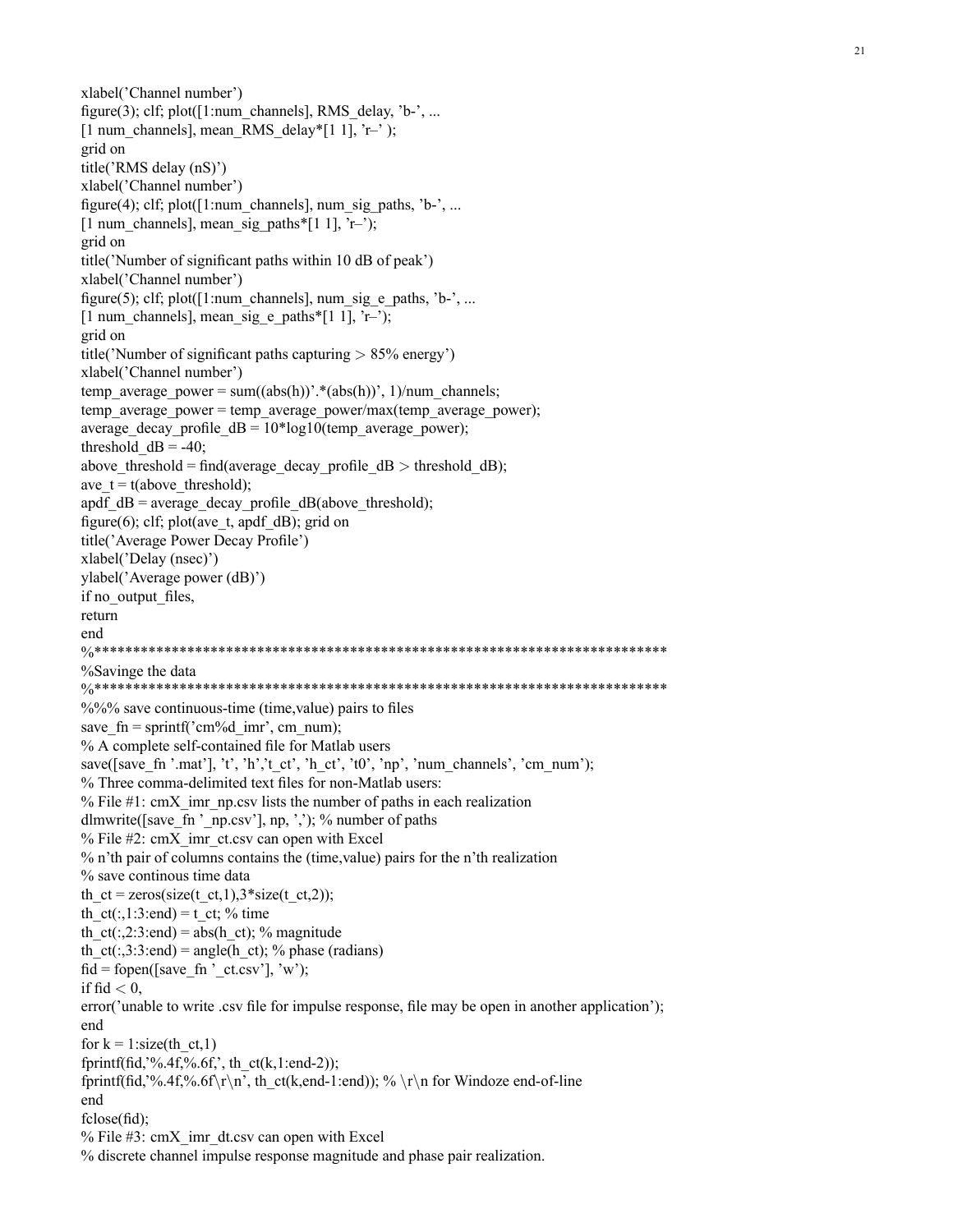```
xlabel('Channel number')
figure(3); clf; plot([1:num_channels], RMS_delay, 'b-', ...
[1 num_channels], mean_RMS_delay*[1 1], 'r–' );
grid on
title('RMS delay (nS)')
xlabel('Channel number')
figure(4); clf; plot([1:num_channels], num_sig_paths, 'b-', ...
[1 num_channels], mean_sig_paths*[1 1], 'r–');
grid on
title('Number of significant paths within 10 dB of peak')
xlabel('Channel number')
figure(5); clf; plot([1:num_channels], num_sig_e_paths, 'b-', ...
[1 num_channels], mean_sig_e_paths*[1 1], 'r–');
grid on
title('Number of significant paths capturing > 85% energy')
xlabel('Channel number')
temp_average_power = sum((abs(h))'.*(abs(h))', 1)/num_channels;
temp_average_power = temp_average_power/max(temp_average_power);
average_decay_profile_dB = 10*log10(temp_average_power);
threshold_dB = -40;
above_threshold = find(average_decay_profile_dB > threshold_dB);
ave_t = t(above_threshold);
apdf_dB = average_decay_profile_dB(above_threshold);
figure(6); clf; plot(ave_t, apdf_dB); grid on
title('Average Power Decay Profile')
xlabel('Delay (nsec)')
ylabel('Average power (dB)')
if no_output_files,
return
end
%***************************************************************************
%Savinge the data
%***************************************************************************
%%% save continuous-time (time,value) pairs to files
save_fn = sprintf('cm%d_imr', cm_num);
% A complete self-contained file for Matlab users
save([save_fn '.mat'], 't', 'h','t_ct', 'h_ct', 't0', 'np', 'num_channels', 'cm_num');
% Three comma-delimited text files for non-Matlab users:
% File #1: cmX_imr_np.csv lists the number of paths in each realization
dlmwrite([save_fn '_np.csv'], np, ','); % number of paths
% File #2: cmX_imr_ct.csv can open with Excel
% n'th pair of columns contains the (time,value) pairs for the n'th realization
% save continous time data
th_ct = zeros(size(t_ct,1),3*size(t_ct,2));
th_ct(:,1:3:end) = t_ct; % time
th_ct(:,2:3:end) = abs(h_ct); % magnitude
th_ct(:,3:3:end) = angle(h_ct); % phase (radians)
fid = fopen([save_fn '_ct.csv'], 'w');
if fid < 0,
error('unable to write .csv file for impulse response, file may be open in another application');
end
for k = 1:size(th_ct,1)
fprintf(fid,'%.4f,%.6f,', th_ct(k,1:end-2));
fprintf(fid,'%.4f,%.6f\r\n', th_ct(k,end-1:end)); % \r\n for Windoze end-of-line
end
fclose(fid);
% File #3: cmX_imr_dt.csv can open with Excel
% discrete channel impulse response magnitude and phase pair realization.
```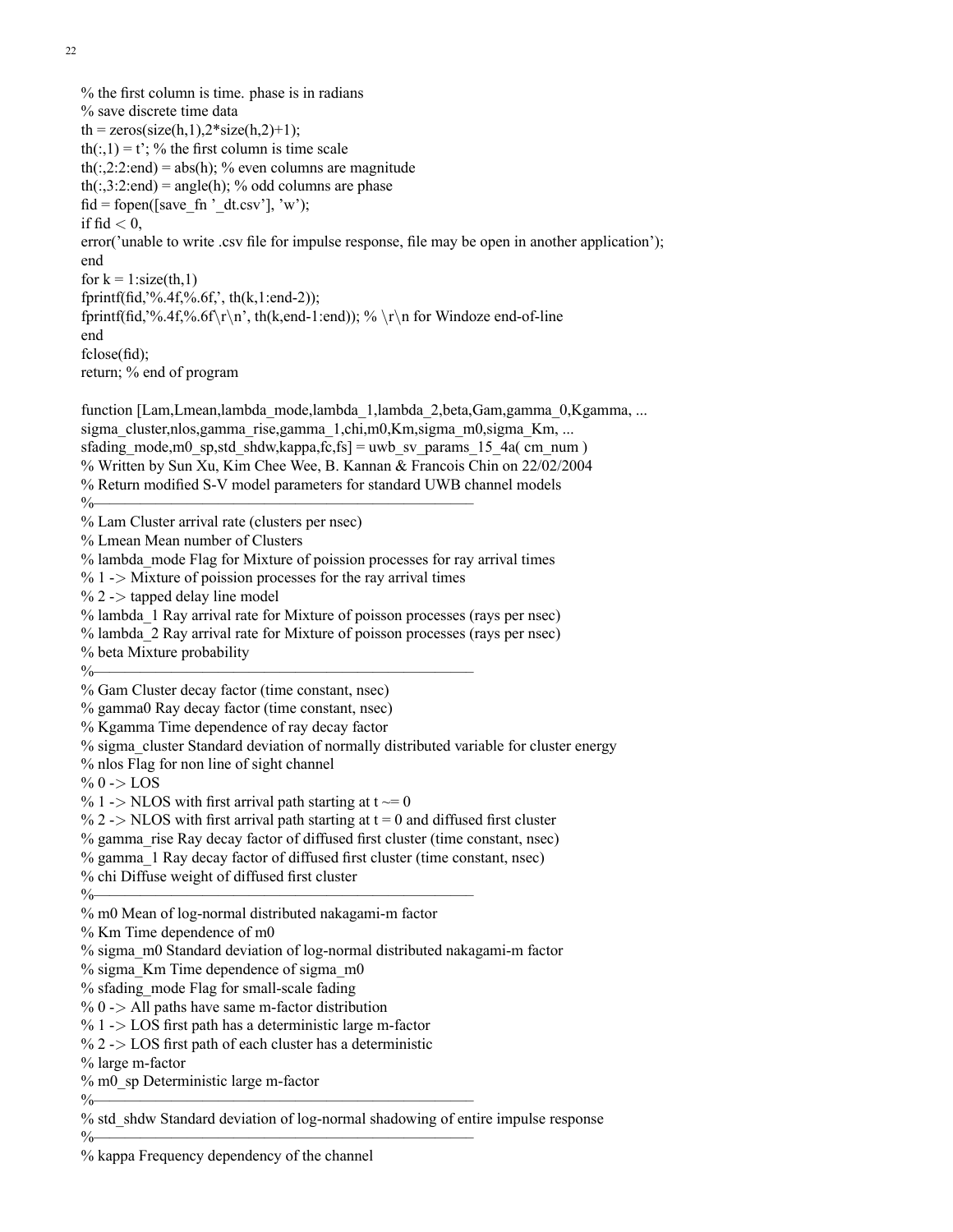```
% the first column is time. phase is in radians
% save discrete time data
th = zeros(size(h,1),2*size(h,2)+1);
th(:,1) = t'; % the first column is time scale
th(:,2:2:end) = abs(h); % even columns are magnitude
th(:,3:2:end) = angle(h); % odd columns are phase
fid = fopen([save_fn '_dt.csv'], 'w');
if fid < 0,
error('unable to write .csv file for impulse response, file may be open in another application');
end
for k = 1:size(th,1)
fprintf(fid,'%.4f,%.6f,', th(k,1:end-2));
fprintf(fid,'%.4f,%.6f\r\n', th(k,end-1:end)); % \r\n for Windoze end-of-line
end
fclose(fid);
return; % end of program

function [Lam,Lmean,lambda_mode,lambda_1,lambda_2,beta,Gam,gamma_0,Kgamma, ...
sigma_cluster,nlos,gamma_rise,gamma_1,chi,m0,Km,sigma_m0,sigma_Km, ...
sfading_mode,m0_sp,std_shdw,kappa,fc,fs] = uwb_sv_params_15_4a( cm_num )
% Written by Sun Xu, Kim Chee Wee, B. Kannan & Francois Chin on 22/02/2004
% Return modified S-V model parameters for standard UWB channel models
%—————————————————————————————
% Lam Cluster arrival rate (clusters per nsec)
% Lmean Mean number of Clusters
% lambda_mode Flag for Mixture of poission processes for ray arrival times
% 1 -> Mixture of poission processes for the ray arrival times
% 2 -> tapped delay line model
% lambda_1 Ray arrival rate for Mixture of poisson processes (rays per nsec)
% lambda_2 Ray arrival rate for Mixture of poisson processes (rays per nsec)
% beta Mixture probability
%—————————————————————————————
% Gam Cluster decay factor (time constant, nsec)
% gamma0 Ray decay factor (time constant, nsec)
% Kgamma Time dependence of ray decay factor
% sigma_cluster Standard deviation of normally distributed variable for cluster energy
% nlos Flag for non line of sight channel
% 0 -> LOS
% 1 -> NLOS with first arrival path starting at t ~= 0
% 2 -> NLOS with first arrival path starting at t = 0 and diffused first cluster
% gamma_rise Ray decay factor of diffused first cluster (time constant, nsec)
% gamma_1 Ray decay factor of diffused first cluster (time constant, nsec)
% chi Diffuse weight of diffused first cluster
%—————————————————————————————
% m0 Mean of log-normal distributed nakagami-m factor
% Km Time dependence of m0
% sigma_m0 Standard deviation of log-normal distributed nakagami-m factor
% sigma_Km Time dependence of sigma_m0
% sfading_mode Flag for small-scale fading
% 0 -> All paths have same m-factor distribution
% 1 -> LOS first path has a deterministic large m-factor
% 2 -> LOS first path of each cluster has a deterministic
% large m-factor
% m0_sp Deterministic large m-factor
%—————————————————————————————
% std_shdw Standard deviation of log-normal shadowing of entire impulse response
%—————————————————————————————
% kappa Frequency dependency of the channel
```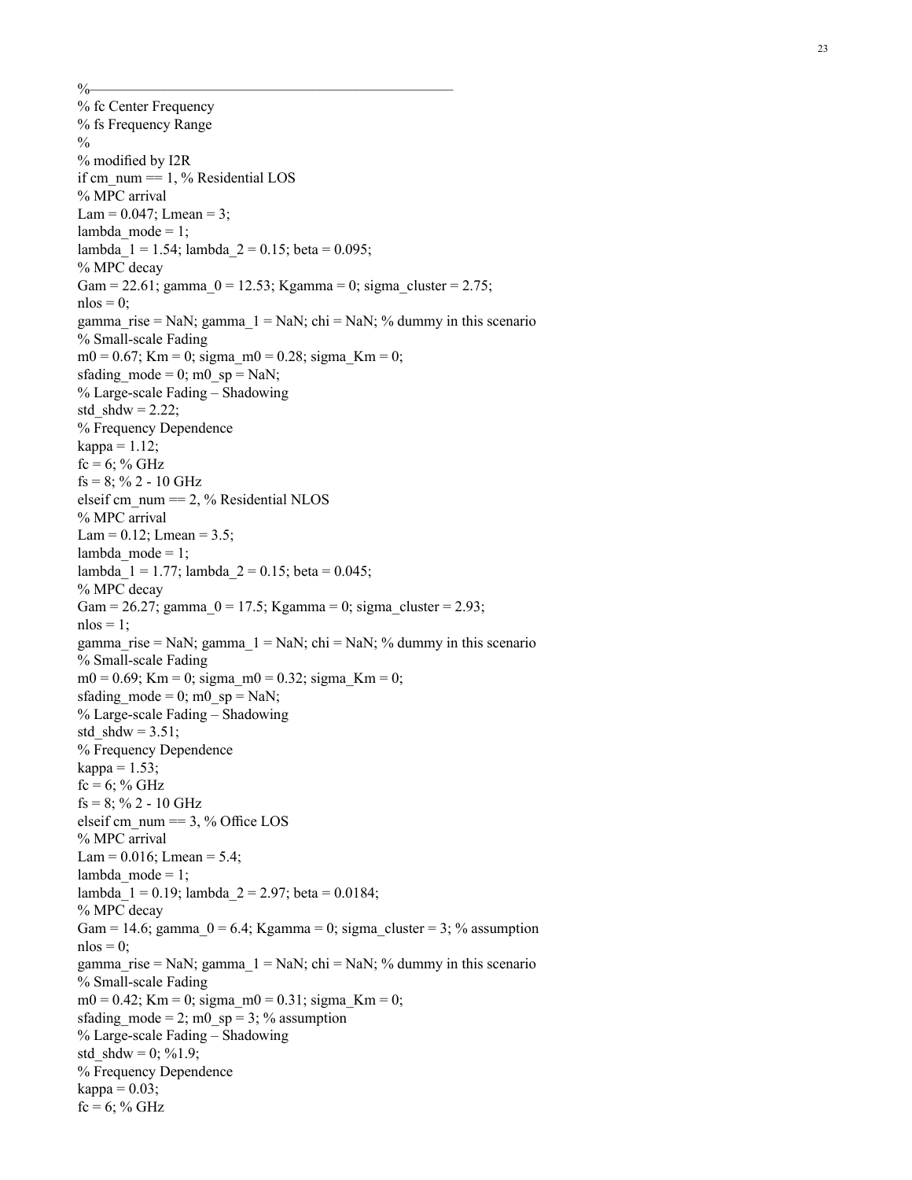```
%——————————————————————————————
% fc Center Frequency
% fs Frequency Range
%
% modified by I2R
if cm_num == 1, % Residential LOS
% MPC arrival
Lam = 0.047; Lmean = 3;
lambda_mode = 1;
lambda_1 = 1.54; lambda_2 = 0.15; beta = 0.095;
% MPC decay
Gam = 22.61; gamma_0 = 12.53; Kgamma = 0; sigma_cluster = 2.75;
nlos = 0;
gamma_rise = NaN; gamma_1 = NaN; chi = NaN; % dummy in this scenario
% Small-scale Fading
m0 = 0.67; Km = 0; sigma_m0 = 0.28; sigma_Km = 0;
sfading_mode = 0; m0_sp = NaN;
% Large-scale Fading – Shadowing
std_shdw = 2.22;
% Frequency Dependence
kappa = 1.12;
fc = 6; % GHz
fs = 8; % 2 - 10 GHz
elseif cm_num == 2, % Residential NLOS
% MPC arrival
Lam = 0.12; Lmean = 3.5;
lambda_mode = 1;
lambda_1 = 1.77; lambda_2 = 0.15; beta = 0.045;
% MPC decay
Gam = 26.27; gamma_0 = 17.5; Kgamma = 0; sigma_cluster = 2.93;
nlos = 1;
gamma_rise = NaN; gamma_1 = NaN; chi = NaN; % dummy in this scenario
% Small-scale Fading
m0 = 0.69; Km = 0; sigma_m0 = 0.32; sigma_Km = 0;
sfading_mode = 0; m0_sp = NaN;
% Large-scale Fading – Shadowing
std_shdw = 3.51;
% Frequency Dependence
kappa = 1.53;
fc = 6; % GHz
fs = 8; % 2 - 10 GHz
elseif cm_num == 3, % Office LOS
% MPC arrival
Lam = 0.016; Lmean = 5.4;
lambda_mode = 1;
lambda_1 = 0.19; lambda_2 = 2.97; beta = 0.0184;
% MPC decay
Gam = 14.6; gamma_0 = 6.4; Kgamma = 0; sigma_cluster = 3; % assumption
nlos = 0;
gamma_rise = NaN; gamma_1 = NaN; chi = NaN; % dummy in this scenario
% Small-scale Fading
m0 = 0.42; Km = 0; sigma_m0 = 0.31; sigma_Km = 0;
sfading_mode = 2; m0_sp = 3; % assumption
% Large-scale Fading – Shadowing
std_shdw = 0; %1.9;
% Frequency Dependence
kappa = 0.03;
fc = 6; % GHz
```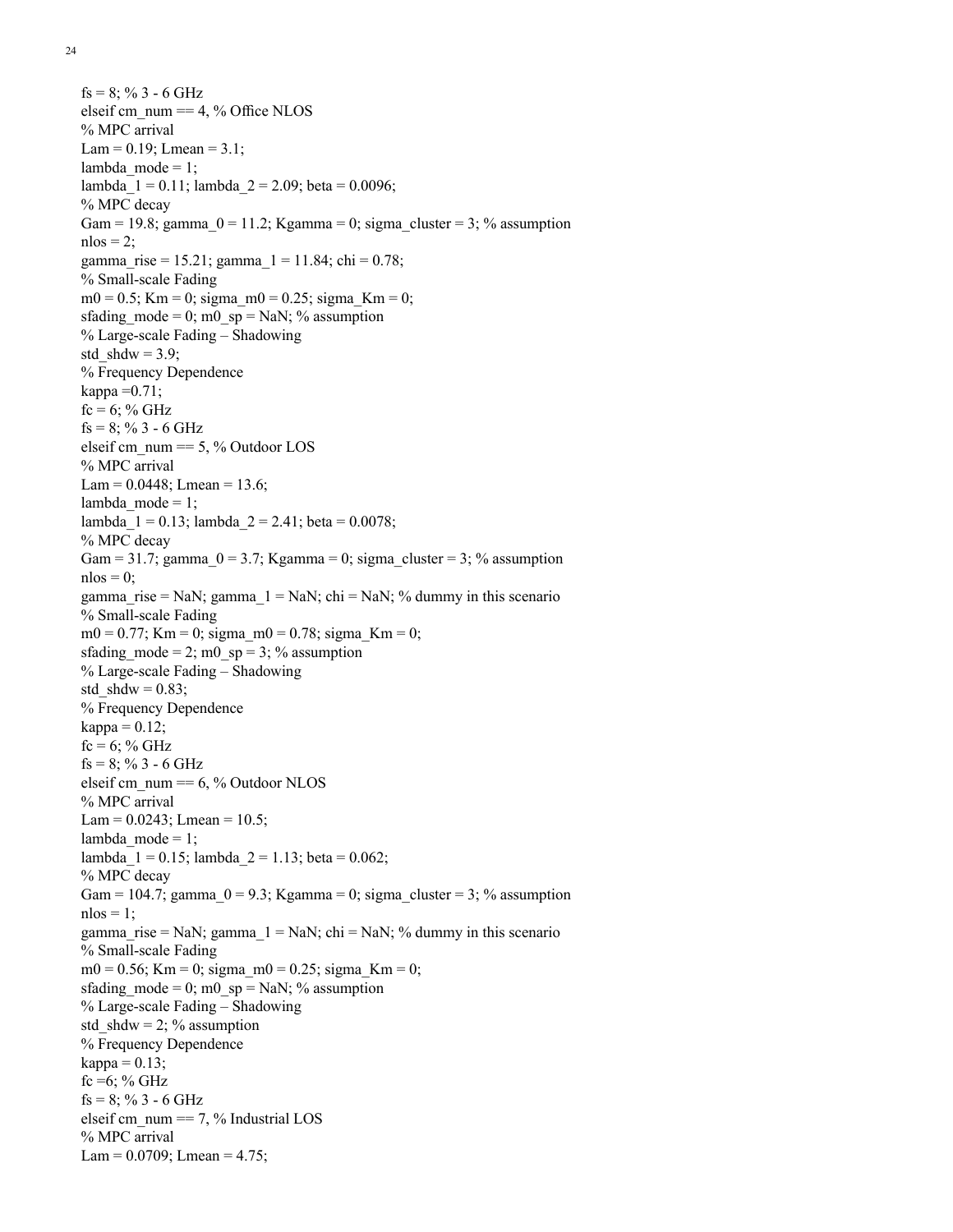```
fs = 8; % 3 - 6 GHz
elseif cm_num == 4, % Office NLOS
% MPC arrival
Lam = 0.19; Lmean = 3.1;
lambda_mode = 1;
lambda_1 = 0.11; lambda_2 = 2.09; beta = 0.0096;
% MPC decay
Gam = 19.8; gamma_0 = 11.2; Kgamma = 0; sigma_cluster = 3; % assumption
nlos = 2;
gamma_rise = 15.21; gamma_1 = 11.84; chi = 0.78;
% Small-scale Fading
m0 = 0.5; Km = 0; sigma_m0 = 0.25; sigma_Km = 0;
sfading_mode = 0; m0_sp = NaN; % assumption
% Large-scale Fading – Shadowing
std_shdw = 3.9;
% Frequency Dependence
kappa =0.71;
fc = 6; % GHz
fs = 8; % 3 - 6 GHz
elseif cm_num == 5, % Outdoor LOS
% MPC arrival
Lam = 0.0448; Lmean = 13.6;
lambda_mode = 1;
lambda_1 = 0.13; lambda_2 = 2.41; beta = 0.0078;
% MPC decay
Gam = 31.7; gamma_0 = 3.7; Kgamma = 0; sigma_cluster = 3; % assumption
nlos = 0;
gamma_rise = NaN; gamma_1 = NaN; chi = NaN; % dummy in this scenario
% Small-scale Fading
m0 = 0.77; Km = 0; sigma_m0 = 0.78; sigma_Km = 0;
sfading_mode = 2; m0_sp = 3; % assumption
% Large-scale Fading – Shadowing
std_shdw = 0.83;
% Frequency Dependence
kappa = 0.12;
fc = 6; % GHz
fs = 8; % 3 - 6 GHz
elseif cm_num == 6, % Outdoor NLOS
% MPC arrival
Lam = 0.0243; Lmean = 10.5;
lambda_mode = 1;
lambda_1 = 0.15; lambda_2 = 1.13; beta = 0.062;
% MPC decay
Gam = 104.7; gamma_0 = 9.3; Kgamma = 0; sigma_cluster = 3; % assumption
nlos = 1;
gamma_rise = NaN; gamma_1 = NaN; chi = NaN; % dummy in this scenario
% Small-scale Fading
m0 = 0.56; Km = 0; sigma_m0 = 0.25; sigma_Km = 0;
sfading_mode = 0; m0_sp = NaN; % assumption
% Large-scale Fading – Shadowing
std_shdw = 2; % assumption
% Frequency Dependence
kappa = 0.13;
fc =6; % GHz
fs = 8; % 3 - 6 GHz
elseif cm_num == 7, % Industrial LOS
% MPC arrival
Lam = 0.0709; Lmean = 4.75;
```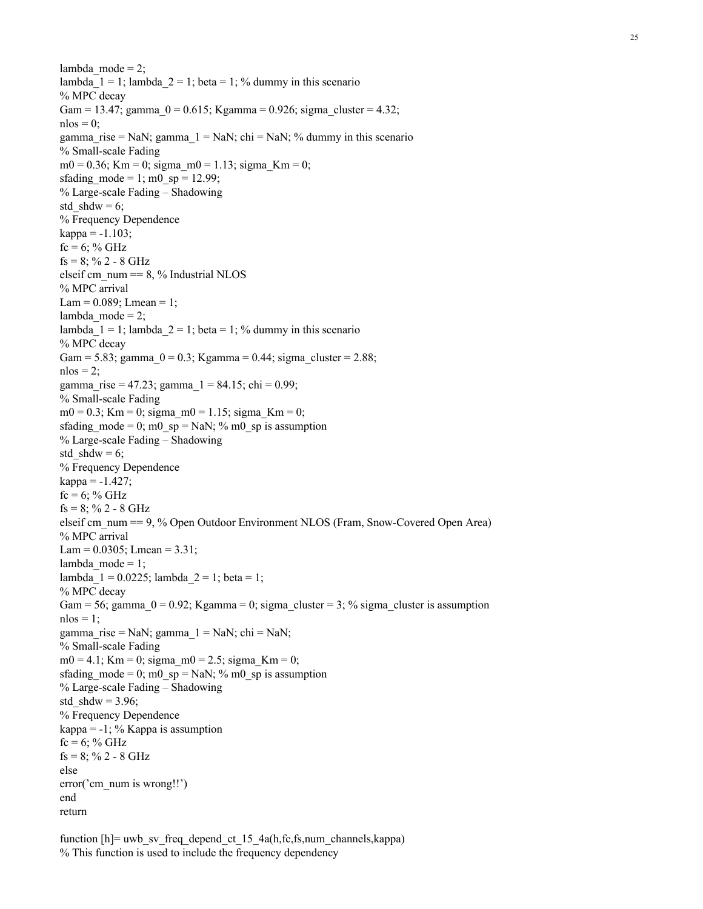```
lambda_mode = 2;
lambda_1 = 1; lambda_2 = 1; beta = 1; % dummy in this scenario
% MPC decay
Gam = 13.47; gamma_0 = 0.615; Kgamma = 0.926; sigma_cluster = 4.32;
nlos = 0;
gamma_rise = NaN; gamma_1 = NaN; chi = NaN; % dummy in this scenario
% Small-scale Fading
m0 = 0.36; Km = 0; sigma_m0 = 1.13; sigma_Km = 0;
sfading_mode = 1; m0_sp = 12.99;
% Large-scale Fading – Shadowing
std_shdw = 6;
% Frequency Dependence
kappa = -1.103;
fc = 6; % GHz
fs = 8; % 2 - 8 GHz
elseif cm_num == 8, % Industrial NLOS
% MPC arrival
Lam = 0.089; Lmean = 1;
lambda_mode = 2;
lambda_1 = 1; lambda_2 = 1; beta = 1; % dummy in this scenario
% MPC decay
Gam = 5.83; gamma_0 = 0.3; Kgamma = 0.44; sigma_cluster = 2.88;
nlos = 2;
gamma_rise = 47.23; gamma_1 = 84.15; chi = 0.99;
% Small-scale Fading
m0 = 0.3; Km = 0; sigma_m0 = 1.15; sigma_Km = 0;
sfading_mode = 0; m0_sp = NaN; % m0_sp is assumption
% Large-scale Fading – Shadowing
std_shdw = 6;
% Frequency Dependence
kappa = -1.427;
fc = 6; % GHz
fs = 8; % 2 - 8 GHz
elseif cm_num == 9, % Open Outdoor Environment NLOS (Fram, Snow-Covered Open Area)
% MPC arrival
Lam = 0.0305; Lmean = 3.31;
lambda_mode = 1;
lambda_1 = 0.0225; lambda_2 = 1; beta = 1;
% MPC decay
Gam = 56; gamma_0 = 0.92; Kgamma = 0; sigma_cluster = 3; % sigma_cluster is assumption
nlos = 1;
gamma_rise = NaN; gamma_1 = NaN; chi = NaN;
% Small-scale Fading
m0 = 4.1; Km = 0; sigma_m0 = 2.5; sigma_Km = 0;
sfading_mode = 0; m0_sp = NaN; % m0_sp is assumption
% Large-scale Fading – Shadowing
std_shdw = 3.96;
% Frequency Dependence
kappa = -1; % Kappa is assumption
fc = 6; % GHz
fs = 8; % 2 - 8 GHz
else
error('cm_num is wrong!!')
end
return

function [h]= uwb_sv_freq_depend_ct_15_4a(h,fc,fs,num_channels,kappa)
% This function is used to include the frequency dependency
```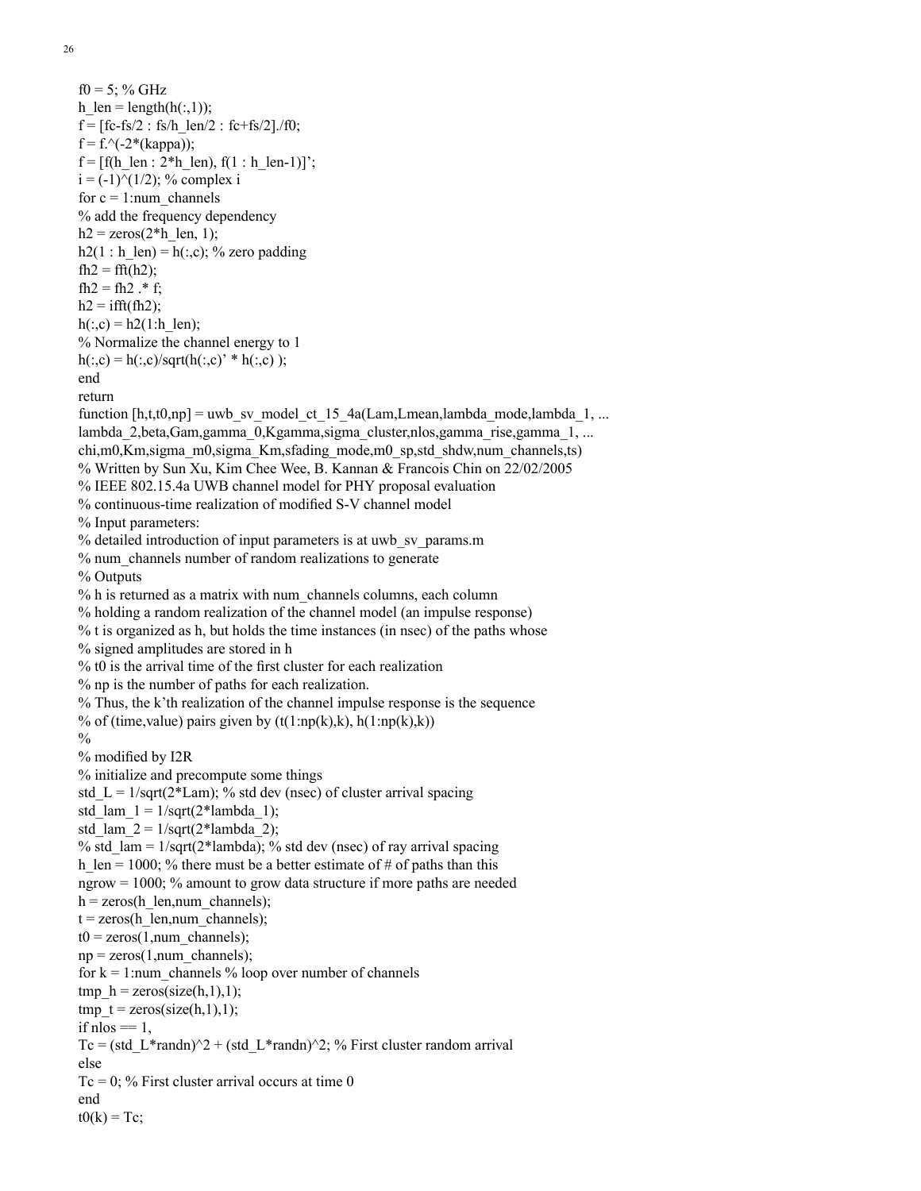```
f0 = 5; % GHz
h_len = length(h(:,1));
f = [fc-fs/2 : fs/h_len/2 : fc+fs/2]./f0;
f = f.^(-2*(kappa));
f = [f(h_len : 2*h_len), f(1 : h_len-1)]';
i = (-1)^(1/2); % complex i
for c = 1:num_channels
% add the frequency dependency
h2 = zeros(2*h_len, 1);
h2(1 : h_len) = h(:,c); % zero padding
fh2 = fft(h2);
fh2 = fh2 .* f;
h2 = ifft(fh2);
h(:,c) = h2(1:h_len);
% Normalize the channel energy to 1
h(:,c) = h(:,c)/sqrt(h(:,c)' * h(:,c) );
end
return
function [h,t,t0,np] = uwb_sv_model_ct_15_4a(Lam,Lmean,lambda_mode,lambda_1, ...
lambda_2,beta,Gam,gamma_0,Kgamma,sigma_cluster,nlos,gamma_rise,gamma_1, ...
chi,m0,Km,sigma_m0,sigma_Km,sfading_mode,m0_sp,std_shdw,num_channels,ts)
% Written by Sun Xu, Kim Chee Wee, B. Kannan & Francois Chin on 22/02/2005
% IEEE 802.15.4a UWB channel model for PHY proposal evaluation
% continuous-time realization of modified S-V channel model
% Input parameters:
% detailed introduction of input parameters is at uwb_sv_params.m
% num_channels number of random realizations to generate
% Outputs
% h is returned as a matrix with num_channels columns, each column
% holding a random realization of the channel model (an impulse response)
% t is organized as h, but holds the time instances (in nsec) of the paths whose
% signed amplitudes are stored in h
% t0 is the arrival time of the first cluster for each realization
% np is the number of paths for each realization.
% Thus, the k'th realization of the channel impulse response is the sequence
% of (time,value) pairs given by (t(1:np(k),k), h(1:np(k),k))
%
% modified by I2R
% initialize and precompute some things
std_L = 1/sqrt(2*Lam); % std dev (nsec) of cluster arrival spacing
std_lam_1 = 1/sqrt(2*lambda_1);
std_lam_2 = 1/sqrt(2*lambda_2);
% std_lam = 1/sqrt(2*lambda); % std dev (nsec) of ray arrival spacing
h_len = 1000; % there must be a better estimate of # of paths than this
ngrow = 1000; % amount to grow data structure if more paths are needed
h = zeros(h_len,num_channels);
t = zeros(h_len,num_channels);
t0 = zeros(1,num_channels);
np = zeros(1,num_channels);
for k = 1:num_channels % loop over number of channels
tmp_h = zeros(size(h,1),1);
tmp_t = zeros(size(h,1),1);
if nlos == 1,
Tc = (std_L*randn)^2 + (std_L*randn)^2; % First cluster random arrival
else
Tc = 0; % First cluster arrival occurs at time 0
end
t0(k) = Tc;
```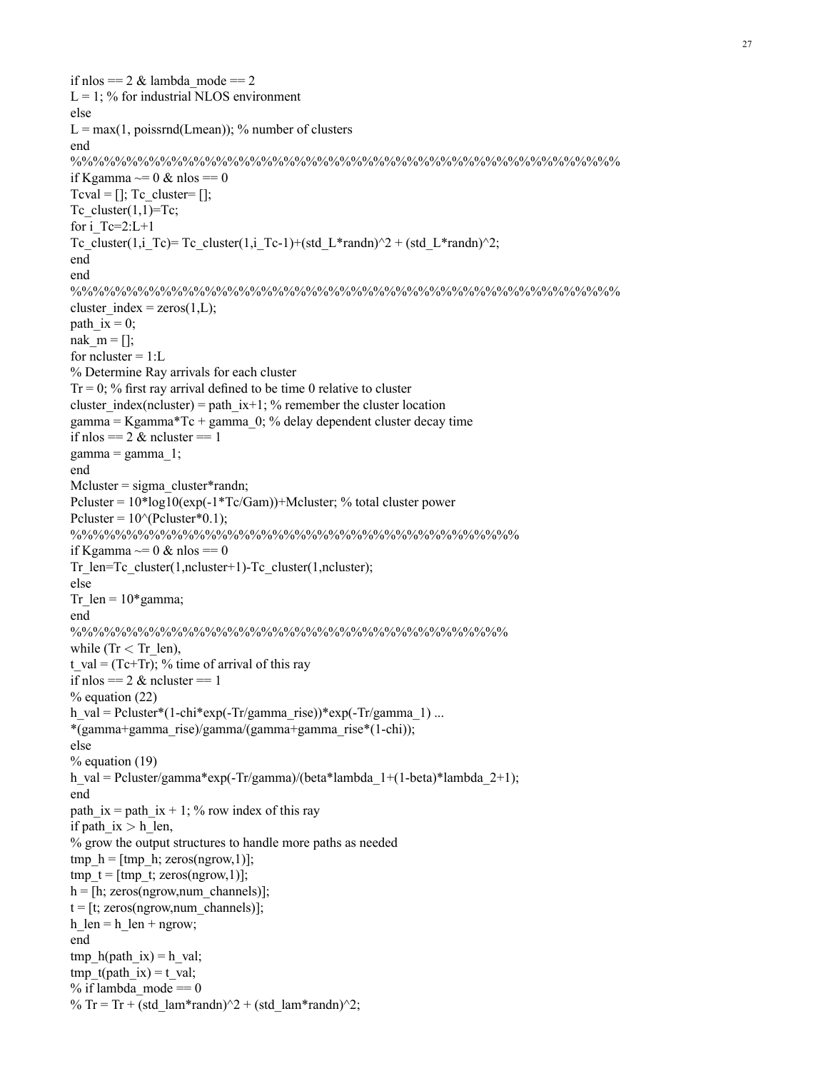```
if nlos == 2 & lambda_mode == 2
L = 1; % for industrial NLOS environment
else
L = max(1, poissrnd(Lmean)); % number of clusters
end
%%%%%%%%%%%%%%%%%%%%%%%%%%%%%%%%%%%%%%%%%%%%%%%%%
if Kgamma ~= 0 & nlos == 0
Tcval = []; Tc_cluster= [];
Tc_cluster(1,1)=Tc;
for i_Tc=2:L+1
Tc_cluster(1,i_Tc)= Tc_cluster(1,i_Tc-1)+(std_L*randn)^2 + (std_L*randn)^2;
end
end
%%%%%%%%%%%%%%%%%%%%%%%%%%%%%%%%%%%%%%%%%%%%%%%%%
cluster_index = zeros(1,L);
path_ix = 0;
nak_m = [];
for ncluster = 1:L
% Determine Ray arrivals for each cluster
Tr = 0; % first ray arrival defined to be time 0 relative to cluster
cluster_index(ncluster) = path_ix+1; % remember the cluster location
gamma = Kgamma*Tc + gamma_0; % delay dependent cluster decay time
if nlos == 2 & ncluster == 1
gamma = gamma_1;
end
Mcluster = sigma_cluster*randn;
Pcluster = 10*log10(exp(-1*Tc/Gam))+Mcluster; % total cluster power
Pcluster = 10^(Pcluster*0.1);
%%%%%%%%%%%%%%%%%%%%%%%%%%%%%%%%%%%%%%%%%%%%%
if Kgamma ~= 0 & nlos == 0
Tr_len=Tc_cluster(1,ncluster+1)-Tc_cluster(1,ncluster);
else
Tr_len = 10*gamma;
end
%%%%%%%%%%%%%%%%%%%%%%%%%%%%%%%%%%%%%%%%%%%%%
while (Tr < Tr_len),
t_val = (Tc+Tr); % time of arrival of this ray
if nlos == 2 & ncluster == 1
% equation (22)
h_val = Pcluster*(1-chi*exp(-Tr/gamma_rise))*exp(-Tr/gamma_1) ...
*(gamma+gamma_rise)/gamma/(gamma+gamma_rise*(1-chi));
else
% equation (19)
h_val = Pcluster/gamma*exp(-Tr/gamma)/(beta*lambda_1+(1-beta)*lambda_2+1);
end
path_ix = path_ix + 1; % row index of this ray
if path_ix > h_len,
% grow the output structures to handle more paths as needed
tmp_h = [tmp_h; zeros(ngrow,1)];
tmp_t = [tmp_t; zeros(ngrow,1)];
h = [h; zeros(ngrow,num_channels)];
t = [t; zeros(ngrow,num_channels)];
h_len = h_len + ngrow;
end
tmp_h(path_ix) = h_val;
tmp_t(path_ix) = t_val;
% if lambda_mode == 0
% Tr = Tr + (std_lam*randn)^2 + (std_lam*randn)^2;
```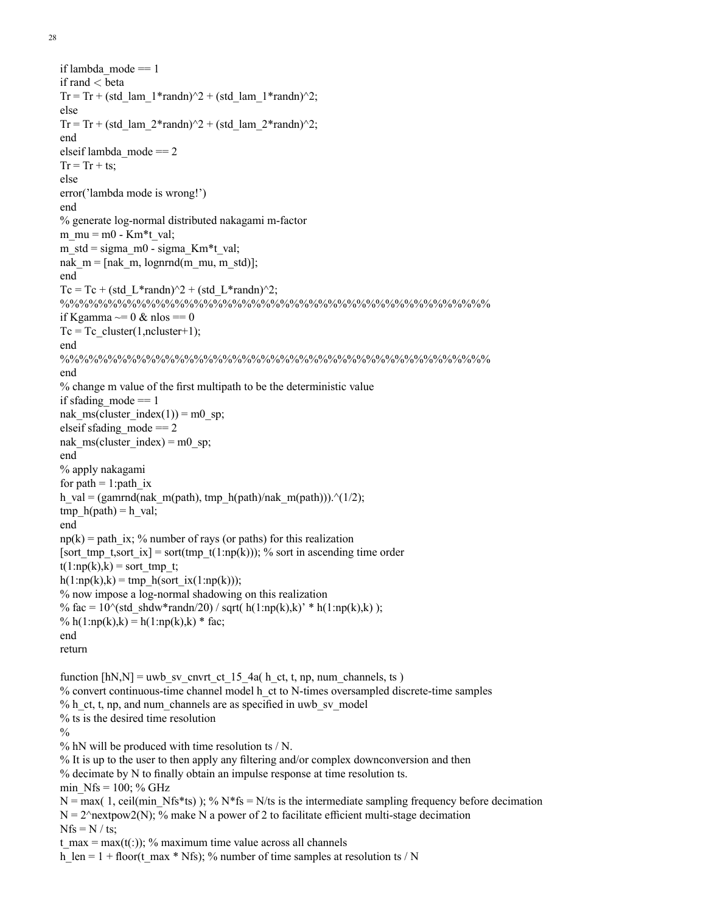```
if lambda_mode == 1
if rand < beta
Tr = Tr + (std_lam_1*randn)^2 + (std_lam_1*randn)^2;
else
Tr = Tr + (std_lam_2*randn)^2 + (std_lam_2*randn)^2;
end
elseif lambda_mode == 2
Tr = Tr + ts;
else
error('lambda mode is wrong!')
end
% generate log-normal distributed nakagami m-factor
m_mu = m0 - Km*t_val;
m_std = sigma_m0 - sigma_Km*t_val;
nak_m = [nak_m, lognrnd(m_mu, m_std)];
end
Tc = Tc + (std_L*randn)^2 + (std_L*randn)^2;
%%%%%%%%%%%%%%%%%%%%%%%%%%%%%%%%%%%%%%%%%%%%%%%%%%%%%%%%%%
if Kgamma ~= 0 & nlos == 0
Tc = Tc_cluster(1,ncluster+1);
end
%%%%%%%%%%%%%%%%%%%%%%%%%%%%%%%%%%%%%%%%%%%%%%%%%%%%%%%%%%
end
% change m value of the first multipath to be the deterministic value
if sfading_mode == 1
nak_ms(cluster_index(1)) = m0_sp;
elseif sfading_mode == 2
nak_ms(cluster_index) = m0_sp;
end
% apply nakagami
for path = 1:path_ix
h_val = (gamrnd(nak_m(path), tmp_h(path)/nak_m(path))).^(1/2);
tmp_h(path) = h_val;
end
np(k) = path_ix; % number of rays (or paths) for this realization
[sort_tmp_t,sort_ix] = sort(tmp_t(1:np(k))); % sort in ascending time order
t(1:np(k),k) = sort_tmp_t;
h(1:np(k),k) = tmp_h(sort_ix(1:np(k)));
% now impose a log-normal shadowing on this realization
% fac = 10^(std_shdw*randn/20) / sqrt( h(1:np(k),k)' * h(1:np(k),k) );
% h(1:np(k),k) = h(1:np(k),k) * fac;
end
return

function [hN,N] = uwb_sv_cnvrt_ct_15_4a( h_ct, t, np, num_channels, ts )
% convert continuous-time channel model h_ct to N-times oversampled discrete-time samples
% h_ct, t, np, and num_channels are as specified in uwb_sv_model
% ts is the desired time resolution
%
% hN will be produced with time resolution ts / N.
% It is up to the user to then apply any filtering and/or complex downconversion and then
% decimate by N to finally obtain an impulse response at time resolution ts.
min_Nfs = 100; % GHz
N = max( 1, ceil(min_Nfs*ts) ); % N*fs = N/ts is the intermediate sampling frequency before decimation
N = 2^nextpow2(N); % make N a power of 2 to facilitate efficient multi-stage decimation
Nfs = N / ts;
t_max = max(t(:)); % maximum time value across all channels
h_len = 1 + floor(t_max * Nfs); % number of time samples at resolution ts / N
```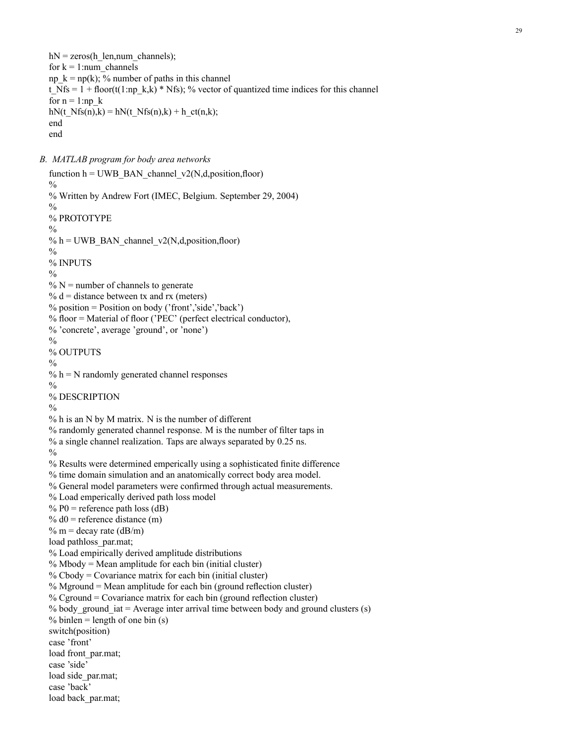```
hN = zeros(h_len,num_channels);
for k = 1:num_channels
np_k = np(k); % number of paths in this channel
t_Nfs = 1 + floor(t(1:np_k,k) * Nfs); % vector of quantized time indices for this channel
for n = 1:np_k
hN(t_Nfs(n),k) = hN(t_Nfs(n),k) + h_ct(n,k);
end
end
```

### *B. MATLAB program for body area networks*

```
function h = UWB_BAN_channel_v2(N,d,position,floor)
%
% Written by Andrew Fort (IMEC, Belgium. September 29, 2004)
%
% PROTOTYPE
%
% h = UWB_BAN_channel_v2(N,d,position,floor)
%
% INPUTS
%
% N = number of channels to generate
% d = distance between tx and rx (meters)
% position = Position on body ('front','side','back')
% floor = Material of floor ('PEC' (perfect electrical conductor),
% 'concrete', average 'ground', or 'none')
%
% OUTPUTS
%
% h = N randomly generated channel responses
%
% DESCRIPTION
%
% h is an N by M matrix. N is the number of different
% randomly generated channel response. M is the number of filter taps in
% a single channel realization. Taps are always separated by 0.25 ns.
%
% Results were determined emperically using a sophisticated finite difference
% time domain simulation and an anatomically correct body area model.
% General model parameters were confirmed through actual measurements.
% Load emperically derived path loss model
% P0 = reference path loss (dB)
% d0 = reference distance (m)
% m = decay rate (dB/m)
load pathloss_par.mat;
% Load empirically derived amplitude distributions
% Mbody = Mean amplitude for each bin (initial cluster)
% Cbody = Covariance matrix for each bin (initial cluster)
% Mground = Mean amplitude for each bin (ground reflection cluster)
% Cground = Covariance matrix for each bin (ground reflection cluster)
% body_ground_iat = Average inter arrival time between body and ground clusters (s)
% binlen = length of one bin (s)
switch(position)
case 'front'
load front_par.mat;
case 'side'
load side_par.mat;
case 'back'
load back_par.mat;
```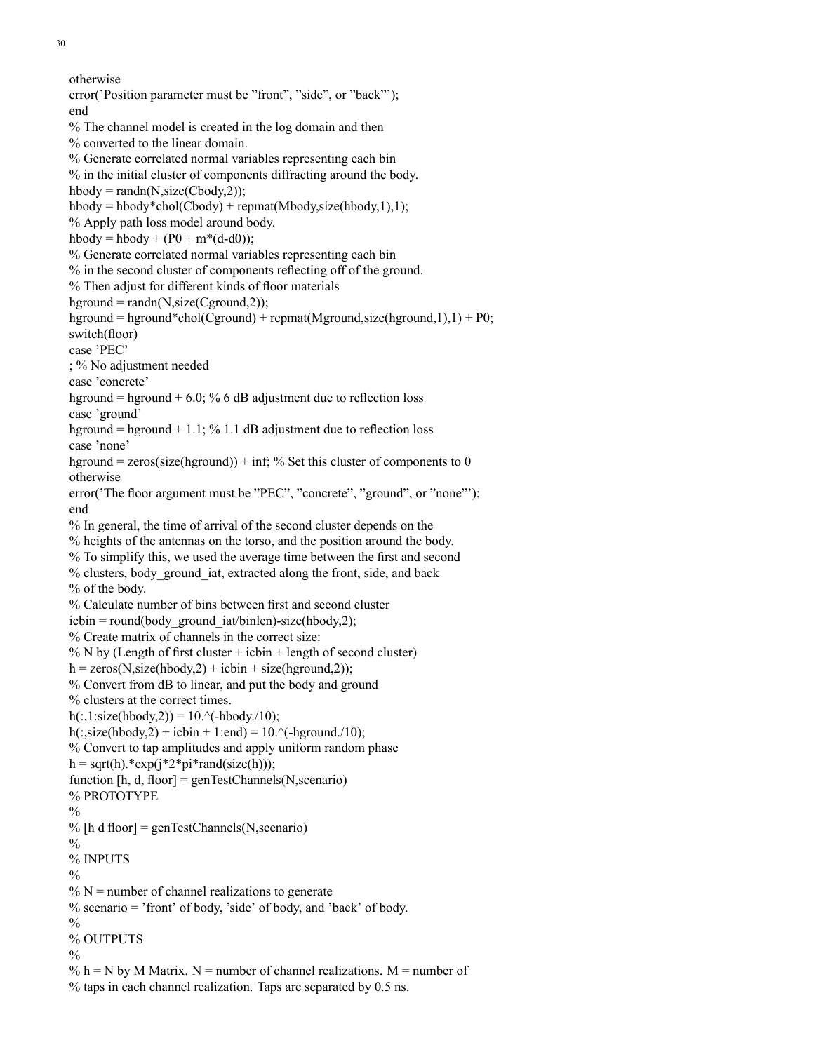```
otherwise
error('Position parameter must be "front", "side", or "back"');
end
% The channel model is created in the log domain and then
% converted to the linear domain.
% Generate correlated normal variables representing each bin
% in the initial cluster of components diffracting around the body.
hbody = randn(N,size(Cbody,2));
hbody = hbody*chol(Cbody) + repmat(Mbody,size(hbody,1),1);
% Apply path loss model around body.
hbody = hbody + (P0 + m*(d-d0));
% Generate correlated normal variables representing each bin
% in the second cluster of components reflecting off of the ground.
% Then adjust for different kinds of floor materials
hground = randn(N,size(Cground,2));
hground = hground*chol(Cground) + repmat(Mground,size(hground,1),1) + P0;
switch(floor)
case 'PEC'
; % No adjustment needed
case 'concrete'
hground = hground + 6.0; % 6 dB adjustment due to reflection loss
case 'ground'
hground = hground + 1.1; % 1.1 dB adjustment due to reflection loss
case 'none'
hground = zeros(size(hground)) + inf; % Set this cluster of components to 0
otherwise
error('The floor argument must be "PEC", "concrete", "ground", or "none"');
end
% In general, the time of arrival of the second cluster depends on the
% heights of the antennas on the torso, and the position around the body.
% To simplify this, we used the average time between the first and second
% clusters, body_ground_iat, extracted along the front, side, and back
% of the body.
% Calculate number of bins between first and second cluster
icbin = round(body_ground_iat/binlen)-size(hbody,2);
% Create matrix of channels in the correct size:
% N by (Length of first cluster + icbin + length of second cluster)
h = zeros(N,size(hbody,2) + icbin + size(hground,2));
% Convert from dB to linear, and put the body and ground
% clusters at the correct times.
h(:,1:size(hbody,2)) = 10.^(-hbody./10);
h(:,size(hbody,2) + icbin + 1:end) = 10.^(-hground./10);
% Convert to tap amplitudes and apply uniform random phase
h = sqrt(h).*exp(j*2*pi*rand(size(h)));
function [h, d, floor] = genTestChannels(N,scenario)
% PROTOTYPE
%
% [h d floor] = genTestChannels(N,scenario)
%
% INPUTS
%
% N = number of channel realizations to generate
% scenario = 'front' of body, 'side' of body, and 'back' of body.
%
% OUTPUTS
%
% h = N by M Matrix. N = number of channel realizations. M = number of
% taps in each channel realization. Taps are separated by 0.5 ns.
```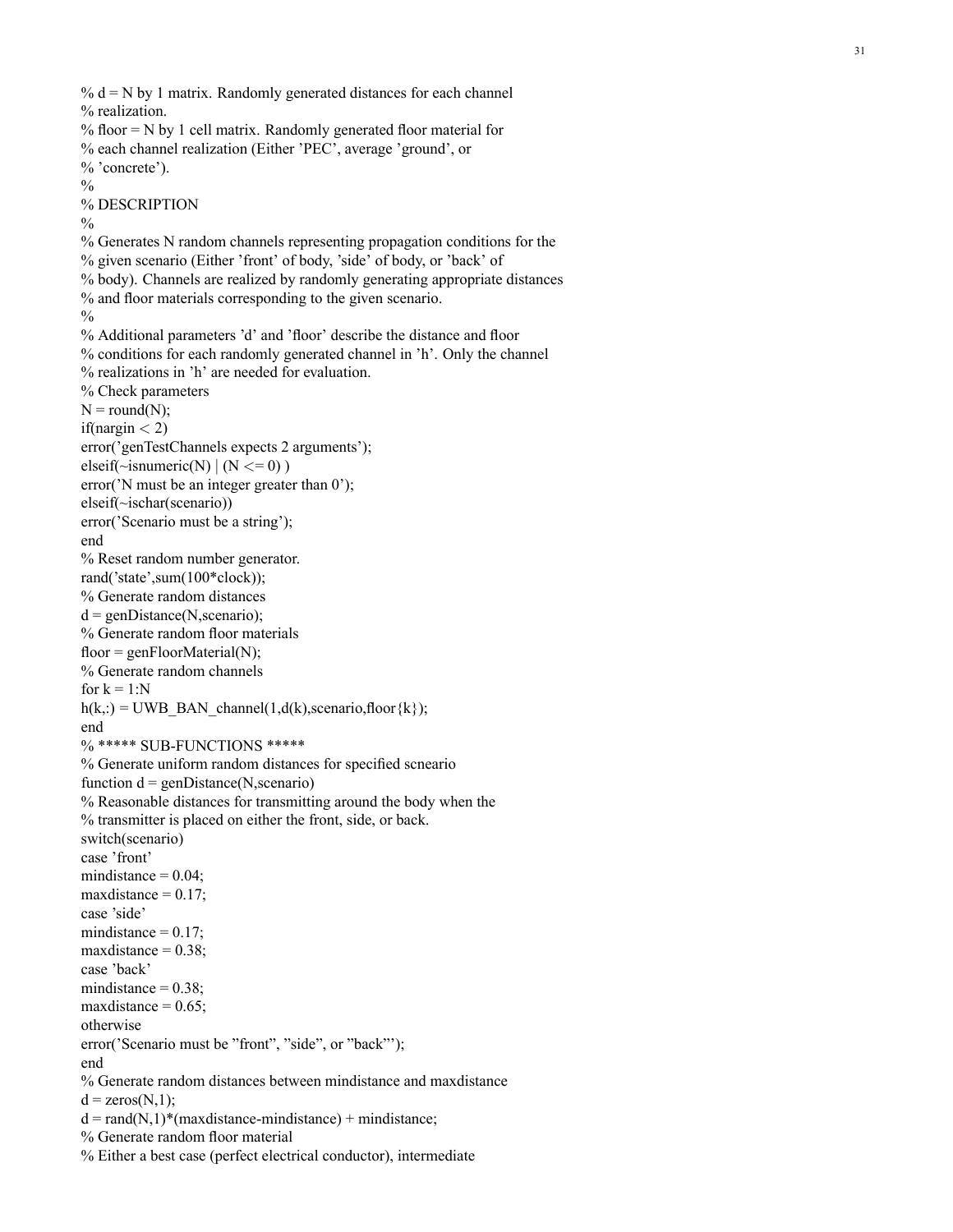```
% d = N by 1 matrix. Randomly generated distances for each channel
% realization.
% floor = N by 1 cell matrix. Randomly generated floor material for
% each channel realization (Either 'PEC', average 'ground', or
% 'concrete').
%
% DESCRIPTION
%
% Generates N random channels representing propagation conditions for the
% given scenario (Either 'front' of body, 'side' of body, or 'back' of
% body). Channels are realized by randomly generating appropriate distances
% and floor materials corresponding to the given scenario.
%
% Additional parameters 'd' and 'floor' describe the distance and floor
% conditions for each randomly generated channel in 'h'. Only the channel
% realizations in 'h' are needed for evaluation.
% Check parameters
N = round(N);
if(nargin < 2)
error('genTestChannels expects 2 arguments');
elseif(~isnumeric(N) | (N <= 0) )
error('N must be an integer greater than 0');
elseif(~ischar(scenario))
error('Scenario must be a string');
end
% Reset random number generator.
rand('state',sum(100*clock));
% Generate random distances
d = genDistance(N,scenario);
% Generate random floor materials
floor = genFloorMaterial(N);
% Generate random channels
for k = 1:N
h(k,:) = UWB_BAN_channel(1,d(k),scenario,floor{k});
end
% ***** SUB-FUNCTIONS *****
% Generate uniform random distances for specified scneario
function d = genDistance(N,scenario)
% Reasonable distances for transmitting around the body when the
% transmitter is placed on either the front, side, or back.
switch(scenario)
case 'front'
mindistance = 0.04;
maxdistance = 0.17;
case 'side'
mindistance = 0.17;
maxdistance = 0.38;
case 'back'
mindistance = 0.38;
maxdistance = 0.65;
otherwise
error('Scenario must be ''front'', ''side'', or ''back''');
end
% Generate random distances between mindistance and maxdistance
d = zeros(N,1);
d = rand(N,1)*(maxdistance-mindistance) + mindistance;
% Generate random floor material
% Either a best case (perfect electrical conductor), intermediate
```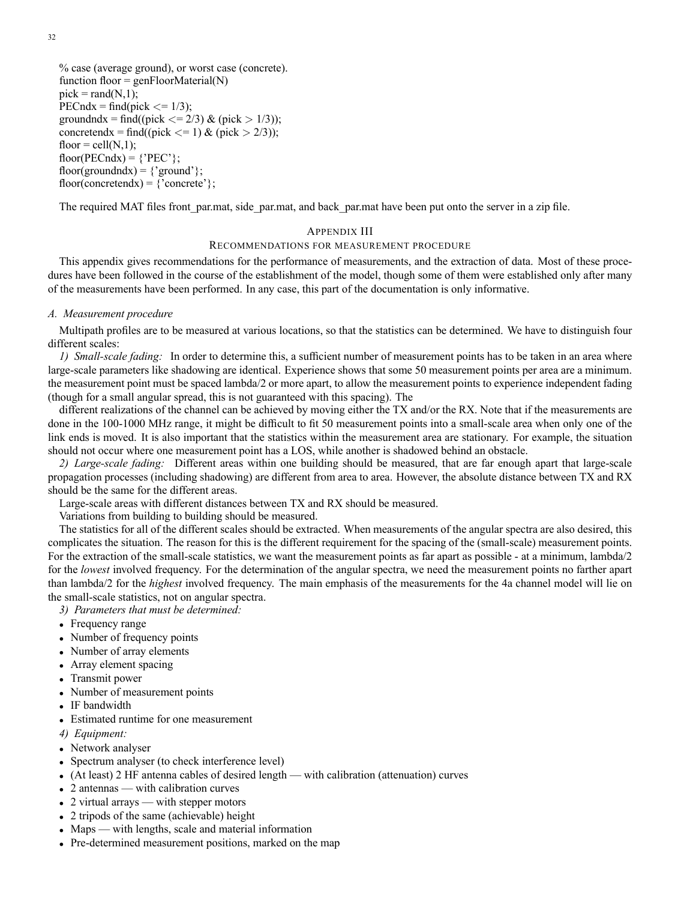```
% case (average ground), or worst case (concrete).
function floor = genFloorMaterial(N)
pick = rand(N,1);
PECndx = find(pick <= 1/3);
groundndx = find((pick <= 2/3) & (pick > 1/3));
concretendx = find((pick <= 1) & (pick > 2/3));
floor = cell(N,1);
floor(PECndx) = {'PEC'};
floor(groundndx) = {'ground'};
floor(concretendx) = {'concrete'};
```

The required MAT files front_par.mat, side_par.mat, and back_par.mat have been put onto the server in a zip file.

## Appendix III
## Recommendations for measurement procedure

This appendix gives recommendations for the performance of measurements, and the extraction of data. Most of these procedures have been followed in the course of the establishment of the model, though some of them were established only after many of the measurements have been performed. In any case, this part of the documentation is only informative.

### A. Measurement procedure

Multipath profiles are to be measured at various locations, so that the statistics can be determined. We have to distinguish four different scales:

*1) Small-scale fading:* In order to determine this, a sufficient number of measurement points has to be taken in an area where large-scale parameters like shadowing are identical. Experience shows that some 50 measurement points per area are a minimum. the measurement point must be spaced lambda/2 or more apart, to allow the measurement points to experience independent fading (though for a small angular spread, this is not guaranteed with this spacing). The

different realizations of the channel can be achieved by moving either the TX and/or the RX. Note that if the measurements are done in the 100-1000 MHz range, it might be difficult to fit 50 measurement points into a small-scale area when only one of the link ends is moved. It is also important that the statistics within the measurement area are stationary. For example, the situation should not occur where one measurement point has a LOS, while another is shadowed behind an obstacle.

*2) Large-scale fading:* Different areas within one building should be measured, that are far enough apart that large-scale propagation processes (including shadowing) are different from area to area. However, the absolute distance between TX and RX should be the same for the different areas.

Large-scale areas with different distances between TX and RX should be measured.

Variations from building to building should be measured.

The statistics for all of the different scales should be extracted. When measurements of the angular spectra are also desired, this complicates the situation. The reason for this is the different requirement for the spacing of the (small-scale) measurement points. For the extraction of the small-scale statistics, we want the measurement points as far apart as possible - at a minimum, lambda/2 for the *lowest* involved frequency. For the determination of the angular spectra, we need the measurement points no farther apart than lambda/2 for the *highest* involved frequency. The main emphasis of the measurements for the 4a channel model will lie on the small-scale statistics, not on angular spectra.

*3) Parameters that must be determined:*

- Frequency range
- Number of frequency points
- Number of array elements
- Array element spacing
- Transmit power
- Number of measurement points
- IF bandwidth
- Estimated runtime for one measurement

*4) Equipment:*

- Network analyser
- Spectrum analyser (to check interference level)
- (At least) 2 HF antenna cables of desired length — with calibration (attenuation) curves
- 2 antennas — with calibration curves
- 2 virtual arrays — with stepper motors
- 2 tripods of the same (achievable) height
- Maps — with lengths, scale and material information
- Pre-determined measurement positions, marked on the map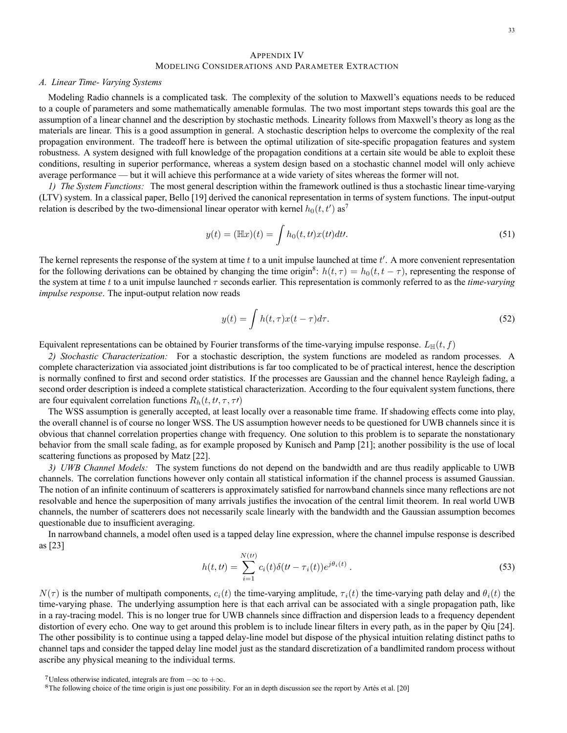## Appendix IV
## Modeling Considerations and Parameter Extraction

### A. Linear Time- Varying Systems

Modeling Radio channels is a complicated task. The complexity of the solution to Maxwell's equations needs to be reduced to a couple of parameters and some mathematically amenable formulas. The two most important steps towards this goal are the assumption of a linear channel and the description by stochastic methods. Linearity follows from Maxwell's theory as long as the materials are linear. This is a good assumption in general. A stochastic description helps to overcome the complexity of the real propagation environment. The tradeoff here is between the optimal utilization of site-specific propagation features and system robustness. A system designed with full knowledge of the propagation conditions at a certain site would be able to exploit these conditions, resulting in superior performance, whereas a system design based on a stochastic channel model will only achieve average performance — but it will achieve this performance at a wide variety of sites whereas the former will not.

*1) The System Functions:* The most general description within the framework outlined is thus a stochastic linear time-varying (LTV) system. In a classical paper, Bello [19] derived the canonical representation in terms of system functions. The input-output relation is described by the two-dimensional linear operator with kernel $h_0(t, t')$ as[7]

$$y(t) = (\mathbb{H}x)(t) = \int h_0(t, t\prime)x(t\prime)dt\prime. \tag{51}$$

The kernel represents the response of the system at time $t$ to a unit impulse launched at time $t'$. A more convenient representation for the following derivations can be obtained by changing the time origin[8]: $h(t, \tau) = h_0(t, t - \tau)$, representing the response of the system at time $t$ to a unit impulse launched $\tau$ seconds earlier. This representation is commonly referred to as the *time-varying impulse response*. The input-output relation now reads

$$y(t) = \int h(t, \tau)x(t - \tau)d\tau. \tag{52}$$

Equivalent representations can be obtained by Fourier transforms of the time-varying impulse response. $L_{\mathbb{H}}(t, f)$

*2) Stochastic Characterization:* For a stochastic description, the system functions are modeled as random processes. A complete characterization via associated joint distributions is far too complicated to be of practical interest, hence the description is normally confined to first and second order statistics. If the processes are Gaussian and the channel hence Rayleigh fading, a second order description is indeed a complete statistical characterization. According to the four equivalent system functions, there are four equivalent correlation functions $R_h(t, t\prime, \tau, \tau\prime)$

The WSS assumption is generally accepted, at least locally over a reasonable time frame. If shadowing effects come into play, the overall channel is of course no longer WSS. The US assumption however needs to be questioned for UWB channels since it is obvious that channel correlation properties change with frequency. One solution to this problem is to separate the nonstationary behavior from the small scale fading, as for example proposed by Kunisch and Pamp [21]; another possibility is the use of local scattering functions as proposed by Matz [22].

*3) UWB Channel Models:* The system functions do not depend on the bandwidth and are thus readily applicable to UWB channels. The correlation functions however only contain all statistical information if the channel process is assumed Gaussian. The notion of an infinite continuum of scatterers is approximately satisfied for narrowband channels since many reflections are not resolvable and hence the superposition of many arrivals justifies the invocation of the central limit theorem. In real world UWB channels, the number of scatterers does not necessarily scale linearly with the bandwidth and the Gaussian assumption becomes questionable due to insufficient averaging.

In narrowband channels, a model often used is a tapped delay line expression, where the channel impulse response is described as [23]

$$h(t, t\prime) = \sum_{i=1}^{N(t\prime)} c_i(t)\delta(t\prime - \tau_i(t))e^{j\theta_i(t)} \,. \tag{53}$$

$N(\tau)$ is the number of multipath components, $c_i(t)$ the time-varying amplitude, $\tau_i(t)$ the time-varying path delay and $\theta_i(t)$ the time-varying phase. The underlying assumption here is that each arrival can be associated with a single propagation path, like in a ray-tracing model. This is no longer true for UWB channels since diffraction and dispersion leads to a frequency dependent distortion of every echo. One way to get around this problem is to include linear filters in every path, as in the paper by Qiu [24]. The other possibility is to continue using a tapped delay-line model but dispose of the physical intuition relating distinct paths to channel taps and consider the tapped delay line model just as the standard discretization of a bandlimited random process without ascribe any physical meaning to the individual terms.

[7] Unless otherwise indicated, integrals are from $-\infty$ to $+\infty$.

[8] The following choice of the time origin is just one possibility. For an in depth discussion see the report by Artés et al. [20]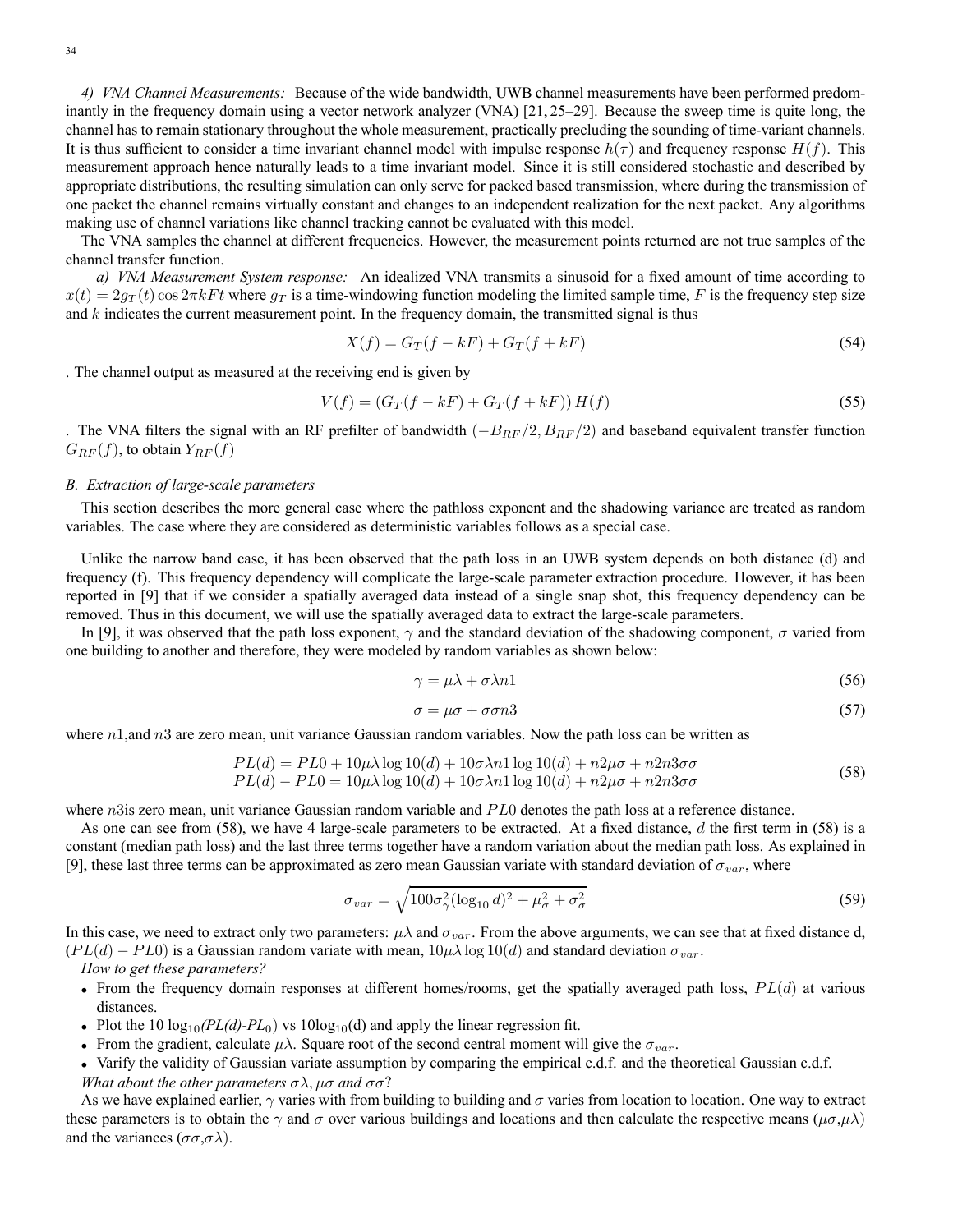*4) VNA Channel Measurements:* Because of the wide bandwidth, UWB channel measurements have been performed predominantly in the frequency domain using a vector network analyzer (VNA) [21, 25–29]. Because the sweep time is quite long, the channel has to remain stationary throughout the whole measurement, practically precluding the sounding of time-variant channels. It is thus sufficient to consider a time invariant channel model with impulse response $h(\tau)$ and frequency response $H(f)$. This measurement approach hence naturally leads to a time invariant model. Since it is still considered stochastic and described by appropriate distributions, the resulting simulation can only serve for packed based transmission, where during the transmission of one packet the channel remains virtually constant and changes to an independent realization for the next packet. Any algorithms making use of channel variations like channel tracking cannot be evaluated with this model.

The VNA samples the channel at different frequencies. However, the measurement points returned are not true samples of the channel transfer function.

*a) VNA Measurement System response:* An idealized VNA transmits a sinusoid for a fixed amount of time according to $x(t) = 2g_T(t)\cos 2\pi kFt$ where $g_T$ is a time-windowing function modeling the limited sample time, $F$ is the frequency step size and $k$ indicates the current measurement point. In the frequency domain, the transmitted signal is thus

$$X(f) = G_T(f - kF) + G_T(f + kF) \tag{54}$$

. The channel output as measured at the receiving end is given by

$$V(f) = (G_T(f - kF) + G_T(f + kF))\, H(f) \tag{55}$$

. The VNA filters the signal with an RF prefilter of bandwidth $(-B_{RF}/2, B_{RF}/2)$ and baseband equivalent transfer function $G_{RF}(f)$, to obtain $Y_{RF}(f)$

### *B. Extraction of large-scale parameters*

This section describes the more general case where the pathloss exponent and the shadowing variance are treated as random variables. The case where they are considered as deterministic variables follows as a special case.

Unlike the narrow band case, it has been observed that the path loss in an UWB system depends on both distance (d) and frequency (f). This frequency dependency will complicate the large-scale parameter extraction procedure. However, it has been reported in [9] that if we consider a spatially averaged data instead of a single snap shot, this frequency dependency can be removed. Thus in this document, we will use the spatially averaged data to extract the large-scale parameters.

In [9], it was observed that the path loss exponent, $\gamma$ and the standard deviation of the shadowing component, $\sigma$ varied from one building to another and therefore, they were modeled by random variables as shown below:

$$\gamma = \mu\lambda + \sigma\lambda n1 \tag{56}$$

$$\sigma = \mu\sigma + \sigma\sigma n3 \tag{57}$$

where $n1$,and $n3$ are zero mean, unit variance Gaussian random variables. Now the path loss can be written as

$$\begin{aligned} PL(d) &= PL0 + 10\mu\lambda \log 10(d) + 10\sigma\lambda n1 \log 10(d) + n2\mu\sigma + n2n3\sigma\sigma \\ PL(d) - PL0 &= 10\mu\lambda \log 10(d) + 10\sigma\lambda n1 \log 10(d) + n2\mu\sigma + n2n3\sigma\sigma \end{aligned} \tag{58}$$

where $n3$is zero mean, unit variance Gaussian random variable and $PL0$ denotes the path loss at a reference distance.

As one can see from (58), we have 4 large-scale parameters to be extracted. At a fixed distance, $d$ the first term in (58) is a constant (median path loss) and the last three terms together have a random variation about the median path loss. As explained in [9], these last three terms can be approximated as zero mean Gaussian variate with standard deviation of $\sigma_{var}$, where

$$\sigma_{var} = \sqrt{100\sigma_\gamma^2(\log_{10} d)^2 + \mu_\sigma^2 + \sigma_\sigma^2} \tag{59}$$

In this case, we need to extract only two parameters: $\mu\lambda$ and $\sigma_{var}$. From the above arguments, we can see that at fixed distance d, $(PL(d) - PL0)$ is a Gaussian random variate with mean, $10\mu\lambda \log 10(d)$ and standard deviation $\sigma_{var}$.

*How to get these parameters?*

- From the frequency domain responses at different homes/rooms, get the spatially averaged path loss, $PL(d)$ at various distances.
- Plot the 10 $\log_{10}$*(PL(d)-PL*$_0$) vs 10$\log_{10}$(d) and apply the linear regression fit.
- From the gradient, calculate $\mu\lambda$. Square root of the second central moment will give the $\sigma_{var}$.
- Verify the validity of Gaussian variate assumption by comparing the empirical c.d.f. and the theoretical Gaussian c.d.f.

*What about the other parameters $\sigma\lambda, \mu\sigma$ and $\sigma\sigma$?*

As we have explained earlier, $\gamma$ varies with from building to building and $\sigma$ varies from location to location. One way to extract these parameters is to obtain the $\gamma$ and $\sigma$ over various buildings and locations and then calculate the respective means ($\mu\sigma$,$\mu\lambda$) and the variances ($\sigma\sigma$,$\sigma\lambda$).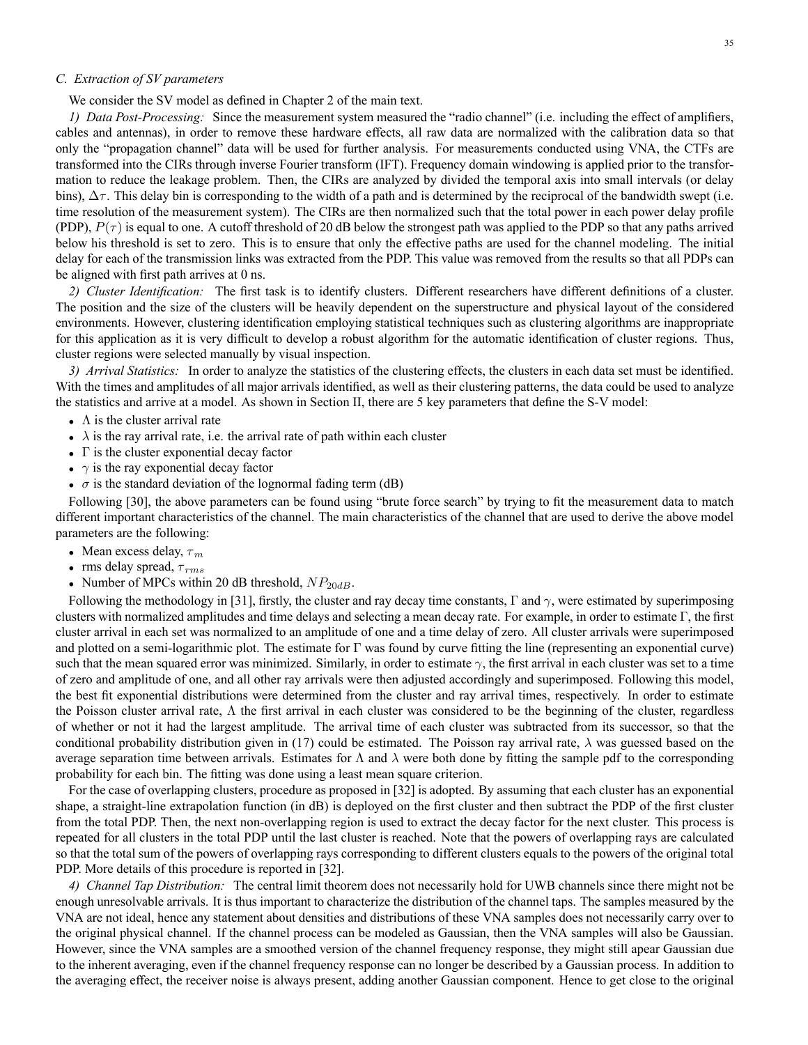### C. Extraction of SV parameters

We consider the SV model as defined in Chapter 2 of the main text.

*1) Data Post-Processing:* Since the measurement system measured the "radio channel" (i.e. including the effect of amplifiers, cables and antennas), in order to remove these hardware effects, all raw data are normalized with the calibration data so that only the "propagation channel" data will be used for further analysis. For measurements conducted using VNA, the CTFs are transformed into the CIRs through inverse Fourier transform (IFT). Frequency domain windowing is applied prior to the transformation to reduce the leakage problem. Then, the CIRs are analyzed by divided the temporal axis into small intervals (or delay bins), $\Delta\tau$. This delay bin is corresponding to the width of a path and is determined by the reciprocal of the bandwidth swept (i.e. time resolution of the measurement system). The CIRs are then normalized such that the total power in each power delay profile (PDP), $P(\tau)$ is equal to one. A cutoff threshold of 20 dB below the strongest path was applied to the PDP so that any paths arrived below his threshold is set to zero. This is to ensure that only the effective paths are used for the channel modeling. The initial delay for each of the transmission links was extracted from the PDP. This value was removed from the results so that all PDPs can be aligned with first path arrives at 0 ns.

*2) Cluster Identification:* The first task is to identify clusters. Different researchers have different definitions of a cluster. The position and the size of the clusters will be heavily dependent on the superstructure and physical layout of the considered environments. However, clustering identification employing statistical techniques such as clustering algorithms are inappropriate for this application as it is very difficult to develop a robust algorithm for the automatic identification of cluster regions. Thus, cluster regions were selected manually by visual inspection.

*3) Arrival Statistics:* In order to analyze the statistics of the clustering effects, the clusters in each data set must be identified. With the times and amplitudes of all major arrivals identified, as well as their clustering patterns, the data could be used to analyze the statistics and arrive at a model. As shown in Section II, there are 5 key parameters that define the S-V model:

- $\Lambda$ is the cluster arrival rate
- $\lambda$ is the ray arrival rate, i.e. the arrival rate of path within each cluster
- $\Gamma$ is the cluster exponential decay factor
- $\gamma$ is the ray exponential decay factor
- $\sigma$ is the standard deviation of the lognormal fading term (dB)

Following [30], the above parameters can be found using "brute force search" by trying to fit the measurement data to match different important characteristics of the channel. The main characteristics of the channel that are used to derive the above model parameters are the following:

- Mean excess delay, $\tau_m$
- rms delay spread, $\tau_{rms}$
- Number of MPCs within 20 dB threshold, $NP_{20dB}$.

Following the methodology in [31], firstly, the cluster and ray decay time constants, $\Gamma$ and $\gamma$, were estimated by superimposing clusters with normalized amplitudes and time delays and selecting a mean decay rate. For example, in order to estimate $\Gamma$, the first cluster arrival in each set was normalized to an amplitude of one and a time delay of zero. All cluster arrivals were superimposed and plotted on a semi-logarithmic plot. The estimate for $\Gamma$ was found by curve fitting the line (representing an exponential curve) such that the mean squared error was minimized. Similarly, in order to estimate $\gamma$, the first arrival in each cluster was set to a time of zero and amplitude of one, and all other ray arrivals were then adjusted accordingly and superimposed. Following this model, the best fit exponential distributions were determined from the cluster and ray arrival times, respectively. In order to estimate the Poisson cluster arrival rate, $\Lambda$ the first arrival in each cluster was considered to be the beginning of the cluster, regardless of whether or not it had the largest amplitude. The arrival time of each cluster was subtracted from its successor, so that the conditional probability distribution given in (17) could be estimated. The Poisson ray arrival rate, $\lambda$ was guessed based on the average separation time between arrivals. Estimates for $\Lambda$ and $\lambda$ were both done by fitting the sample pdf to the corresponding probability for each bin. The fitting was done using a least mean square criterion.

For the case of overlapping clusters, procedure as proposed in [32] is adopted. By assuming that each cluster has an exponential shape, a straight-line extrapolation function (in dB) is deployed on the first cluster and then subtract the PDP of the first cluster from the total PDP. Then, the next non-overlapping region is used to extract the decay factor for the next cluster. This process is repeated for all clusters in the total PDP until the last cluster is reached. Note that the powers of overlapping rays are calculated so that the total sum of the powers of overlapping rays corresponding to different clusters equals to the powers of the original total PDP. More details of this procedure is reported in [32].

*4) Channel Tap Distribution:* The central limit theorem does not necessarily hold for UWB channels since there might not be enough unresolvable arrivals. It is thus important to characterize the distribution of the channel taps. The samples measured by the VNA are not ideal, hence any statement about densities and distributions of these VNA samples does not necessarily carry over to the original physical channel. If the channel process can be modeled as Gaussian, then the VNA samples will also be Gaussian. However, since the VNA samples are a smoothed version of the channel frequency response, they might still apear Gaussian due to the inherent averaging, even if the channel frequency response can no longer be described by a Gaussian process. In addition to the averaging effect, the receiver noise is always present, adding another Gaussian component. Hence to get close to the original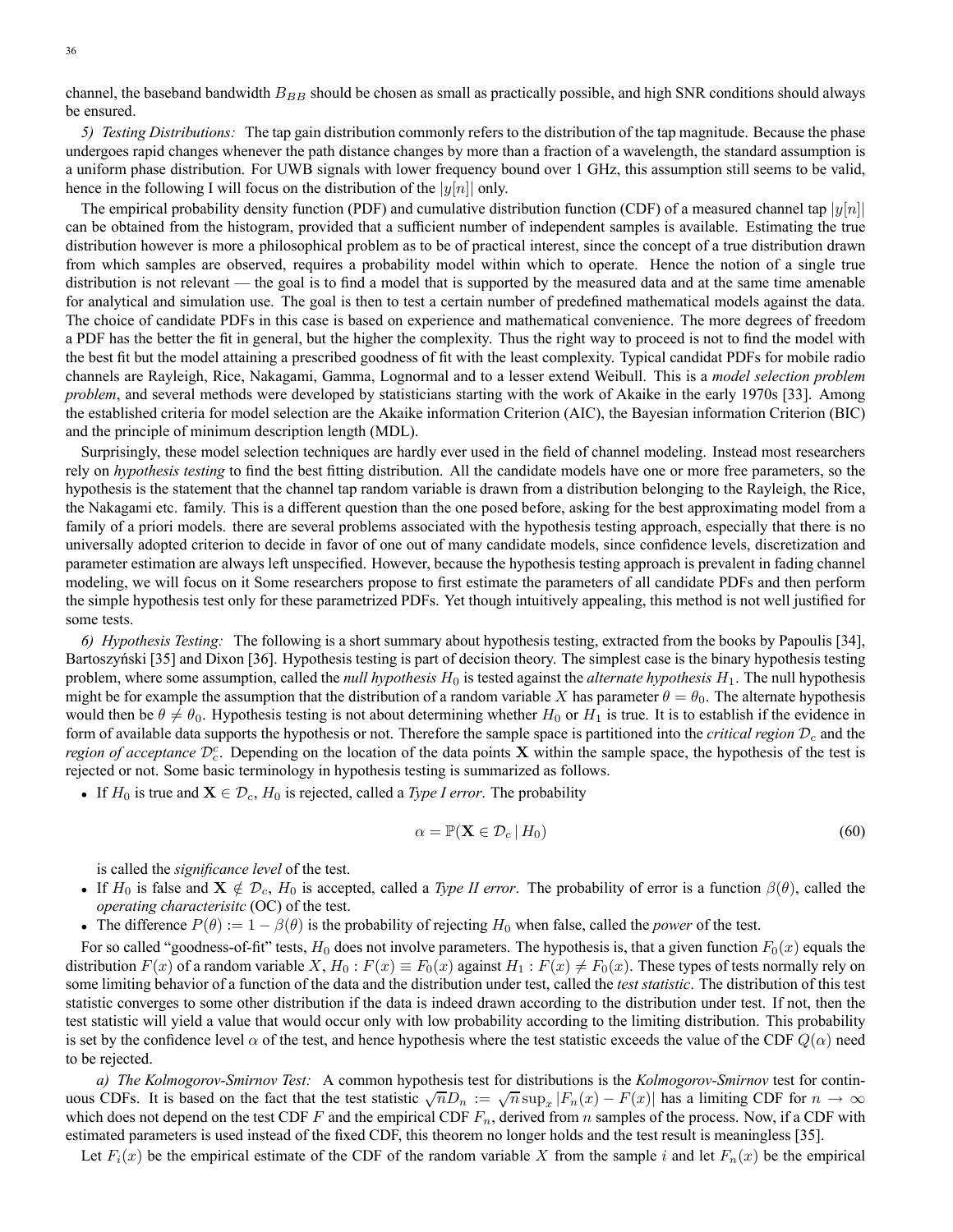channel, the baseband bandwidth $B_{BB}$ should be chosen as small as practically possible, and high SNR conditions should always be ensured.

*5) Testing Distributions:* The tap gain distribution commonly refers to the distribution of the tap magnitude. Because the phase undergoes rapid changes whenever the path distance changes by more than a fraction of a wavelength, the standard assumption is a uniform phase distribution. For UWB signals with lower frequency bound over 1 GHz, this assumption still seems to be valid, hence in the following I will focus on the distribution of the $|y[n]|$ only.

The empirical probability density function (PDF) and cumulative distribution function (CDF) of a measured channel tap $|y[n]|$ can be obtained from the histogram, provided that a sufficient number of independent samples is available. Estimating the true distribution however is more a philosophical problem as to be of practical interest, since the concept of a true distribution drawn from which samples are observed, requires a probability model within which to operate. Hence the notion of a single true distribution is not relevant — the goal is to find a model that is supported by the measured data and at the same time amenable for analytical and simulation use. The goal is then to test a certain number of predefined mathematical models against the data. The choice of candidate PDFs in this case is based on experience and mathematical convenience. The more degrees of freedom a PDF has the better the fit in general, but the higher the complexity. Thus the right way to proceed is not to find the model with the best fit but the model attaining a prescribed goodness of fit with the least complexity. Typical candidat PDFs for mobile radio channels are Rayleigh, Rice, Nakagami, Gamma, Lognormal and to a lesser extend Weibull. This is a *model selection problem problem*, and several methods were developed by statisticians starting with the work of Akaike in the early 1970s [33]. Among the established criteria for model selection are the Akaike information Criterion (AIC), the Bayesian information Criterion (BIC) and the principle of minimum description length (MDL).

Surprisingly, these model selection techniques are hardly ever used in the field of channel modeling. Instead most researchers rely on *hypothesis testing* to find the best fitting distribution. All the candidate models have one or more free parameters, so the hypothesis is the statement that the channel tap random variable is drawn from a distribution belonging to the Rayleigh, the Rice, the Nakagami etc. family. This is a different question than the one posed before, asking for the best approximating model from a family of a priori models. there are several problems associated with the hypothesis testing approach, especially that there is no universally adopted criterion to decide in favor of one out of many candidate models, since confidence levels, discretization and parameter estimation are always left unspecified. However, because the hypothesis testing approach is prevalent in fading channel modeling, we will focus on it Some researchers propose to first estimate the parameters of all candidate PDFs and then perform the simple hypothesis test only for these parametrized PDFs. Yet though intuitively appealing, this method is not well justified for some tests.

*6) Hypothesis Testing:* The following is a short summary about hypothesis testing, extracted from the books by Papoulis [34], Bartoszyński [35] and Dixon [36]. Hypothesis testing is part of decision theory. The simplest case is the binary hypothesis testing problem, where some assumption, called the *null hypothesis* $H_0$ is tested against the *alternate hypothesis* $H_1$. The null hypothesis might be for example the assumption that the distribution of a random variable $X$ has parameter $\theta = \theta_0$. The alternate hypothesis would then be $\theta \neq \theta_0$. Hypothesis testing is not about determining whether $H_0$ or $H_1$ is true. It is to establish if the evidence in form of available data supports the hypothesis or not. Therefore the sample space is partitioned into the *critical region* $\mathcal{D}_c$ and the *region of acceptance* $\mathcal{D}_c^c$. Depending on the location of the data points $\mathbf{X}$ within the sample space, the hypothesis of the test is rejected or not. Some basic terminology in hypothesis testing is summarized as follows.

- If $H_0$ is true and $\mathbf{X} \in \mathcal{D}_c$, $H_0$ is rejected, called a *Type I error*. The probability

$$\alpha = \mathbb{P}(\mathbf{X} \in \mathcal{D}_c \mid H_0) \tag{60}$$

  is called the *significance level* of the test.
- If $H_0$ is false and $\mathbf{X} \notin \mathcal{D}_c$, $H_0$ is accepted, called a *Type II error*. The probability of error is a function $\beta(\theta)$, called the *operating characterisitc* (OC) of the test.
- The difference $P(\theta) := 1 - \beta(\theta)$ is the probability of rejecting $H_0$ when false, called the *power* of the test.

For so called "goodness-of-fit" tests, $H_0$ does not involve parameters. The hypothesis is, that a given function $F_0(x)$ equals the distribution $F(x)$ of a random variable $X$, $H_0 : F(x) \equiv F_0(x)$ against $H_1 : F(x) \neq F_0(x)$. These types of tests normally rely on some limiting behavior of a function of the data and the distribution under test, called the *test statistic*. The distribution of this test statistic converges to some other distribution if the data is indeed drawn according to the distribution under test. If not, then the test statistic will yield a value that would occur only with low probability according to the limiting distribution. This probability is set by the confidence level $\alpha$ of the test, and hence hypothesis where the test statistic exceeds the value of the CDF $Q(\alpha)$ need to be rejected.

*a) The Kolmogorov-Smirnov Test:* A common hypothesis test for distributions is the *Kolmogorov-Smirnov* test for continuous CDFs. It is based on the fact that the test statistic $\sqrt{n}D_n := \sqrt{n}\sup_x |F_n(x) - F(x)|$ has a limiting CDF for $n \to \infty$ which does not depend on the test CDF $F$ and the empirical CDF $F_n$, derived from $n$ samples of the process. Now, if a CDF with estimated parameters is used instead of the fixed CDF, this theorem no longer holds and the test result is meaningless [35].

Let $F_i(x)$ be the empirical estimate of the CDF of the random variable $X$ from the sample $i$ and let $F_n(x)$ be the empirical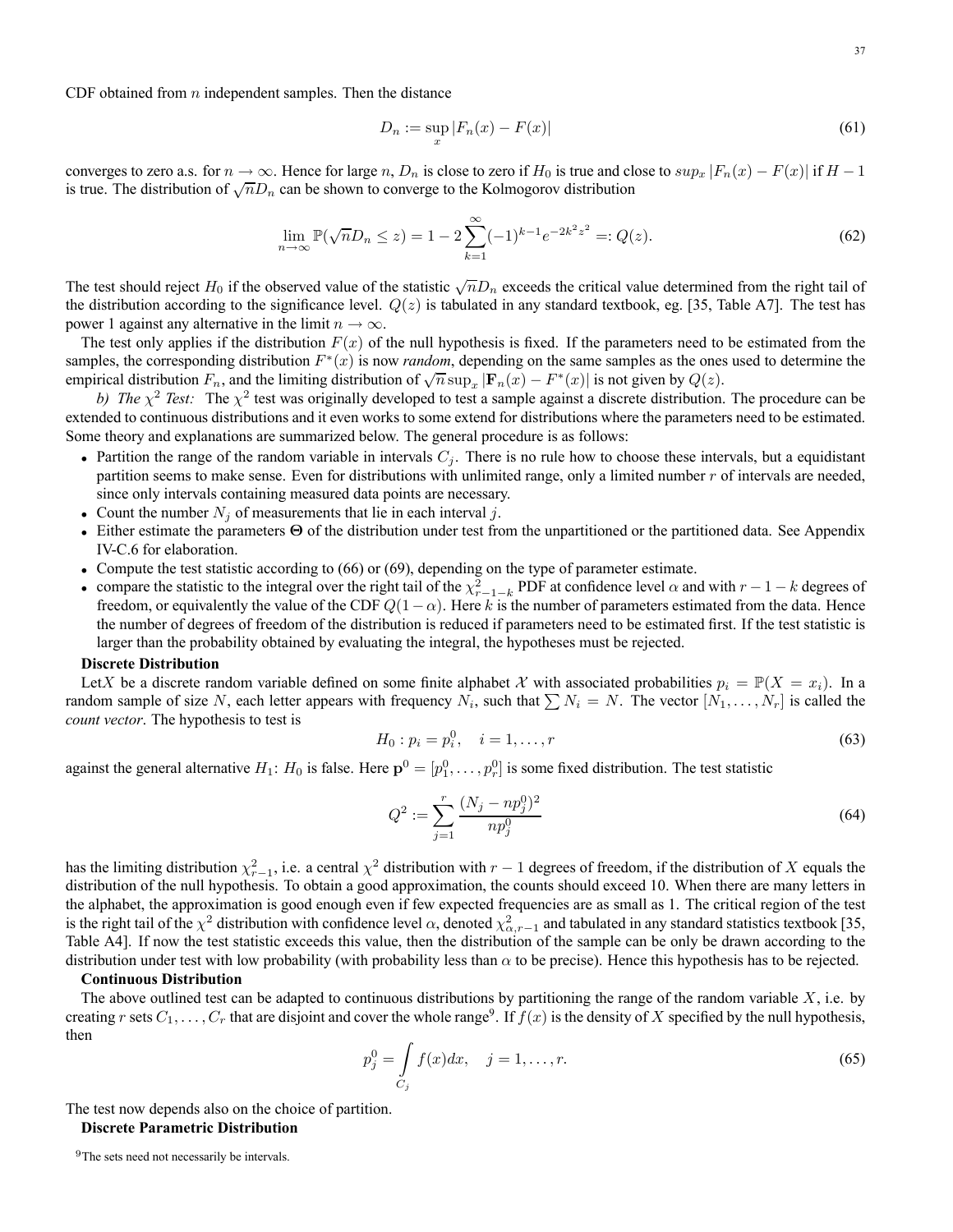CDF obtained from $n$ independent samples. Then the distance

$$D_n := \sup_x |F_n(x) - F(x)| \tag{61}$$

converges to zero a.s. for $n \to \infty$. Hence for large $n$, $D_n$ is close to zero if $H_0$ is true and close to $sup_x |F_n(x) - F(x)|$ if $H - 1$ is true. The distribution of $\sqrt{n}D_n$ can be shown to converge to the Kolmogorov distribution

$$\lim_{n\to\infty} \mathbb{P}(\sqrt{n}D_n \leq z) = 1 - 2\sum_{k=1}^{\infty}(-1)^{k-1}e^{-2k^2z^2} =: Q(z). \tag{62}$$

The test should reject $H_0$ if the observed value of the statistic $\sqrt{n}D_n$ exceeds the critical value determined from the right tail of the distribution according to the significance level. $Q(z)$ is tabulated in any standard textbook, eg. [35, Table A7]. The test has power 1 against any alternative in the limit $n \to \infty$.

The test only applies if the distribution $F(x)$ of the null hypothesis is fixed. If the parameters need to be estimated from the samples, the corresponding distribution $F^*(x)$ is now *random*, depending on the same samples as the ones used to determine the empirical distribution $F_n$, and the limiting distribution of $\sqrt{n}\sup_x |\mathbf{F}_n(x) - F^*(x)|$ is not given by $Q(z)$.

*b) The $\chi^2$ Test:* The $\chi^2$ test was originally developed to test a sample against a discrete distribution. The procedure can be extended to continuous distributions and it even works to some extend for distributions where the parameters need to be estimated. Some theory and explanations are summarized below. The general procedure is as follows:

- Partition the range of the random variable in intervals $C_j$. There is no rule how to choose these intervals, but a equidistant partition seems to make sense. Even for distributions with unlimited range, only a limited number $r$ of intervals are needed, since only intervals containing measured data points are necessary.
- Count the number $N_j$ of measurements that lie in each interval $j$.
- Either estimate the parameters $\mathbf{\Theta}$ of the distribution under test from the unpartitioned or the partitioned data. See Appendix IV-C.6 for elaboration.
- Compute the test statistic according to (66) or (69), depending on the type of parameter estimate.
- compare the statistic to the integral over the right tail of the $\chi^2_{r-1-k}$ PDF at confidence level $\alpha$ and with $r - 1 - k$ degrees of freedom, or equivalently the value of the CDF $Q(1 - \alpha)$. Here $k$ is the number of parameters estimated from the data. Hence the number of degrees of freedom of the distribution is reduced if parameters need to be estimated first. If the test statistic is larger than the probability obtained by evaluating the integral, the hypotheses must be rejected.

**Discrete Distribution**

Let$X$ be a discrete random variable defined on some finite alphabet $\mathcal{X}$ with associated probabilities $p_i = \mathbb{P}(X = x_i)$. In a random sample of size $N$, each letter appears with frequency $N_i$, such that $\sum N_i = N$. The vector $[N_1, \ldots, N_r]$ is called the *count vector*. The hypothesis to test is

$$H_0 : p_i = p_i^0, \quad i = 1, \ldots, r \tag{63}$$

against the general alternative $H_1$: $H_0$ is false. Here $\mathbf{p}^0 = [p_1^0, \ldots, p_r^0]$ is some fixed distribution. The test statistic

$$Q^2 := \sum_{j=1}^{r} \frac{(N_j - np_j^0)^2}{np_j^0} \tag{64}$$

has the limiting distribution $\chi^2_{r-1}$, i.e. a central $\chi^2$ distribution with $r - 1$ degrees of freedom, if the distribution of $X$ equals the distribution of the null hypothesis. To obtain a good approximation, the counts should exceed 10. When there are many letters in the alphabet, the approximation is good enough even if few expected frequencies are as small as 1. The critical region of the test is the right tail of the $\chi^2$ distribution with confidence level $\alpha$, denoted $\chi^2_{\alpha,r-1}$ and tabulated in any standard statistics textbook [35, Table A4]. If now the test statistic exceeds this value, then the distribution of the sample can be only be drawn according to the distribution under test with low probability (with probability less than $\alpha$ to be precise). Hence this hypothesis has to be rejected.

**Continuous Distribution**

The above outlined test can be adapted to continuous distributions by partitioning the range of the random variable $X$, i.e. by creating $r$ sets $C_1, \ldots, C_r$ that are disjoint and cover the whole range[9]. If $f(x)$ is the density of $X$ specified by the null hypothesis, then

$$p_j^0 = \int_{C_j} f(x)dx, \quad j = 1, \ldots, r. \tag{65}$$

The test now depends also on the choice of partition.

**Discrete Parametric Distribution**

[9]The sets need not necessarily be intervals.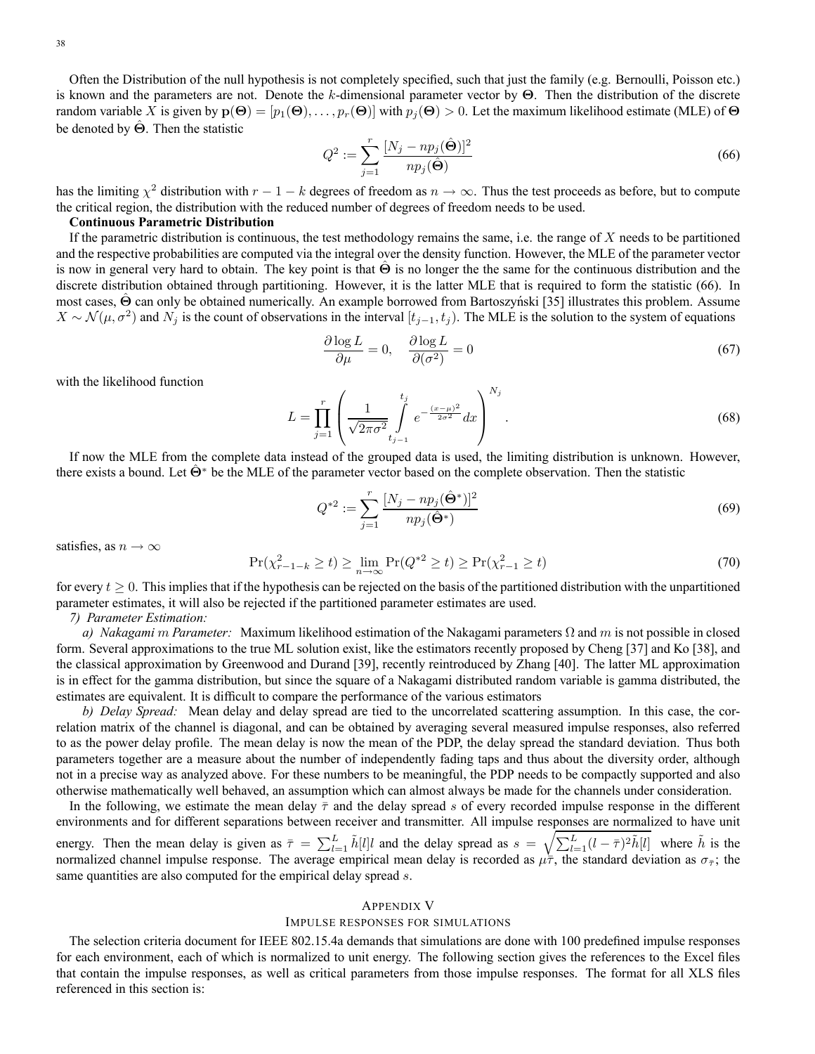Often the Distribution of the null hypothesis is not completely specified, such that just the family (e.g. Bernoulli, Poisson etc.) is known and the parameters are not. Denote the $k$-dimensional parameter vector by $\mathbf{\Theta}$. Then the distribution of the discrete random variable $X$ is given by $\mathbf{p}(\mathbf{\Theta}) = [p_1(\mathbf{\Theta}), \ldots, p_r(\mathbf{\Theta})]$ with $p_j(\mathbf{\Theta}) > 0$. Let the maximum likelihood estimate (MLE) of $\mathbf{\Theta}$ be denoted by $\hat{\mathbf{\Theta}}$. Then the statistic

$$Q^2 := \sum_{j=1}^{r} \frac{[N_j - np_j(\hat{\mathbf{\Theta}})]^2}{np_j(\hat{\mathbf{\Theta}})} \tag{66}$$

has the limiting $\chi^2$ distribution with $r - 1 - k$ degrees of freedom as $n \to \infty$. Thus the test proceeds as before, but to compute the critical region, the distribution with the reduced number of degrees of freedom needs to be used.

**Continuous Parametric Distribution**

If the parametric distribution is continuous, the test methodology remains the same, i.e. the range of $X$ needs to be partitioned and the respective probabilities are computed via the integral over the density function. However, the MLE of the parameter vector is now in general very hard to obtain. The key point is that $\hat{\mathbf{\Theta}}$ is no longer the the same for the continuous distribution and the discrete distribution obtained through partitioning. However, it is the latter MLE that is required to form the statistic (66). In most cases, $\hat{\mathbf{\Theta}}$ can only be obtained numerically. An example borrowed from Bartoszyński [35] illustrates this problem. Assume $X \sim \mathcal{N}(\mu, \sigma^2)$ and $N_j$ is the count of observations in the interval $[t_{j-1}, t_j)$. The MLE is the solution to the system of equations

$$\frac{\partial \log L}{\partial \mu} = 0, \quad \frac{\partial \log L}{\partial (\sigma^2)} = 0 \tag{67}$$

with the likelihood function

$$L = \prod_{j=1}^{r} \left( \frac{1}{\sqrt{2\pi\sigma^2}} \int_{t_{j-1}}^{t_j} e^{-\frac{(x-\mu)^2}{2\sigma^2}} dx \right)^{N_j}. \tag{68}$$

If now the MLE from the complete data instead of the grouped data is used, the limiting distribution is unknown. However, there exists a bound. Let $\hat{\mathbf{\Theta}}^*$ be the MLE of the parameter vector based on the complete observation. Then the statistic

$$Q^{*2} := \sum_{j=1}^{r} \frac{[N_j - np_j(\hat{\mathbf{\Theta}}^*)]^2}{np_j(\hat{\mathbf{\Theta}}^*)} \tag{69}$$

satisfies, as $n \to \infty$

$$\Pr(\chi^2_{r-1-k} \geq t) \geq \lim_{n \to \infty} \Pr(Q^{*2} \geq t) \geq \Pr(\chi^2_{r-1} \geq t) \tag{70}$$

for every $t \geq 0$. This implies that if the hypothesis can be rejected on the basis of the partitioned distribution with the unpartitioned parameter estimates, it will also be rejected if the partitioned parameter estimates are used.

*7) Parameter Estimation:*

*a) Nakagami $m$ Parameter:* Maximum likelihood estimation of the Nakagami parameters $\Omega$ and $m$ is not possible in closed form. Several approximations to the true ML solution exist, like the estimators recently proposed by Cheng [37] and Ko [38], and the classical approximation by Greenwood and Durand [39], recently reintroduced by Zhang [40]. The latter ML approximation is in effect for the gamma distribution, but since the square of a Nakagami distributed random variable is gamma distributed, the estimates are equivalent. It is difficult to compare the performance of the various estimators

*b) Delay Spread:* Mean delay and delay spread are tied to the uncorrelated scattering assumption. In this case, the correlation matrix of the channel is diagonal, and can be obtained by averaging several measured impulse responses, also referred to as the power delay profile. The mean delay is now the mean of the PDP, the delay spread the standard deviation. Thus both parameters together are a measure about the number of independently fading taps and thus about the diversity order, although not in a precise way as analyzed above. For these numbers to be meaningful, the PDP needs to be compactly supported and also otherwise mathematically well behaved, an assumption which can almost always be made for the channels under consideration.

In the following, we estimate the mean delay $\bar{\tau}$ and the delay spread $s$ of every recorded impulse response in the different environments and for different separations between receiver and transmitter. All impulse responses are normalized to have unit energy. Then the mean delay is given as $\bar{\tau} = \sum_{l=1}^{L} \tilde{h}[l]l$ and the delay spread as $s = \sqrt{\sum_{l=1}^{L} (l - \bar{\tau})^2 \tilde{h}[l]}$ where $\tilde{h}$ is the normalized channel impulse response. The average empirical mean delay is recorded as $\mu_{\bar{\tau}}$, the standard deviation as $\sigma_{\bar{\tau}}$; the same quantities are also computed for the empirical delay spread $s$.

## Appendix V
## Impulse responses for simulations

The selection criteria document for IEEE 802.15.4a demands that simulations are done with 100 predefined impulse responses for each environment, each of which is normalized to unit energy. The following section gives the references to the Excel files that contain the impulse responses, as well as critical parameters from those impulse responses. The format for all XLS files referenced in this section is: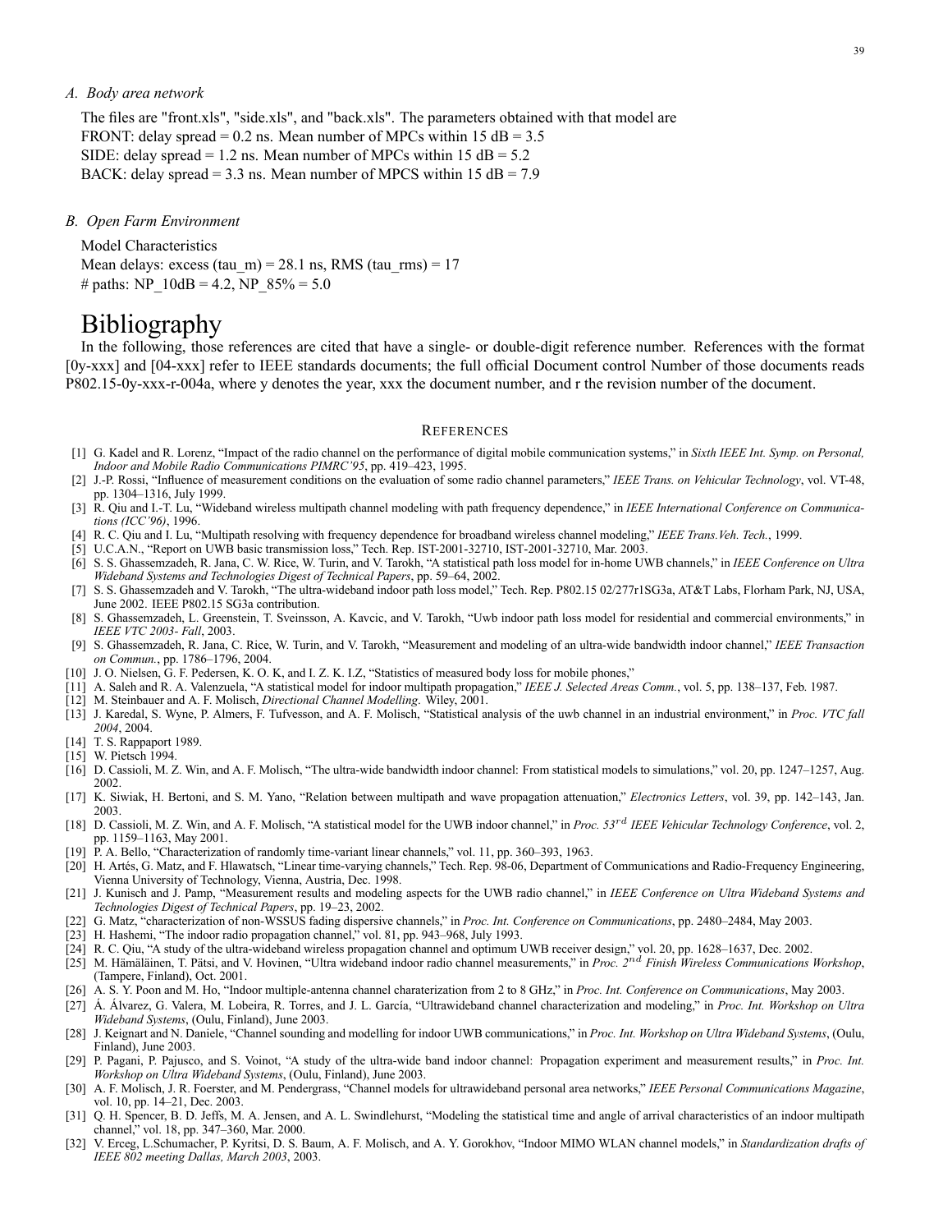### A. Body area network

The files are "front.xls", "side.xls", and "back.xls". The parameters obtained with that model are
FRONT: delay spread = 0.2 ns. Mean number of MPCs within 15 dB = 3.5
SIDE: delay spread = 1.2 ns. Mean number of MPCs within 15 dB = 5.2
BACK: delay spread = 3.3 ns. Mean number of MPCS within 15 dB = 7.9

### B. Open Farm Environment

Model Characteristics
Mean delays: excess (tau_m) = 28.1 ns, RMS (tau_rms) = 17
# paths: NP_10dB = 4.2, NP_85% = 5.0

# Bibliography

In the following, those references are cited that have a single- or double-digit reference number. References with the format [0y-xxx] and [04-xxx] refer to IEEE standards documents; the full official Document control Number of those documents reads P802.15-0y-xxx-r-004a, where y denotes the year, xxx the document number, and r the revision number of the document.

## References

[1] G. Kadel and R. Lorenz, "Impact of the radio channel on the performance of digital mobile communication systems," in *Sixth IEEE Int. Symp. on Personal, Indoor and Mobile Radio Communications PIMRC'95*, pp. 419–423, 1995.

[2] J.-P. Rossi, "Influence of measurement conditions on the evaluation of some radio channel parameters," *IEEE Trans. on Vehicular Technology*, vol. VT-48, pp. 1304–1316, July 1999.

[3] R. Qiu and I.-T. Lu, "Wideband wireless multipath channel modeling with path frequency dependence," in *IEEE International Conference on Communications (ICC'96)*, 1996.

[4] R. C. Qiu and I. Lu, "Multipath resolving with frequency dependence for broadband wireless channel modeling," *IEEE Trans.Veh. Tech.*, 1999.

[5] U.C.A.N., "Report on UWB basic transmission loss," Tech. Rep. IST-2001-32710, IST-2001-32710, Mar. 2003.

[6] S. S. Ghassemzadeh, R. Jana, C. W. Rice, W. Turin, and V. Tarokh, "A statistical path loss model for in-home UWB channels," in *IEEE Conference on Ultra Wideband Systems and Technologies Digest of Technical Papers*, pp. 59–64, 2002.

[7] S. S. Ghassemzadeh and V. Tarokh, "The ultra-wideband indoor path loss model," Tech. Rep. P802.15 02/277r1SG3a, AT&T Labs, Florham Park, NJ, USA, June 2002. IEEE P802.15 SG3a contribution.

[8] S. Ghassemzadeh, L. Greenstein, T. Sveinsson, A. Kavcic, and V. Tarokh, "Uwb indoor path loss model for residential and commercial environments," in *IEEE VTC 2003- Fall*, 2003.

[9] S. Ghassemzadeh, R. Jana, C. Rice, W. Turin, and V. Tarokh, "Measurement and modeling of an ultra-wide bandwidth indoor channel," *IEEE Transaction on Commun.*, pp. 1786–1796, 2004.

[10] J. O. Nielsen, G. F. Pedersen, K. O. K, and I. Z. K. I.Z, "Statistics of measured body loss for mobile phones,"

[11] A. Saleh and R. A. Valenzuela, "A statistical model for indoor multipath propagation," *IEEE J. Selected Areas Comm.*, vol. 5, pp. 138–137, Feb. 1987.

[12] M. Steinbauer and A. F. Molisch, *Directional Channel Modelling*. Wiley, 2001.

[13] J. Karedal, S. Wyne, P. Almers, F. Tufvesson, and A. F. Molisch, "Statistical analysis of the uwb channel in an industrial environment," in *Proc. VTC fall 2004*, 2004.

[14] T. S. Rappaport 1989.

[15] W. Pietsch 1994.

[16] D. Cassioli, M. Z. Win, and A. F. Molisch, "The ultra-wide bandwidth indoor channel: From statistical models to simulations," vol. 20, pp. 1247–1257, Aug. 2002.

[17] K. Siwiak, H. Bertoni, and S. M. Yano, "Relation between multipath and wave propagation attenuation," *Electronics Letters*, vol. 39, pp. 142–143, Jan. 2003.

[18] D. Cassioli, M. Z. Win, and A. F. Molisch, "A statistical model for the UWB indoor channel," in *Proc. 53$^{rd}$ IEEE Vehicular Technology Conference*, vol. 2, pp. 1159–1163, May 2001.

[19] P. A. Bello, "Characterization of randomly time-variant linear channels," vol. 11, pp. 360–393, 1963.

[20] H. Artés, G. Matz, and F. Hlawatsch, "Linear time-varying channels," Tech. Rep. 98-06, Department of Communications and Radio-Frequency Engineering, Vienna University of Technology, Vienna, Austria, Dec. 1998.

[21] J. Kunisch and J. Pamp, "Measurement results and modeling aspects for the UWB radio channel," in *IEEE Conference on Ultra Wideband Systems and Technologies Digest of Technical Papers*, pp. 19–23, 2002.

[22] G. Matz, "characterization of non-WSSUS fading dispersive channels," in *Proc. Int. Conference on Communications*, pp. 2480–2484, May 2003.

[23] H. Hashemi, "The indoor radio propagation channel," vol. 81, pp. 943–968, July 1993.

[24] R. C. Qiu, "A study of the ultra-wideband wireless propagation channel and optimum UWB receiver design," vol. 20, pp. 1628–1637, Dec. 2002.

[25] M. Hämäläinen, T. Pätsi, and V. Hovinen, "Ultra wideband indoor radio channel measurements," in *Proc. 2$^{nd}$ Finish Wireless Communications Workshop*, (Tampere, Finland), Oct. 2001.

[26] A. S. Y. Poon and M. Ho, "Indoor multiple-antenna channel charaterization from 2 to 8 GHz," in *Proc. Int. Conference on Communications*, May 2003.

[27] Á. Álvarez, G. Valera, M. Lobeira, R. Torres, and J. L. García, "Ultrawideband channel characterization and modeling," in *Proc. Int. Workshop on Ultra Wideband Systems*, (Oulu, Finland), June 2003.

[28] J. Keignart and N. Daniele, "Channel sounding and modelling for indoor UWB communications," in *Proc. Int. Workshop on Ultra Wideband Systems*, (Oulu, Finland), June 2003.

[29] P. Pagani, P. Pajusco, and S. Voinot, "A study of the ultra-wide band indoor channel: Propagation experiment and measurement results," in *Proc. Int. Workshop on Ultra Wideband Systems*, (Oulu, Finland), June 2003.

[30] A. F. Molisch, J. R. Foerster, and M. Pendergrass, "Channel models for ultrawideband personal area networks," *IEEE Personal Communications Magazine*, vol. 10, pp. 14–21, Dec. 2003.

[31] Q. H. Spencer, B. D. Jeffs, M. A. Jensen, and A. L. Swindlehurst, "Modeling the statistical time and angle of arrival characteristics of an indoor multipath channel," vol. 18, pp. 347–360, Mar. 2000.

[32] V. Erceg, L.Schumacher, P. Kyritsi, D. S. Baum, A. F. Molisch, and A. Y. Gorokhov, "Indoor MIMO WLAN channel models," in *Standardization drafts of IEEE 802 meeting Dallas, March 2003*, 2003.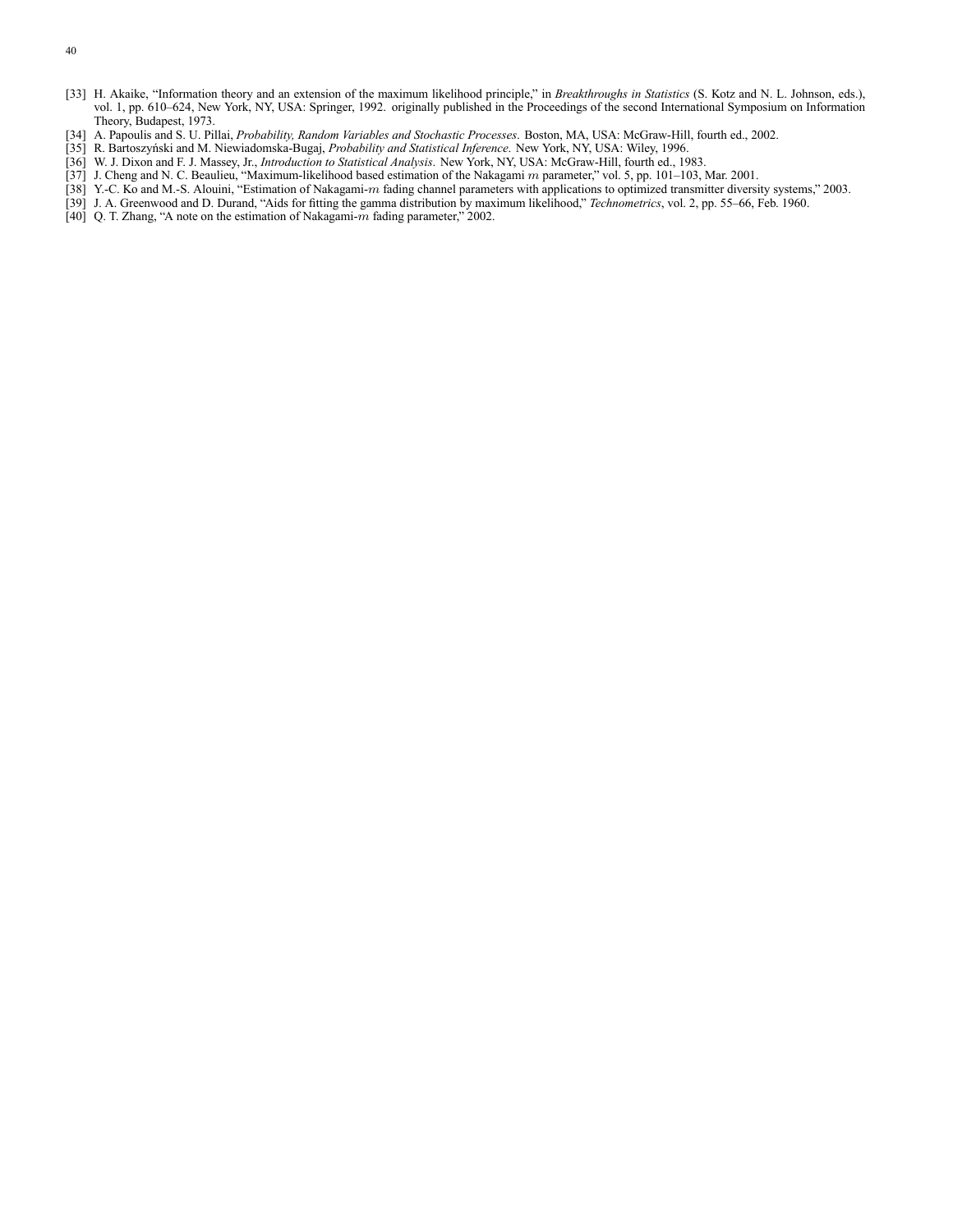[33] H. Akaike, “Information theory and an extension of the maximum likelihood principle,” in *Breakthroughs in Statistics* (S. Kotz and N. L. Johnson, eds.), vol. 1, pp. 610–624, New York, NY, USA: Springer, 1992. originally published in the Proceedings of the second International Symposium on Information Theory, Budapest, 1973.

[34] A. Papoulis and S. U. Pillai, *Probability, Random Variables and Stochastic Processes*. Boston, MA, USA: McGraw-Hill, fourth ed., 2002.

[35] R. Bartoszyński and M. Niewiadomska-Bugaj, *Probability and Statistical Inference*. New York, NY, USA: Wiley, 1996.

[36] W. J. Dixon and F. J. Massey, Jr., *Introduction to Statistical Analysis*. New York, NY, USA: McGraw-Hill, fourth ed., 1983.

[37] J. Cheng and N. C. Beaulieu, “Maximum-likelihood based estimation of the Nakagami $m$ parameter,” vol. 5, pp. 101–103, Mar. 2001.

[38] Y.-C. Ko and M.-S. Alouini, “Estimation of Nakagami-$m$ fading channel parameters with applications to optimized transmitter diversity systems,” 2003.

[39] J. A. Greenwood and D. Durand, “Aids for fitting the gamma distribution by maximum likelihood,” *Technometrics*, vol. 2, pp. 55–66, Feb. 1960.

[40] Q. T. Zhang, “A note on the estimation of Nakagami-$m$ fading parameter,” 2002.